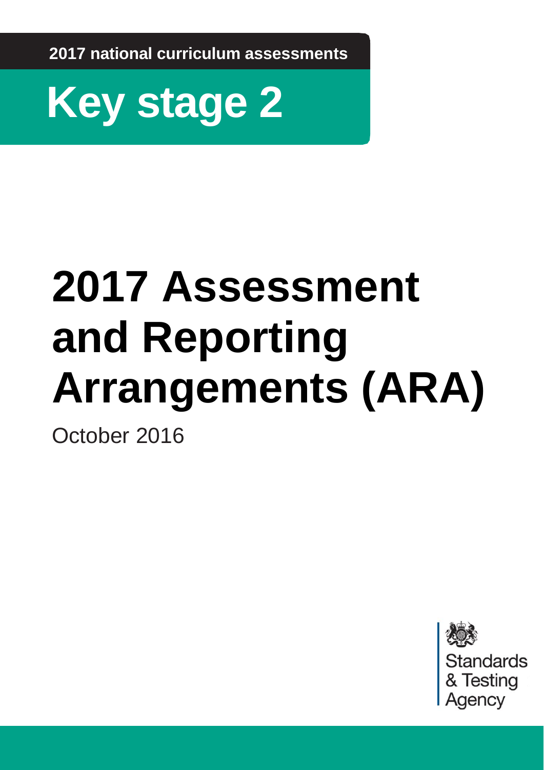2017 national curriculum assessments

# Key stage 2

# 2017 Assessment and Reporting Arrangements (ARA)

October 2016

Standards & Testing Agency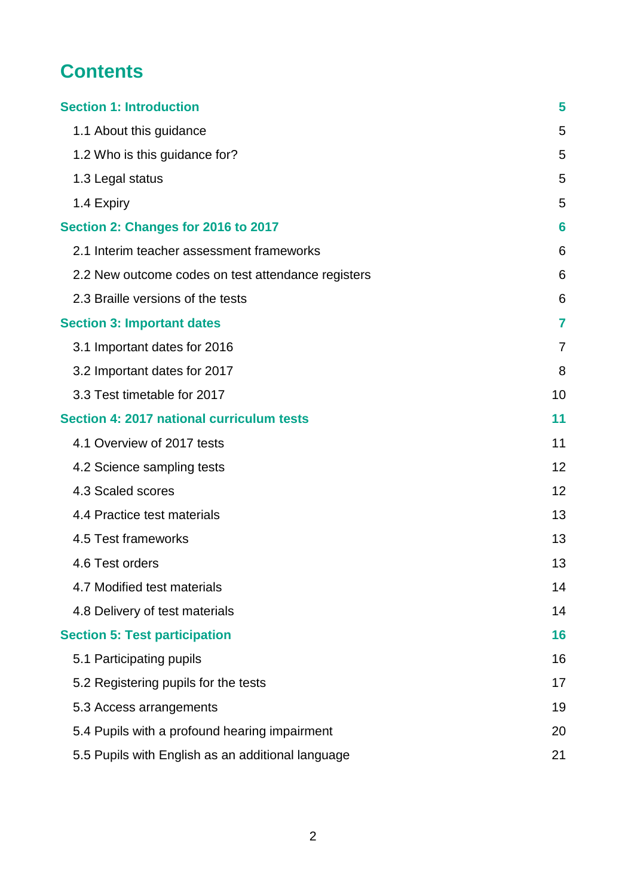# Contents

| | |
|---|---|
| **Section 1: Introduction** | **5** |
| 1.1 About this guidance | 5 |
| 1.2 Who is this guidance for? | 5 |
| 1.3 Legal status | 5 |
| 1.4 Expiry | 5 |
| **Section 2: Changes for 2016 to 2017** | **6** |
| 2.1 Interim teacher assessment frameworks | 6 |
| 2.2 New outcome codes on test attendance registers | 6 |
| 2.3 Braille versions of the tests | 6 |
| **Section 3: Important dates** | **7** |
| 3.1 Important dates for 2016 | 7 |
| 3.2 Important dates for 2017 | 8 |
| 3.3 Test timetable for 2017 | 10 |
| **Section 4: 2017 national curriculum tests** | **11** |
| 4.1 Overview of 2017 tests | 11 |
| 4.2 Science sampling tests | 12 |
| 4.3 Scaled scores | 12 |
| 4.4 Practice test materials | 13 |
| 4.5 Test frameworks | 13 |
| 4.6 Test orders | 13 |
| 4.7 Modified test materials | 14 |
| 4.8 Delivery of test materials | 14 |
| **Section 5: Test participation** | **16** |
| 5.1 Participating pupils | 16 |
| 5.2 Registering pupils for the tests | 17 |
| 5.3 Access arrangements | 19 |
| 5.4 Pupils with a profound hearing impairment | 20 |
| 5.5 Pupils with English as an additional language | 21 |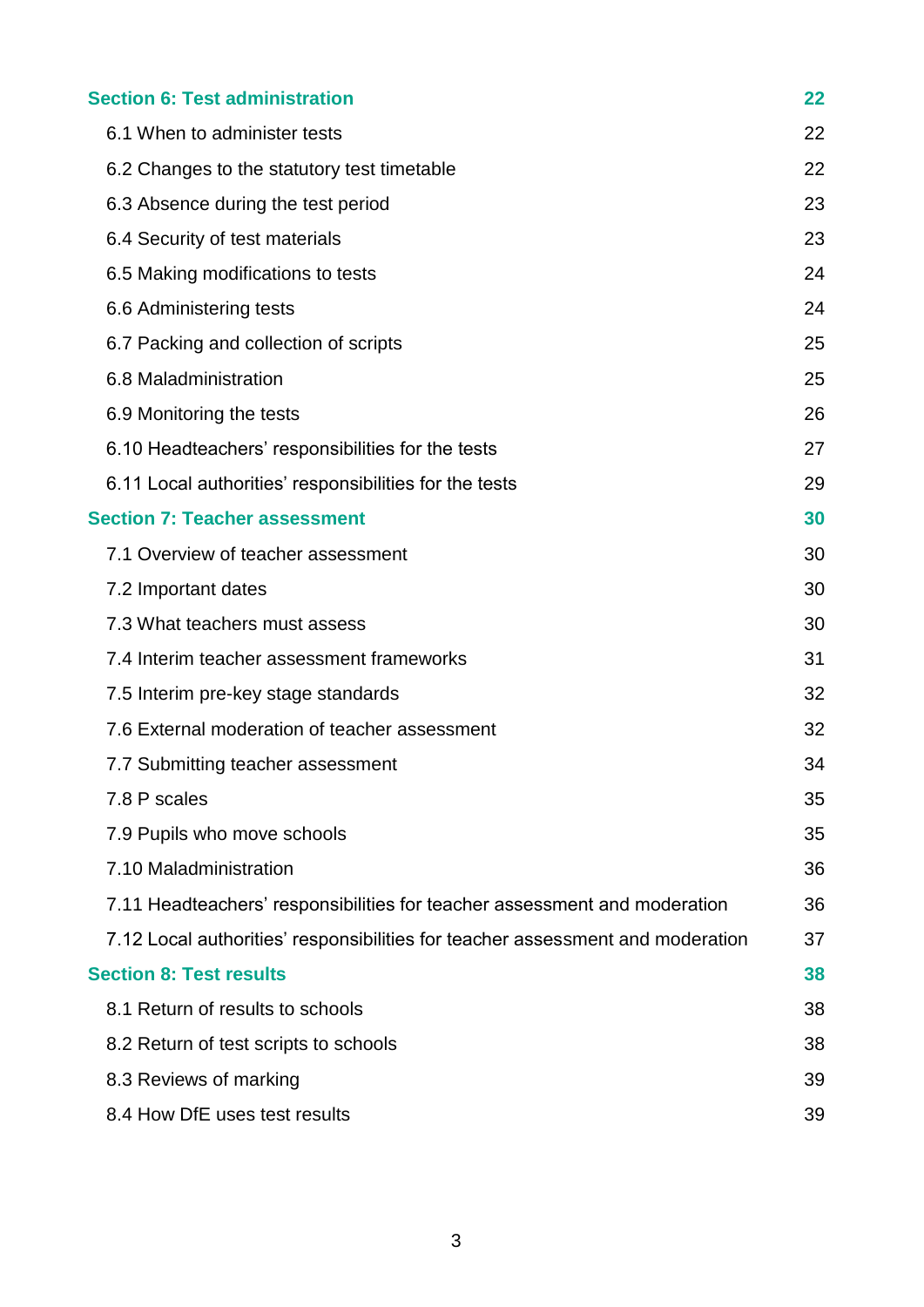**Section 6: Test administration** 22

- 6.1 When to administer tests 22
- 6.2 Changes to the statutory test timetable 22
- 6.3 Absence during the test period 23
- 6.4 Security of test materials 23
- 6.5 Making modifications to tests 24
- 6.6 Administering tests 24
- 6.7 Packing and collection of scripts 25
- 6.8 Maladministration 25
- 6.9 Monitoring the tests 26
- 6.10 Headteachers' responsibilities for the tests 27
- 6.11 Local authorities' responsibilities for the tests 29

**Section 7: Teacher assessment** 30

- 7.1 Overview of teacher assessment 30
- 7.2 Important dates 30
- 7.3 What teachers must assess 30
- 7.4 Interim teacher assessment frameworks 31
- 7.5 Interim pre-key stage standards 32
- 7.6 External moderation of teacher assessment 32
- 7.7 Submitting teacher assessment 34
- 7.8 P scales 35
- 7.9 Pupils who move schools 35
- 7.10 Maladministration 36
- 7.11 Headteachers' responsibilities for teacher assessment and moderation 36
- 7.12 Local authorities' responsibilities for teacher assessment and moderation 37

**Section 8: Test results** 38

- 8.1 Return of results to schools 38
- 8.2 Return of test scripts to schools 38
- 8.3 Reviews of marking 39
- 8.4 How DfE uses test results 39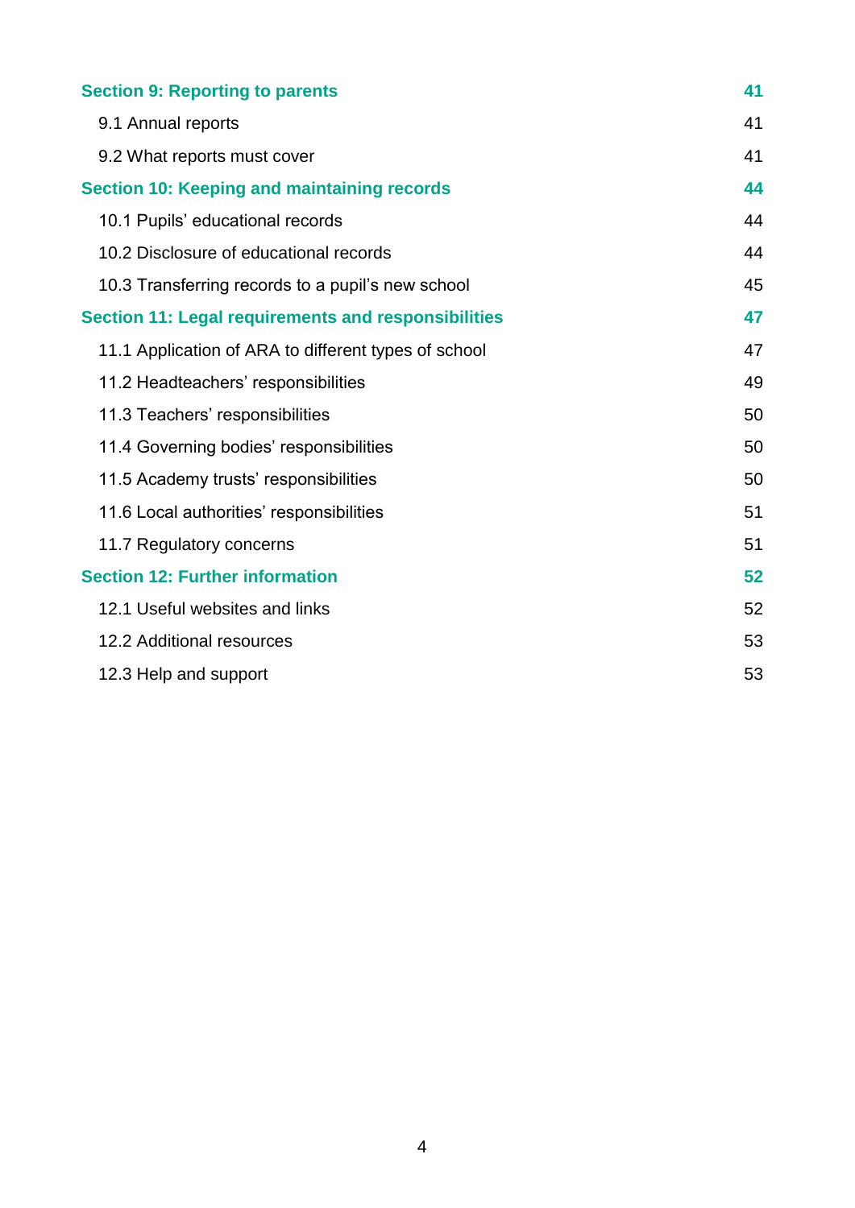| | |
|---|---|
| **Section 9: Reporting to parents** | **41** |
| 9.1 Annual reports | 41 |
| 9.2 What reports must cover | 41 |
| **Section 10: Keeping and maintaining records** | **44** |
| 10.1 Pupils' educational records | 44 |
| 10.2 Disclosure of educational records | 44 |
| 10.3 Transferring records to a pupil's new school | 45 |
| **Section 11: Legal requirements and responsibilities** | **47** |
| 11.1 Application of ARA to different types of school | 47 |
| 11.2 Headteachers' responsibilities | 49 |
| 11.3 Teachers' responsibilities | 50 |
| 11.4 Governing bodies' responsibilities | 50 |
| 11.5 Academy trusts' responsibilities | 50 |
| 11.6 Local authorities' responsibilities | 51 |
| 11.7 Regulatory concerns | 51 |
| **Section 12: Further information** | **52** |
| 12.1 Useful websites and links | 52 |
| 12.2 Additional resources | 53 |
| 12.3 Help and support | 53 |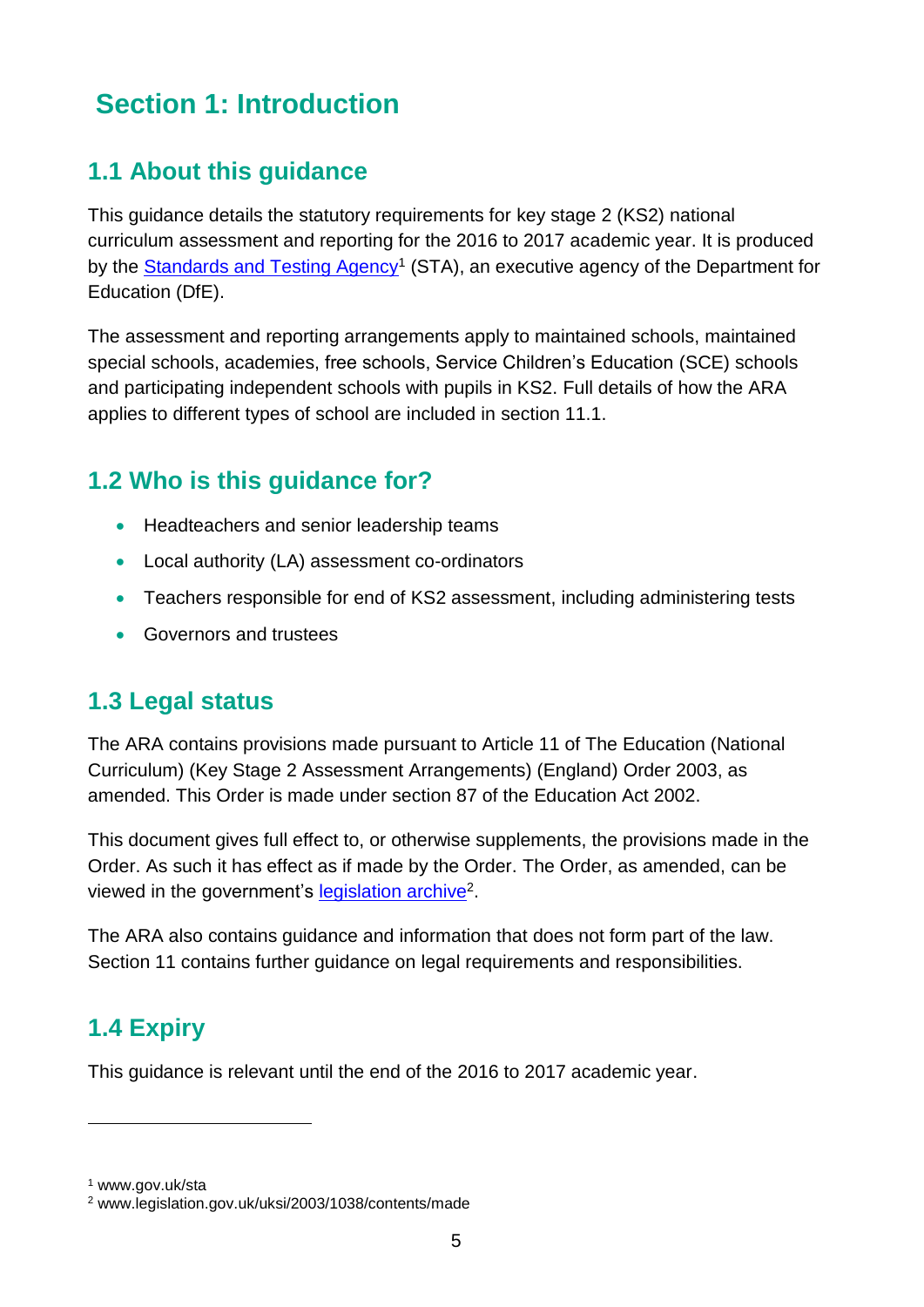# Section 1: Introduction

## 1.1 About this guidance

This guidance details the statutory requirements for key stage 2 (KS2) national curriculum assessment and reporting for the 2016 to 2017 academic year. It is produced by the Standards and Testing Agency[1] (STA), an executive agency of the Department for Education (DfE).

The assessment and reporting arrangements apply to maintained schools, maintained special schools, academies, free schools, Service Children's Education (SCE) schools and participating independent schools with pupils in KS2. Full details of how the ARA applies to different types of school are included in section 11.1.

## 1.2 Who is this guidance for?

- Headteachers and senior leadership teams
- Local authority (LA) assessment co-ordinators
- Teachers responsible for end of KS2 assessment, including administering tests
- Governors and trustees

## 1.3 Legal status

The ARA contains provisions made pursuant to Article 11 of The Education (National Curriculum) (Key Stage 2 Assessment Arrangements) (England) Order 2003, as amended. This Order is made under section 87 of the Education Act 2002.

This document gives full effect to, or otherwise supplements, the provisions made in the Order. As such it has effect as if made by the Order. The Order, as amended, can be viewed in the government's legislation archive[2].

The ARA also contains guidance and information that does not form part of the law. Section 11 contains further guidance on legal requirements and responsibilities.

## 1.4 Expiry

This guidance is relevant until the end of the 2016 to 2017 academic year.

---

[1] www.gov.uk/sta

[2] www.legislation.gov.uk/uksi/2003/1038/contents/made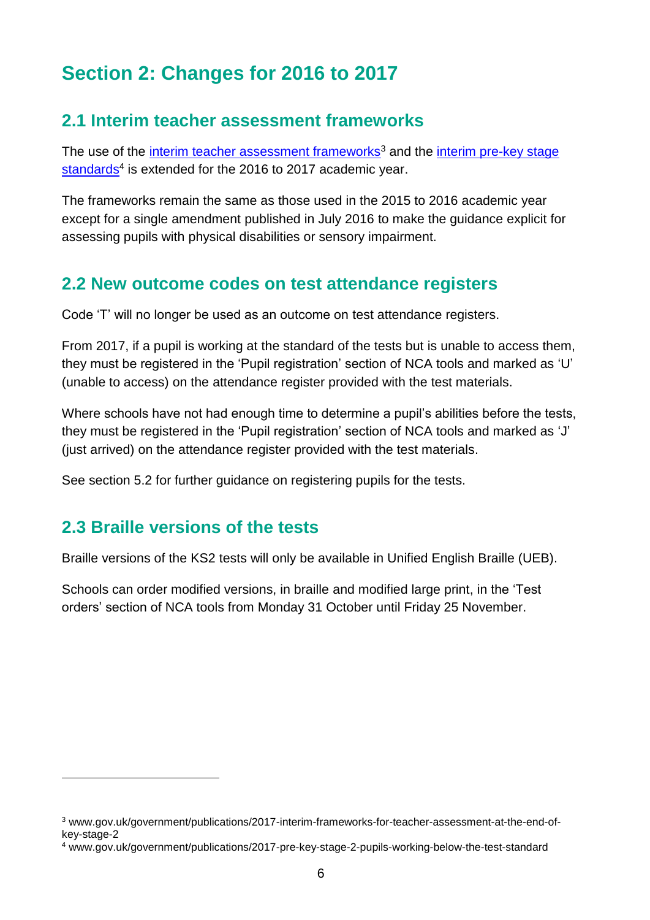# Section 2: Changes for 2016 to 2017

## 2.1 Interim teacher assessment frameworks

The use of the interim teacher assessment frameworks[3] and the interim pre-key stage standards[4] is extended for the 2016 to 2017 academic year.

The frameworks remain the same as those used in the 2015 to 2016 academic year except for a single amendment published in July 2016 to make the guidance explicit for assessing pupils with physical disabilities or sensory impairment.

## 2.2 New outcome codes on test attendance registers

Code 'T' will no longer be used as an outcome on test attendance registers.

From 2017, if a pupil is working at the standard of the tests but is unable to access them, they must be registered in the 'Pupil registration' section of NCA tools and marked as 'U' (unable to access) on the attendance register provided with the test materials.

Where schools have not had enough time to determine a pupil's abilities before the tests, they must be registered in the 'Pupil registration' section of NCA tools and marked as 'J' (just arrived) on the attendance register provided with the test materials.

See section 5.2 for further guidance on registering pupils for the tests.

## 2.3 Braille versions of the tests

Braille versions of the KS2 tests will only be available in Unified English Braille (UEB).

Schools can order modified versions, in braille and modified large print, in the 'Test orders' section of NCA tools from Monday 31 October until Friday 25 November.

---

[3] www.gov.uk/government/publications/2017-interim-frameworks-for-teacher-assessment-at-the-end-of-key-stage-2

[4] www.gov.uk/government/publications/2017-pre-key-stage-2-pupils-working-below-the-test-standard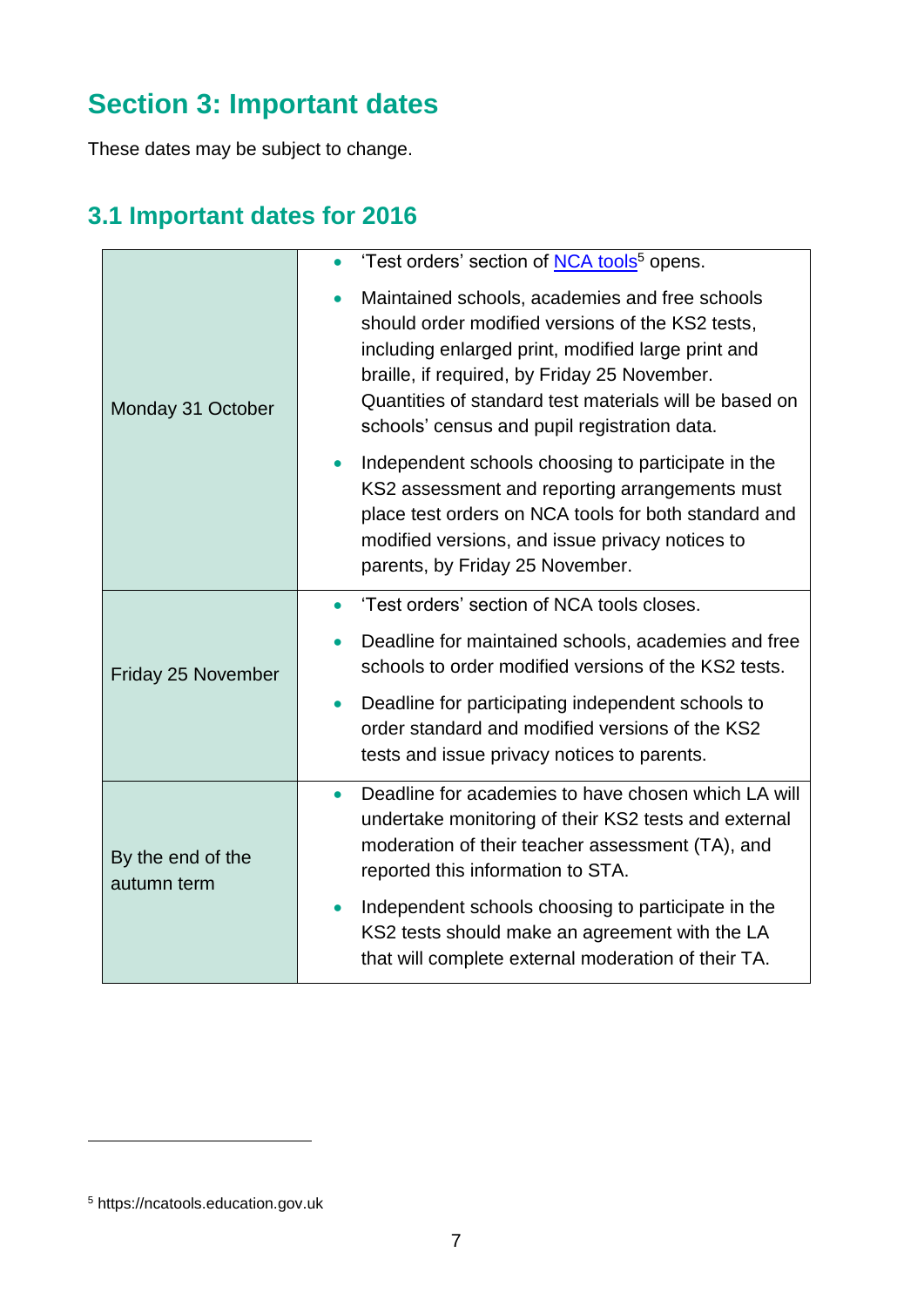## Section 3: Important dates

These dates may be subject to change.

### 3.1 Important dates for 2016

| | |
|---|---|
| Monday 31 October | • 'Test orders' section of NCA tools[5] opens.<br>• Maintained schools, academies and free schools should order modified versions of the KS2 tests, including enlarged print, modified large print and braille, if required, by Friday 25 November. Quantities of standard test materials will be based on schools' census and pupil registration data.<br>• Independent schools choosing to participate in the KS2 assessment and reporting arrangements must place test orders on NCA tools for both standard and modified versions, and issue privacy notices to parents, by Friday 25 November. |
| Friday 25 November | • 'Test orders' section of NCA tools closes.<br>• Deadline for maintained schools, academies and free schools to order modified versions of the KS2 tests.<br>• Deadline for participating independent schools to order standard and modified versions of the KS2 tests and issue privacy notices to parents. |
| By the end of the autumn term | • Deadline for academies to have chosen which LA will undertake monitoring of their KS2 tests and external moderation of their teacher assessment (TA), and reported this information to STA.<br>• Independent schools choosing to participate in the KS2 tests should make an agreement with the LA that will complete external moderation of their TA. |

[5] https://ncatools.education.gov.uk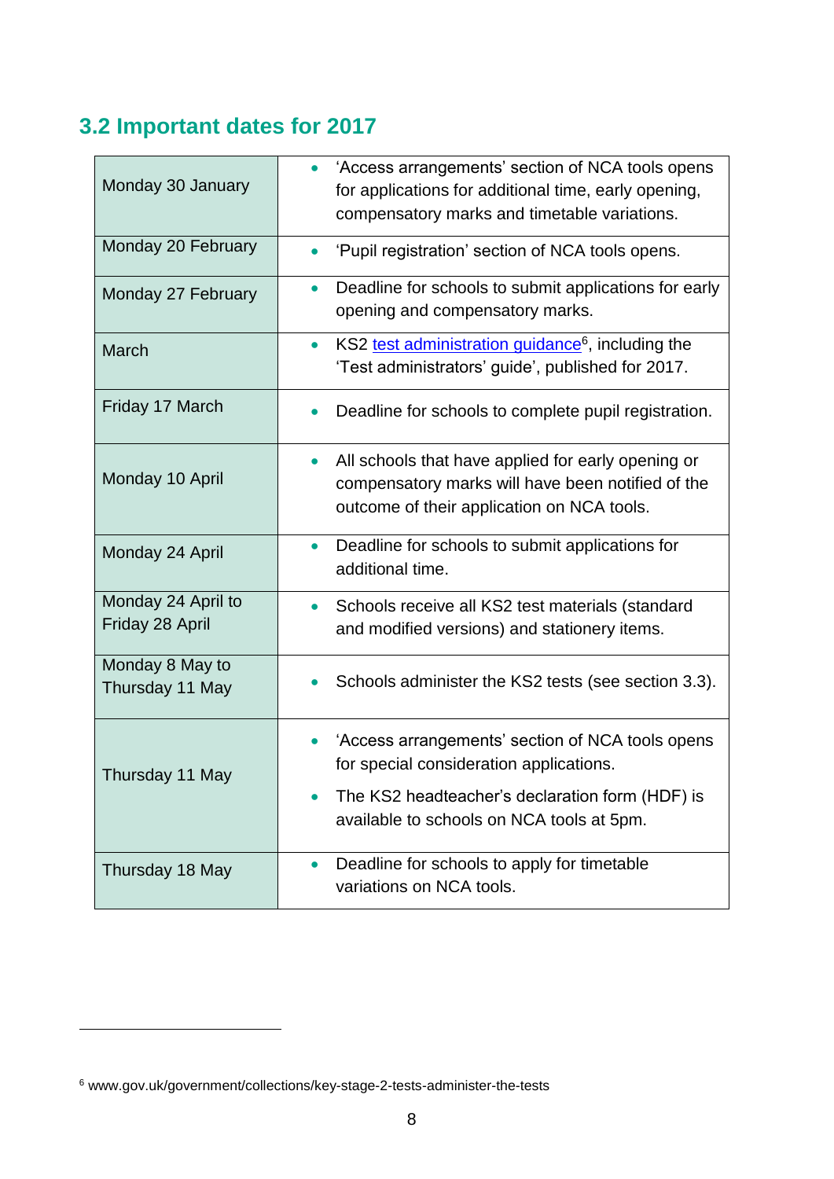## 3.2 Important dates for 2017

| Date | Event |
|---|---|
| Monday 30 January | • 'Access arrangements' section of NCA tools opens for applications for additional time, early opening, compensatory marks and timetable variations. |
| Monday 20 February | • 'Pupil registration' section of NCA tools opens. |
| Monday 27 February | • Deadline for schools to submit applications for early opening and compensatory marks. |
| March | • KS2 test administration guidance[6], including the 'Test administrators' guide', published for 2017. |
| Friday 17 March | • Deadline for schools to complete pupil registration. |
| Monday 10 April | • All schools that have applied for early opening or compensatory marks will have been notified of the outcome of their application on NCA tools. |
| Monday 24 April | • Deadline for schools to submit applications for additional time. |
| Monday 24 April to Friday 28 April | • Schools receive all KS2 test materials (standard and modified versions) and stationery items. |
| Monday 8 May to Thursday 11 May | • Schools administer the KS2 tests (see section 3.3). |
| Thursday 11 May | • 'Access arrangements' section of NCA tools opens for special consideration applications.<br>• The KS2 headteacher's declaration form (HDF) is available to schools on NCA tools at 5pm. |
| Thursday 18 May | • Deadline for schools to apply for timetable variations on NCA tools. |

[6] www.gov.uk/government/collections/key-stage-2-tests-administer-the-tests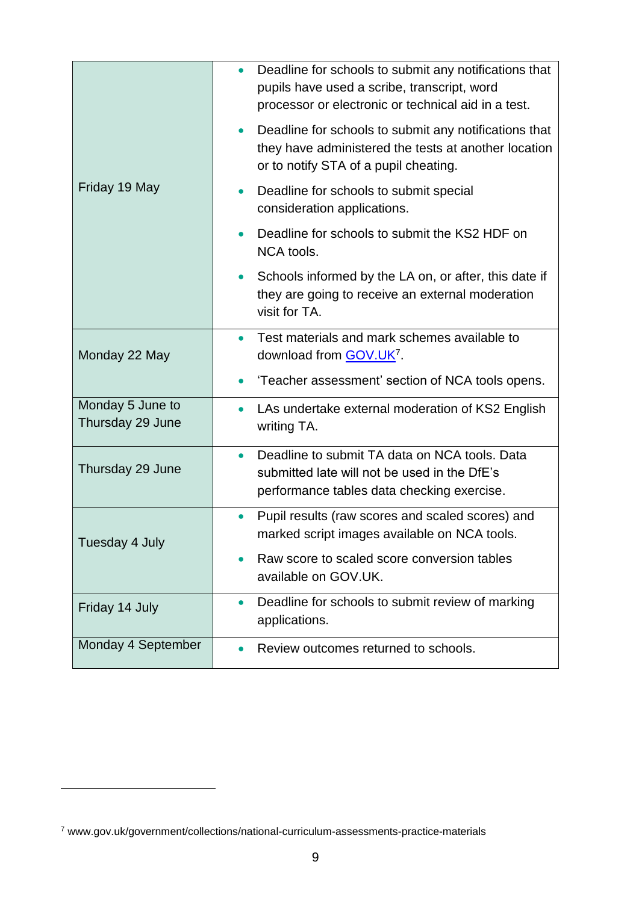| | |
|---|---|
| Friday 19 May | • Deadline for schools to submit any notifications that pupils have used a scribe, transcript, word processor or electronic or technical aid in a test.<br>• Deadline for schools to submit any notifications that they have administered the tests at another location or to notify STA of a pupil cheating.<br>• Deadline for schools to submit special consideration applications.<br>• Deadline for schools to submit the KS2 HDF on NCA tools.<br>• Schools informed by the LA on, or after, this date if they are going to receive an external moderation visit for TA. |
| Monday 22 May | • Test materials and mark schemes available to download from GOV.UK[7].<br>• 'Teacher assessment' section of NCA tools opens. |
| Monday 5 June to Thursday 29 June | • LAs undertake external moderation of KS2 English writing TA. |
| Thursday 29 June | • Deadline to submit TA data on NCA tools. Data submitted late will not be used in the DfE's performance tables data checking exercise. |
| Tuesday 4 July | • Pupil results (raw scores and scaled scores) and marked script images available on NCA tools.<br>• Raw score to scaled score conversion tables available on GOV.UK. |
| Friday 14 July | • Deadline for schools to submit review of marking applications. |
| Monday 4 September | • Review outcomes returned to schools. |

[7] www.gov.uk/government/collections/national-curriculum-assessments-practice-materials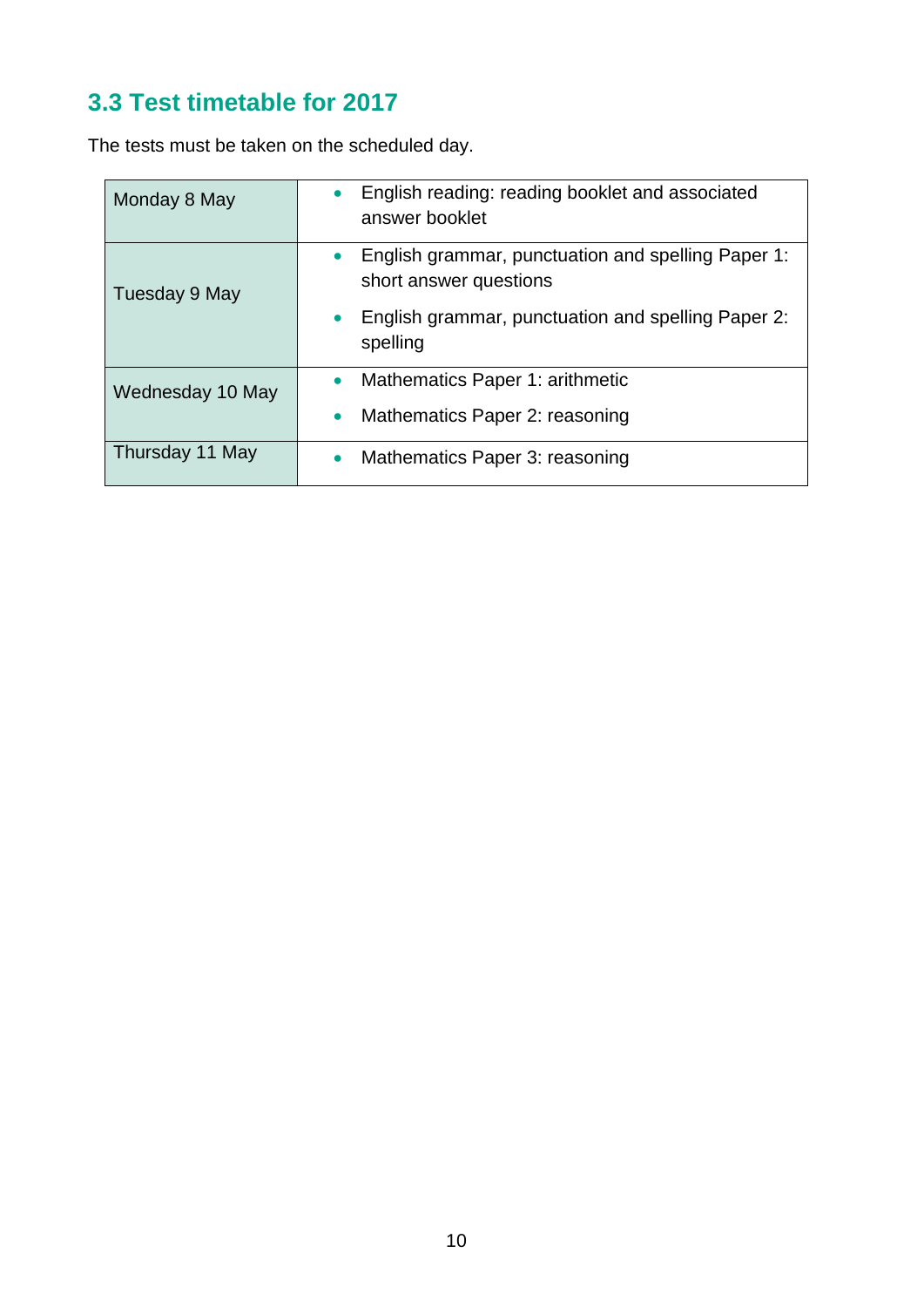## 3.3 Test timetable for 2017

The tests must be taken on the scheduled day.

| Day | Tests |
|---|---|
| Monday 8 May | • English reading: reading booklet and associated answer booklet |
| Tuesday 9 May | • English grammar, punctuation and spelling Paper 1: short answer questions<br>• English grammar, punctuation and spelling Paper 2: spelling |
| Wednesday 10 May | • Mathematics Paper 1: arithmetic<br>• Mathematics Paper 2: reasoning |
| Thursday 11 May | • Mathematics Paper 3: reasoning |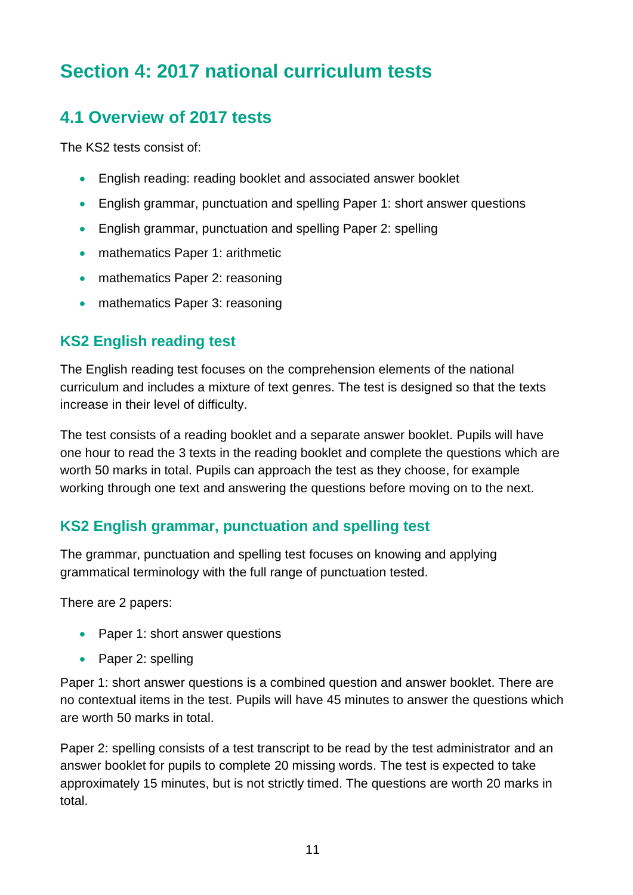# Section 4: 2017 national curriculum tests

## 4.1 Overview of 2017 tests

The KS2 tests consist of:

- English reading: reading booklet and associated answer booklet
- English grammar, punctuation and spelling Paper 1: short answer questions
- English grammar, punctuation and spelling Paper 2: spelling
- mathematics Paper 1: arithmetic
- mathematics Paper 2: reasoning
- mathematics Paper 3: reasoning

### KS2 English reading test

The English reading test focuses on the comprehension elements of the national curriculum and includes a mixture of text genres. The test is designed so that the texts increase in their level of difficulty.

The test consists of a reading booklet and a separate answer booklet. Pupils will have one hour to read the 3 texts in the reading booklet and complete the questions which are worth 50 marks in total. Pupils can approach the test as they choose, for example working through one text and answering the questions before moving on to the next.

### KS2 English grammar, punctuation and spelling test

The grammar, punctuation and spelling test focuses on knowing and applying grammatical terminology with the full range of punctuation tested.

There are 2 papers:

- Paper 1: short answer questions
- Paper 2: spelling

Paper 1: short answer questions is a combined question and answer booklet. There are no contextual items in the test. Pupils will have 45 minutes to answer the questions which are worth 50 marks in total.

Paper 2: spelling consists of a test transcript to be read by the test administrator and an answer booklet for pupils to complete 20 missing words. The test is expected to take approximately 15 minutes, but is not strictly timed. The questions are worth 20 marks in total.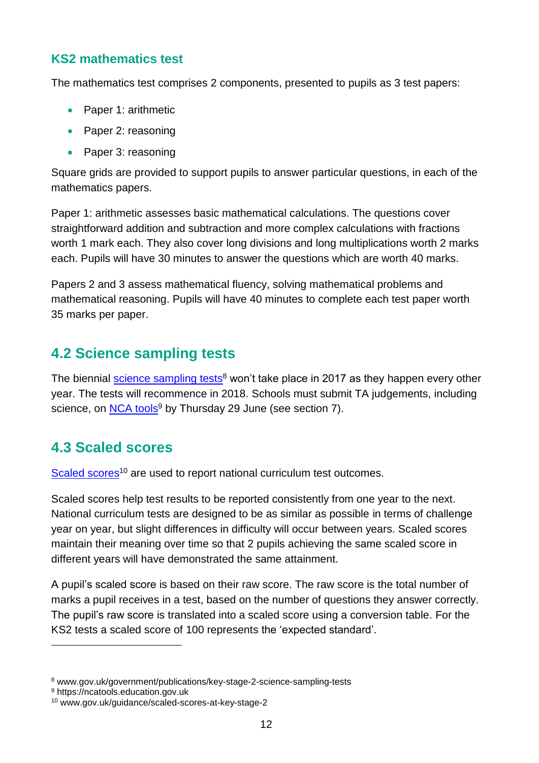### KS2 mathematics test

The mathematics test comprises 2 components, presented to pupils as 3 test papers:

- Paper 1: arithmetic
- Paper 2: reasoning
- Paper 3: reasoning

Square grids are provided to support pupils to answer particular questions, in each of the mathematics papers.

Paper 1: arithmetic assesses basic mathematical calculations. The questions cover straightforward addition and subtraction and more complex calculations with fractions worth 1 mark each. They also cover long divisions and long multiplications worth 2 marks each. Pupils will have 30 minutes to answer the questions which are worth 40 marks.

Papers 2 and 3 assess mathematical fluency, solving mathematical problems and mathematical reasoning. Pupils will have 40 minutes to complete each test paper worth 35 marks per paper.

## 4.2 Science sampling tests

The biennial science sampling tests[8] won't take place in 2017 as they happen every other year. The tests will recommence in 2018. Schools must submit TA judgements, including science, on NCA tools[9] by Thursday 29 June (see section 7).

## 4.3 Scaled scores

Scaled scores[10] are used to report national curriculum test outcomes.

Scaled scores help test results to be reported consistently from one year to the next. National curriculum tests are designed to be as similar as possible in terms of challenge year on year, but slight differences in difficulty will occur between years. Scaled scores maintain their meaning over time so that 2 pupils achieving the same scaled score in different years will have demonstrated the same attainment.

A pupil's scaled score is based on their raw score. The raw score is the total number of marks a pupil receives in a test, based on the number of questions they answer correctly. The pupil's raw score is translated into a scaled score using a conversion table. For the KS2 tests a scaled score of 100 represents the 'expected standard'.

---

[8] www.gov.uk/government/publications/key-stage-2-science-sampling-tests
[9] https://ncatools.education.gov.uk
[10] www.gov.uk/guidance/scaled-scores-at-key-stage-2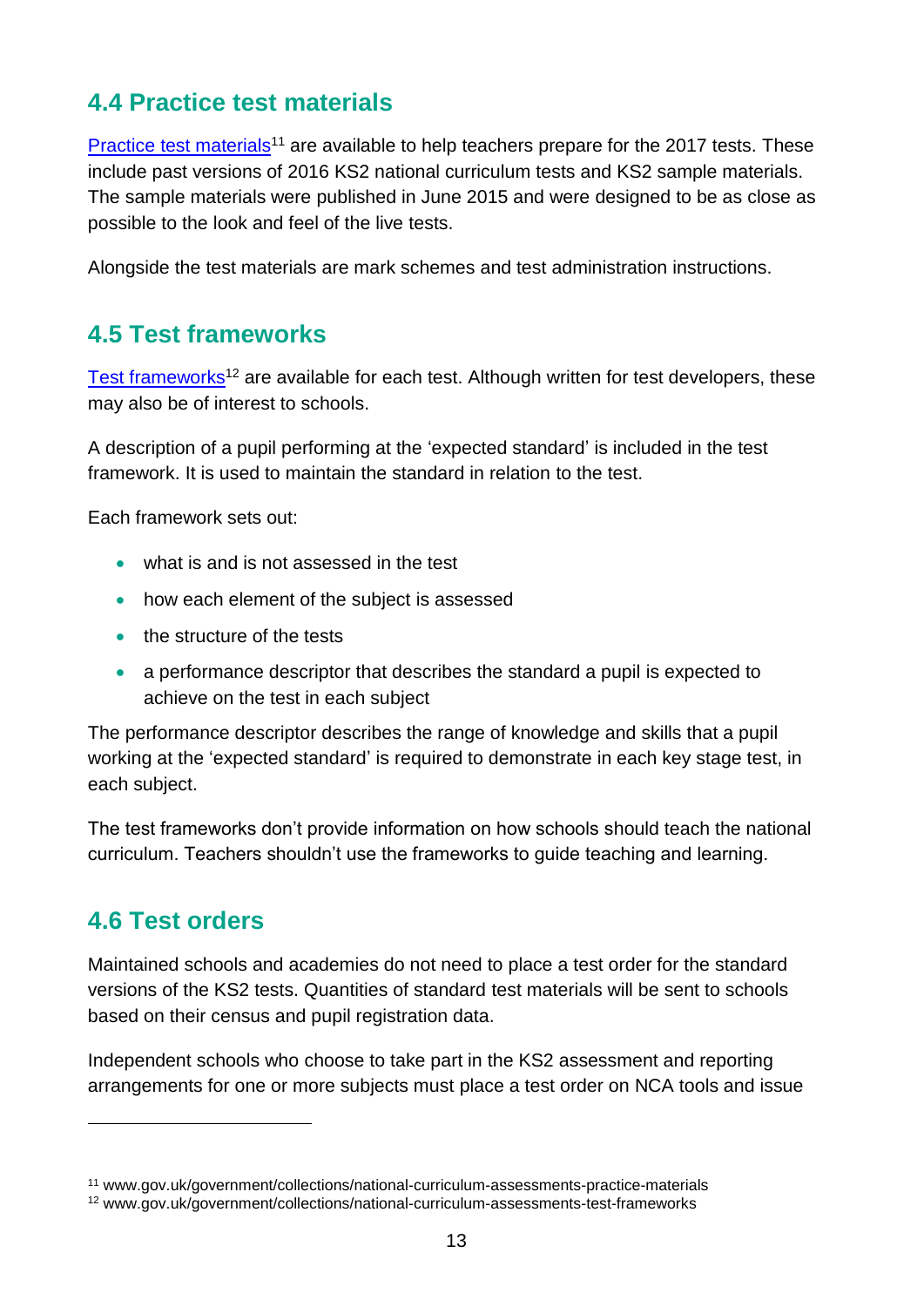## 4.4 Practice test materials

Practice test materials[11] are available to help teachers prepare for the 2017 tests. These include past versions of 2016 KS2 national curriculum tests and KS2 sample materials. The sample materials were published in June 2015 and were designed to be as close as possible to the look and feel of the live tests.

Alongside the test materials are mark schemes and test administration instructions.

## 4.5 Test frameworks

Test frameworks[12] are available for each test. Although written for test developers, these may also be of interest to schools.

A description of a pupil performing at the 'expected standard' is included in the test framework. It is used to maintain the standard in relation to the test.

Each framework sets out:

- what is and is not assessed in the test
- how each element of the subject is assessed
- the structure of the tests
- a performance descriptor that describes the standard a pupil is expected to achieve on the test in each subject

The performance descriptor describes the range of knowledge and skills that a pupil working at the 'expected standard' is required to demonstrate in each key stage test, in each subject.

The test frameworks don't provide information on how schools should teach the national curriculum. Teachers shouldn't use the frameworks to guide teaching and learning.

## 4.6 Test orders

Maintained schools and academies do not need to place a test order for the standard versions of the KS2 tests. Quantities of standard test materials will be sent to schools based on their census and pupil registration data.

Independent schools who choose to take part in the KS2 assessment and reporting arrangements for one or more subjects must place a test order on NCA tools and issue

---

[11] www.gov.uk/government/collections/national-curriculum-assessments-practice-materials

[12] www.gov.uk/government/collections/national-curriculum-assessments-test-frameworks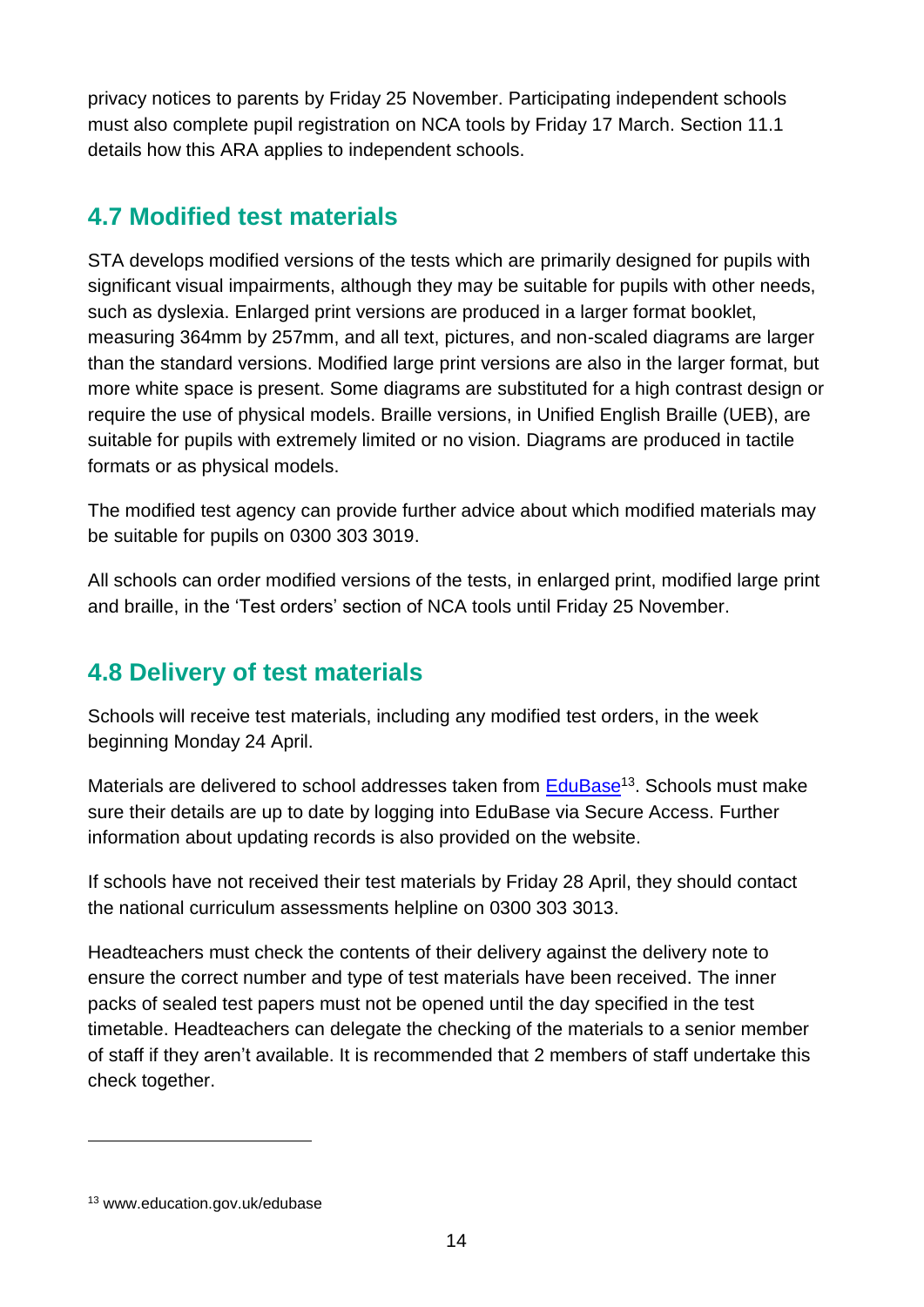privacy notices to parents by Friday 25 November. Participating independent schools must also complete pupil registration on NCA tools by Friday 17 March. Section 11.1 details how this ARA applies to independent schools.

## 4.7 Modified test materials

STA develops modified versions of the tests which are primarily designed for pupils with significant visual impairments, although they may be suitable for pupils with other needs, such as dyslexia. Enlarged print versions are produced in a larger format booklet, measuring 364mm by 257mm, and all text, pictures, and non-scaled diagrams are larger than the standard versions. Modified large print versions are also in the larger format, but more white space is present. Some diagrams are substituted for a high contrast design or require the use of physical models. Braille versions, in Unified English Braille (UEB), are suitable for pupils with extremely limited or no vision. Diagrams are produced in tactile formats or as physical models.

The modified test agency can provide further advice about which modified materials may be suitable for pupils on 0300 303 3019.

All schools can order modified versions of the tests, in enlarged print, modified large print and braille, in the 'Test orders' section of NCA tools until Friday 25 November.

## 4.8 Delivery of test materials

Schools will receive test materials, including any modified test orders, in the week beginning Monday 24 April.

Materials are delivered to school addresses taken from EduBase[13]. Schools must make sure their details are up to date by logging into EduBase via Secure Access. Further information about updating records is also provided on the website.

If schools have not received their test materials by Friday 28 April, they should contact the national curriculum assessments helpline on 0300 303 3013.

Headteachers must check the contents of their delivery against the delivery note to ensure the correct number and type of test materials have been received. The inner packs of sealed test papers must not be opened until the day specified in the test timetable. Headteachers can delegate the checking of the materials to a senior member of staff if they aren't available. It is recommended that 2 members of staff undertake this check together.

[13] www.education.gov.uk/edubase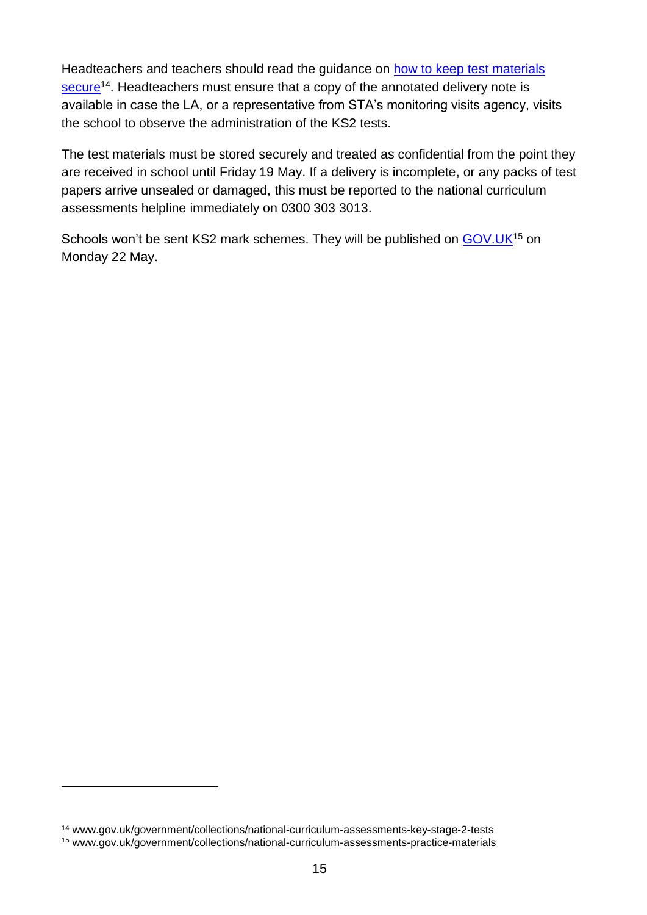Headteachers and teachers should read the guidance on [how to keep test materials secure][14]. Headteachers must ensure that a copy of the annotated delivery note is available in case the LA, or a representative from STA's monitoring visits agency, visits the school to observe the administration of the KS2 tests.

The test materials must be stored securely and treated as confidential from the point they are received in school until Friday 19 May. If a delivery is incomplete, or any packs of test papers arrive unsealed or damaged, this must be reported to the national curriculum assessments helpline immediately on 0300 303 3013.

Schools won't be sent KS2 mark schemes. They will be published on [GOV.UK][15] on Monday 22 May.

[14] www.gov.uk/government/collections/national-curriculum-assessments-key-stage-2-tests

[15] www.gov.uk/government/collections/national-curriculum-assessments-practice-materials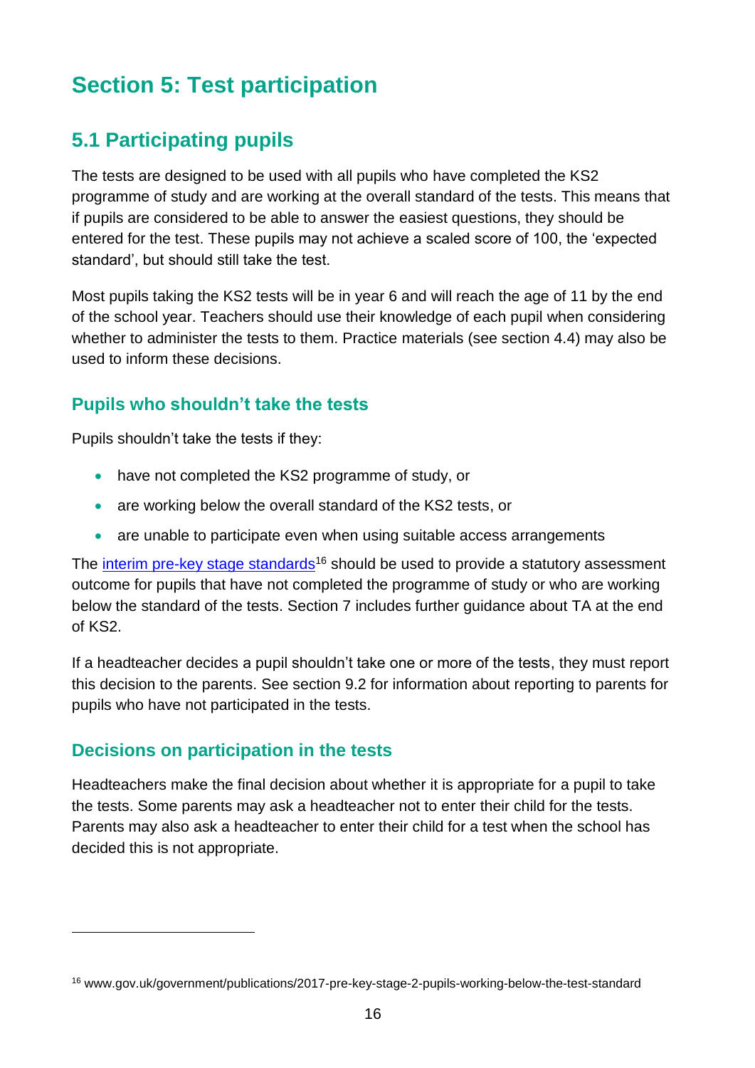# Section 5: Test participation

## 5.1 Participating pupils

The tests are designed to be used with all pupils who have completed the KS2 programme of study and are working at the overall standard of the tests. This means that if pupils are considered to be able to answer the easiest questions, they should be entered for the test. These pupils may not achieve a scaled score of 100, the 'expected standard', but should still take the test.

Most pupils taking the KS2 tests will be in year 6 and will reach the age of 11 by the end of the school year. Teachers should use their knowledge of each pupil when considering whether to administer the tests to them. Practice materials (see section 4.4) may also be used to inform these decisions.

### Pupils who shouldn't take the tests

Pupils shouldn't take the tests if they:

- have not completed the KS2 programme of study, or
- are working below the overall standard of the KS2 tests, or
- are unable to participate even when using suitable access arrangements

The interim pre-key stage standards[16] should be used to provide a statutory assessment outcome for pupils that have not completed the programme of study or who are working below the standard of the tests. Section 7 includes further guidance about TA at the end of KS2.

If a headteacher decides a pupil shouldn't take one or more of the tests, they must report this decision to the parents. See section 9.2 for information about reporting to parents for pupils who have not participated in the tests.

### Decisions on participation in the tests

Headteachers make the final decision about whether it is appropriate for a pupil to take the tests. Some parents may ask a headteacher not to enter their child for the tests. Parents may also ask a headteacher to enter their child for a test when the school has decided this is not appropriate.

---

[16] www.gov.uk/government/publications/2017-pre-key-stage-2-pupils-working-below-the-test-standard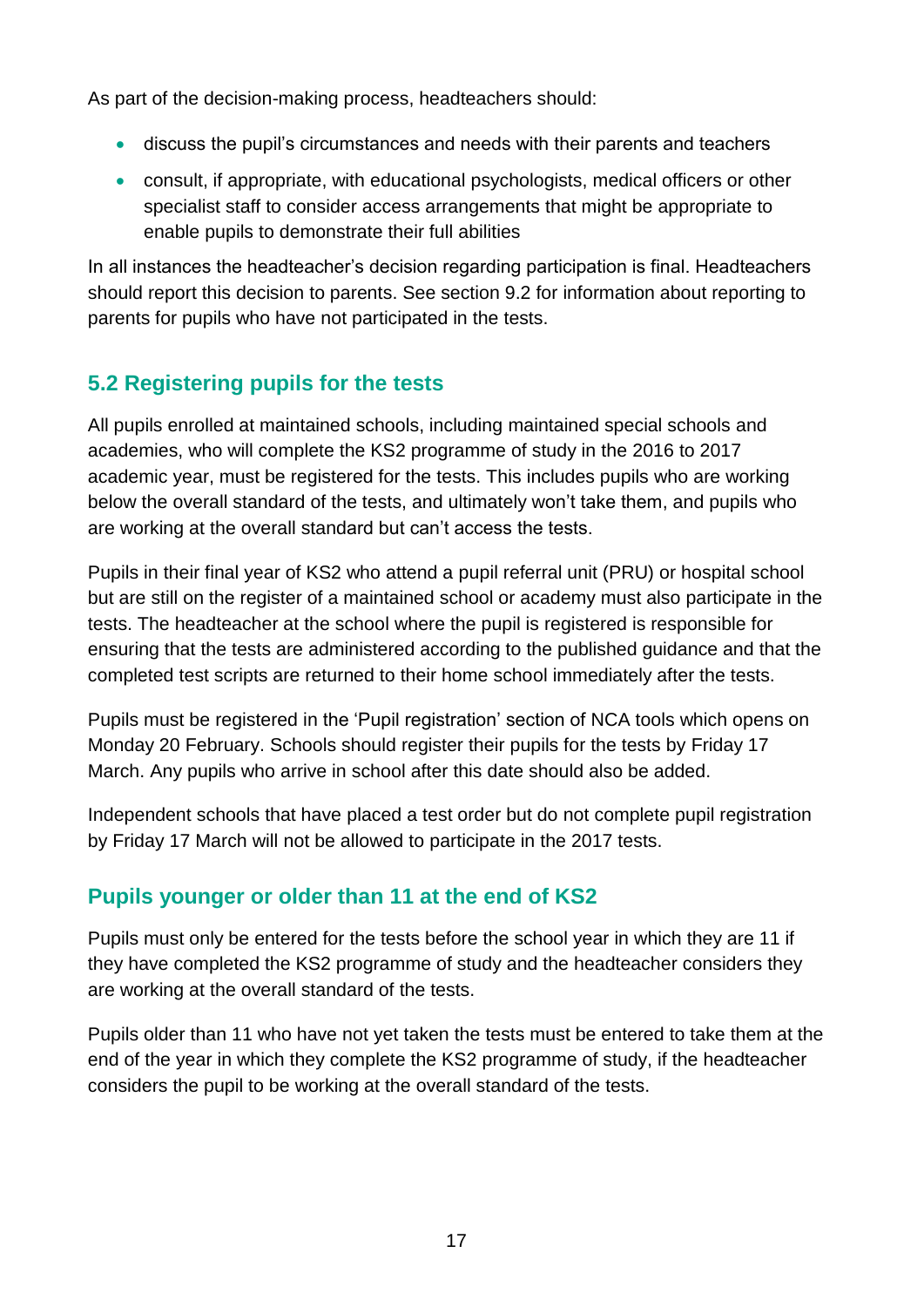As part of the decision-making process, headteachers should:

- discuss the pupil's circumstances and needs with their parents and teachers
- consult, if appropriate, with educational psychologists, medical officers or other specialist staff to consider access arrangements that might be appropriate to enable pupils to demonstrate their full abilities

In all instances the headteacher's decision regarding participation is final. Headteachers should report this decision to parents. See section 9.2 for information about reporting to parents for pupils who have not participated in the tests.

## 5.2 Registering pupils for the tests

All pupils enrolled at maintained schools, including maintained special schools and academies, who will complete the KS2 programme of study in the 2016 to 2017 academic year, must be registered for the tests. This includes pupils who are working below the overall standard of the tests, and ultimately won't take them, and pupils who are working at the overall standard but can't access the tests.

Pupils in their final year of KS2 who attend a pupil referral unit (PRU) or hospital school but are still on the register of a maintained school or academy must also participate in the tests. The headteacher at the school where the pupil is registered is responsible for ensuring that the tests are administered according to the published guidance and that the completed test scripts are returned to their home school immediately after the tests.

Pupils must be registered in the 'Pupil registration' section of NCA tools which opens on Monday 20 February. Schools should register their pupils for the tests by Friday 17 March. Any pupils who arrive in school after this date should also be added.

Independent schools that have placed a test order but do not complete pupil registration by Friday 17 March will not be allowed to participate in the 2017 tests.

### Pupils younger or older than 11 at the end of KS2

Pupils must only be entered for the tests before the school year in which they are 11 if they have completed the KS2 programme of study and the headteacher considers they are working at the overall standard of the tests.

Pupils older than 11 who have not yet taken the tests must be entered to take them at the end of the year in which they complete the KS2 programme of study, if the headteacher considers the pupil to be working at the overall standard of the tests.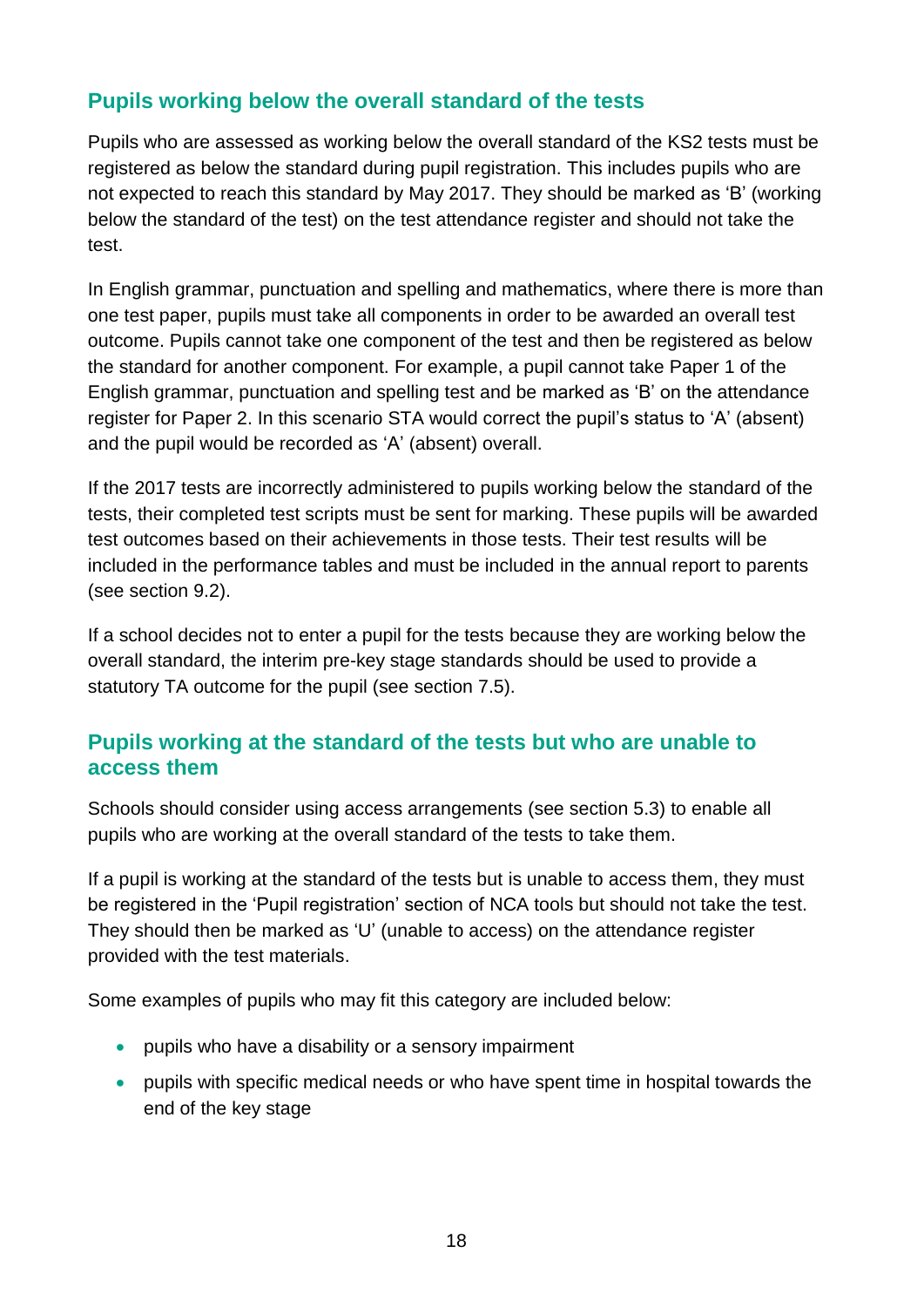### Pupils working below the overall standard of the tests

Pupils who are assessed as working below the overall standard of the KS2 tests must be registered as below the standard during pupil registration. This includes pupils who are not expected to reach this standard by May 2017. They should be marked as 'B' (working below the standard of the test) on the test attendance register and should not take the test.

In English grammar, punctuation and spelling and mathematics, where there is more than one test paper, pupils must take all components in order to be awarded an overall test outcome. Pupils cannot take one component of the test and then be registered as below the standard for another component. For example, a pupil cannot take Paper 1 of the English grammar, punctuation and spelling test and be marked as 'B' on the attendance register for Paper 2. In this scenario STA would correct the pupil's status to 'A' (absent) and the pupil would be recorded as 'A' (absent) overall.

If the 2017 tests are incorrectly administered to pupils working below the standard of the tests, their completed test scripts must be sent for marking. These pupils will be awarded test outcomes based on their achievements in those tests. Their test results will be included in the performance tables and must be included in the annual report to parents (see section 9.2).

If a school decides not to enter a pupil for the tests because they are working below the overall standard, the interim pre-key stage standards should be used to provide a statutory TA outcome for the pupil (see section 7.5).

### Pupils working at the standard of the tests but who are unable to access them

Schools should consider using access arrangements (see section 5.3) to enable all pupils who are working at the overall standard of the tests to take them.

If a pupil is working at the standard of the tests but is unable to access them, they must be registered in the 'Pupil registration' section of NCA tools but should not take the test. They should then be marked as 'U' (unable to access) on the attendance register provided with the test materials.

Some examples of pupils who may fit this category are included below:

- pupils who have a disability or a sensory impairment
- pupils with specific medical needs or who have spent time in hospital towards the end of the key stage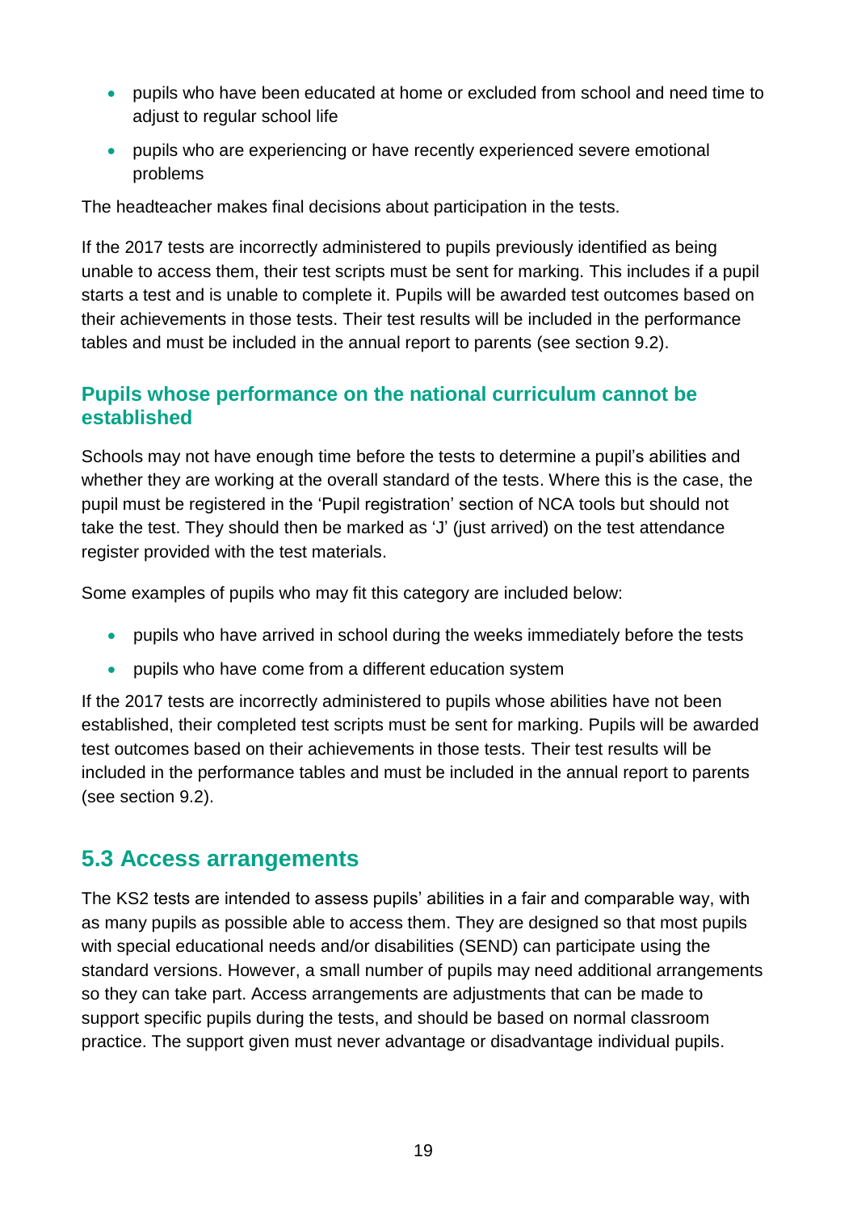- pupils who have been educated at home or excluded from school and need time to adjust to regular school life
- pupils who are experiencing or have recently experienced severe emotional problems

The headteacher makes final decisions about participation in the tests.

If the 2017 tests are incorrectly administered to pupils previously identified as being unable to access them, their test scripts must be sent for marking. This includes if a pupil starts a test and is unable to complete it. Pupils will be awarded test outcomes based on their achievements in those tests. Their test results will be included in the performance tables and must be included in the annual report to parents (see section 9.2).

### Pupils whose performance on the national curriculum cannot be established

Schools may not have enough time before the tests to determine a pupil's abilities and whether they are working at the overall standard of the tests. Where this is the case, the pupil must be registered in the 'Pupil registration' section of NCA tools but should not take the test. They should then be marked as 'J' (just arrived) on the test attendance register provided with the test materials.

Some examples of pupils who may fit this category are included below:

- pupils who have arrived in school during the weeks immediately before the tests
- pupils who have come from a different education system

If the 2017 tests are incorrectly administered to pupils whose abilities have not been established, their completed test scripts must be sent for marking. Pupils will be awarded test outcomes based on their achievements in those tests. Their test results will be included in the performance tables and must be included in the annual report to parents (see section 9.2).

## 5.3 Access arrangements

The KS2 tests are intended to assess pupils' abilities in a fair and comparable way, with as many pupils as possible able to access them. They are designed so that most pupils with special educational needs and/or disabilities (SEND) can participate using the standard versions. However, a small number of pupils may need additional arrangements so they can take part. Access arrangements are adjustments that can be made to support specific pupils during the tests, and should be based on normal classroom practice. The support given must never advantage or disadvantage individual pupils.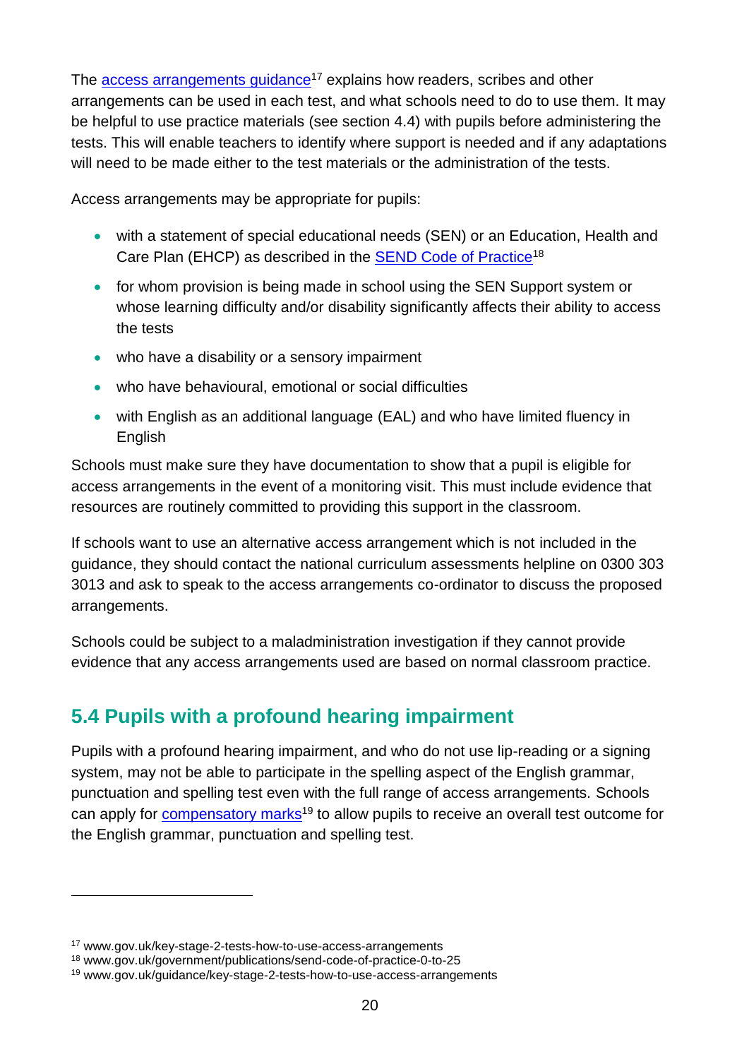The access arrangements guidance[17] explains how readers, scribes and other arrangements can be used in each test, and what schools need to do to use them. It may be helpful to use practice materials (see section 4.4) with pupils before administering the tests. This will enable teachers to identify where support is needed and if any adaptations will need to be made either to the test materials or the administration of the tests.

Access arrangements may be appropriate for pupils:

- with a statement of special educational needs (SEN) or an Education, Health and Care Plan (EHCP) as described in the SEND Code of Practice[18]
- for whom provision is being made in school using the SEN Support system or whose learning difficulty and/or disability significantly affects their ability to access the tests
- who have a disability or a sensory impairment
- who have behavioural, emotional or social difficulties
- with English as an additional language (EAL) and who have limited fluency in English

Schools must make sure they have documentation to show that a pupil is eligible for access arrangements in the event of a monitoring visit. This must include evidence that resources are routinely committed to providing this support in the classroom.

If schools want to use an alternative access arrangement which is not included in the guidance, they should contact the national curriculum assessments helpline on 0300 303 3013 and ask to speak to the access arrangements co-ordinator to discuss the proposed arrangements.

Schools could be subject to a maladministration investigation if they cannot provide evidence that any access arrangements used are based on normal classroom practice.

## 5.4 Pupils with a profound hearing impairment

Pupils with a profound hearing impairment, and who do not use lip-reading or a signing system, may not be able to participate in the spelling aspect of the English grammar, punctuation and spelling test even with the full range of access arrangements. Schools can apply for compensatory marks[19] to allow pupils to receive an overall test outcome for the English grammar, punctuation and spelling test.

[17] www.gov.uk/key-stage-2-tests-how-to-use-access-arrangements
[18] www.gov.uk/government/publications/send-code-of-practice-0-to-25
[19] www.gov.uk/guidance/key-stage-2-tests-how-to-use-access-arrangements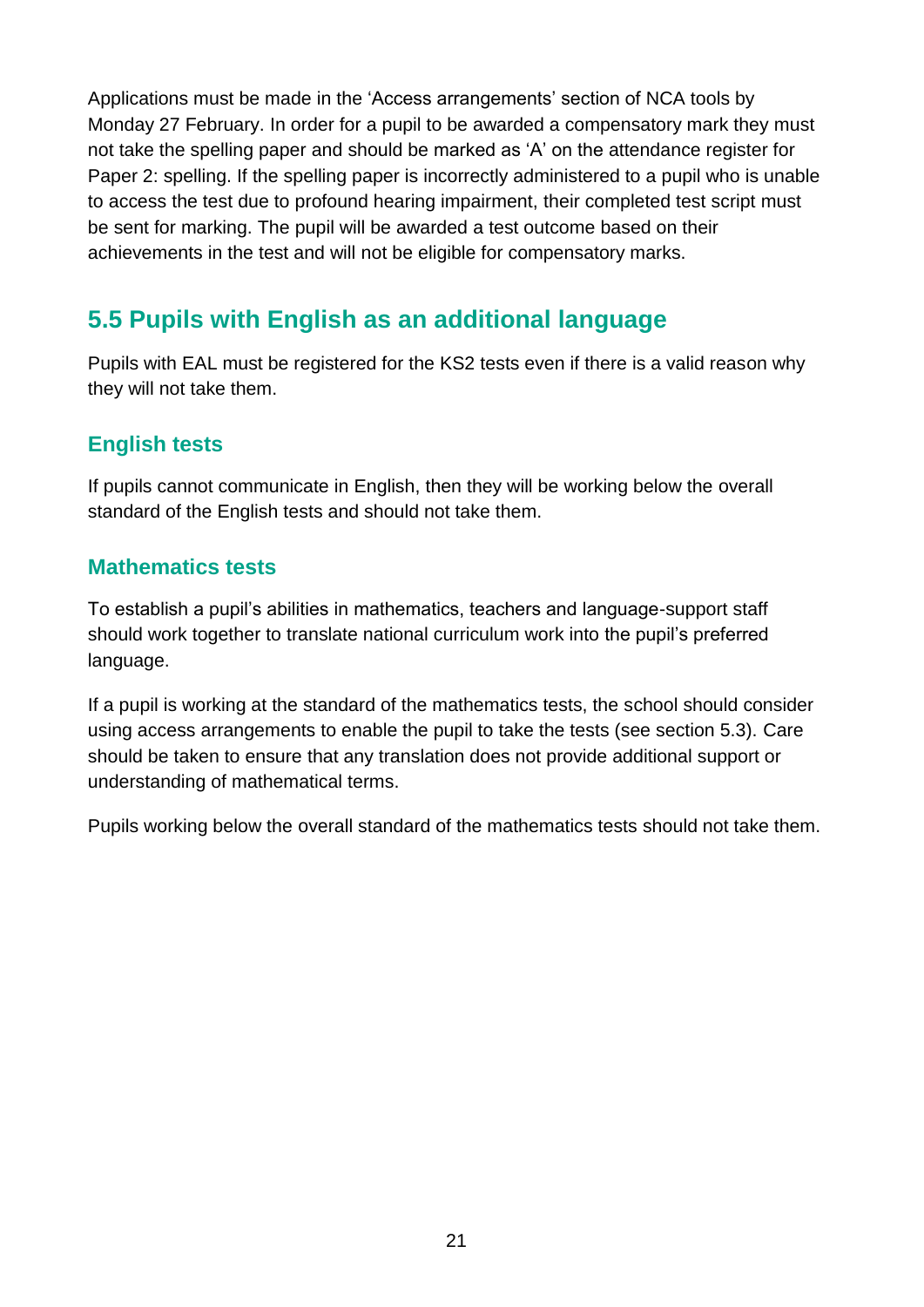Applications must be made in the 'Access arrangements' section of NCA tools by Monday 27 February. In order for a pupil to be awarded a compensatory mark they must not take the spelling paper and should be marked as 'A' on the attendance register for Paper 2: spelling. If the spelling paper is incorrectly administered to a pupil who is unable to access the test due to profound hearing impairment, their completed test script must be sent for marking. The pupil will be awarded a test outcome based on their achievements in the test and will not be eligible for compensatory marks.

## 5.5 Pupils with English as an additional language

Pupils with EAL must be registered for the KS2 tests even if there is a valid reason why they will not take them.

### English tests

If pupils cannot communicate in English, then they will be working below the overall standard of the English tests and should not take them.

### Mathematics tests

To establish a pupil's abilities in mathematics, teachers and language-support staff should work together to translate national curriculum work into the pupil's preferred language.

If a pupil is working at the standard of the mathematics tests, the school should consider using access arrangements to enable the pupil to take the tests (see section 5.3). Care should be taken to ensure that any translation does not provide additional support or understanding of mathematical terms.

Pupils working below the overall standard of the mathematics tests should not take them.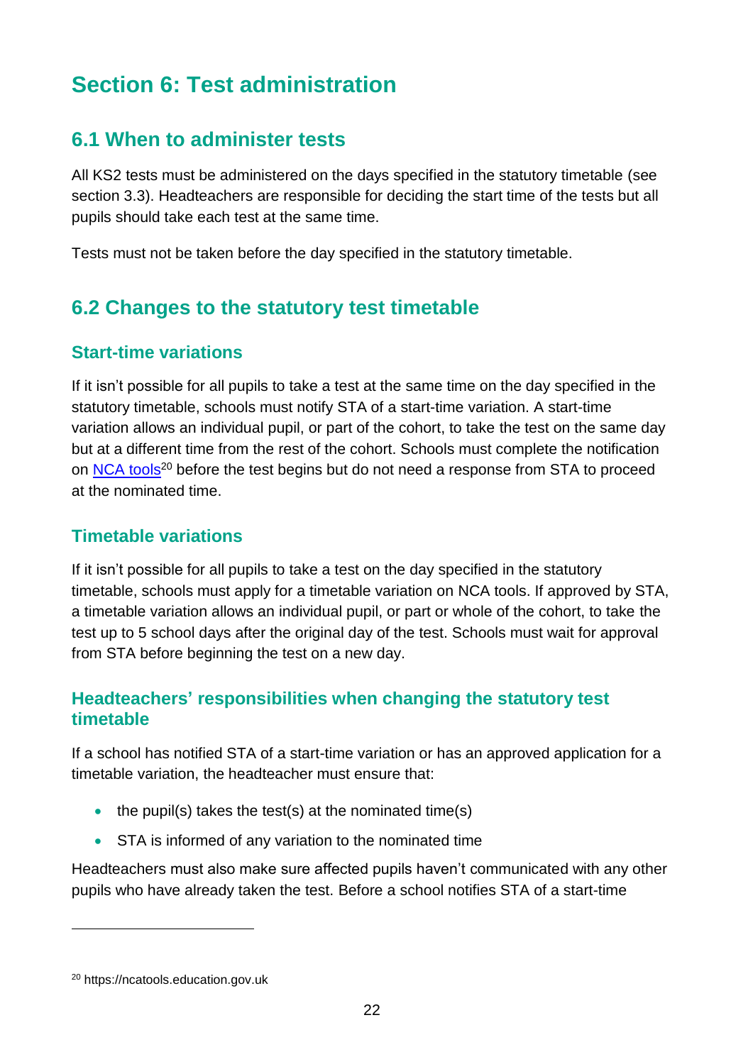# Section 6: Test administration

## 6.1 When to administer tests

All KS2 tests must be administered on the days specified in the statutory timetable (see section 3.3). Headteachers are responsible for deciding the start time of the tests but all pupils should take each test at the same time.

Tests must not be taken before the day specified in the statutory timetable.

## 6.2 Changes to the statutory test timetable

### Start-time variations

If it isn't possible for all pupils to take a test at the same time on the day specified in the statutory timetable, schools must notify STA of a start-time variation. A start-time variation allows an individual pupil, or part of the cohort, to take the test on the same day but at a different time from the rest of the cohort. Schools must complete the notification on NCA tools[20] before the test begins but do not need a response from STA to proceed at the nominated time.

### Timetable variations

If it isn't possible for all pupils to take a test on the day specified in the statutory timetable, schools must apply for a timetable variation on NCA tools. If approved by STA, a timetable variation allows an individual pupil, or part or whole of the cohort, to take the test up to 5 school days after the original day of the test. Schools must wait for approval from STA before beginning the test on a new day.

### Headteachers' responsibilities when changing the statutory test timetable

If a school has notified STA of a start-time variation or has an approved application for a timetable variation, the headteacher must ensure that:

- the pupil(s) takes the test(s) at the nominated time(s)
- STA is informed of any variation to the nominated time

Headteachers must also make sure affected pupils haven't communicated with any other pupils who have already taken the test. Before a school notifies STA of a start-time

[20] https://ncatools.education.gov.uk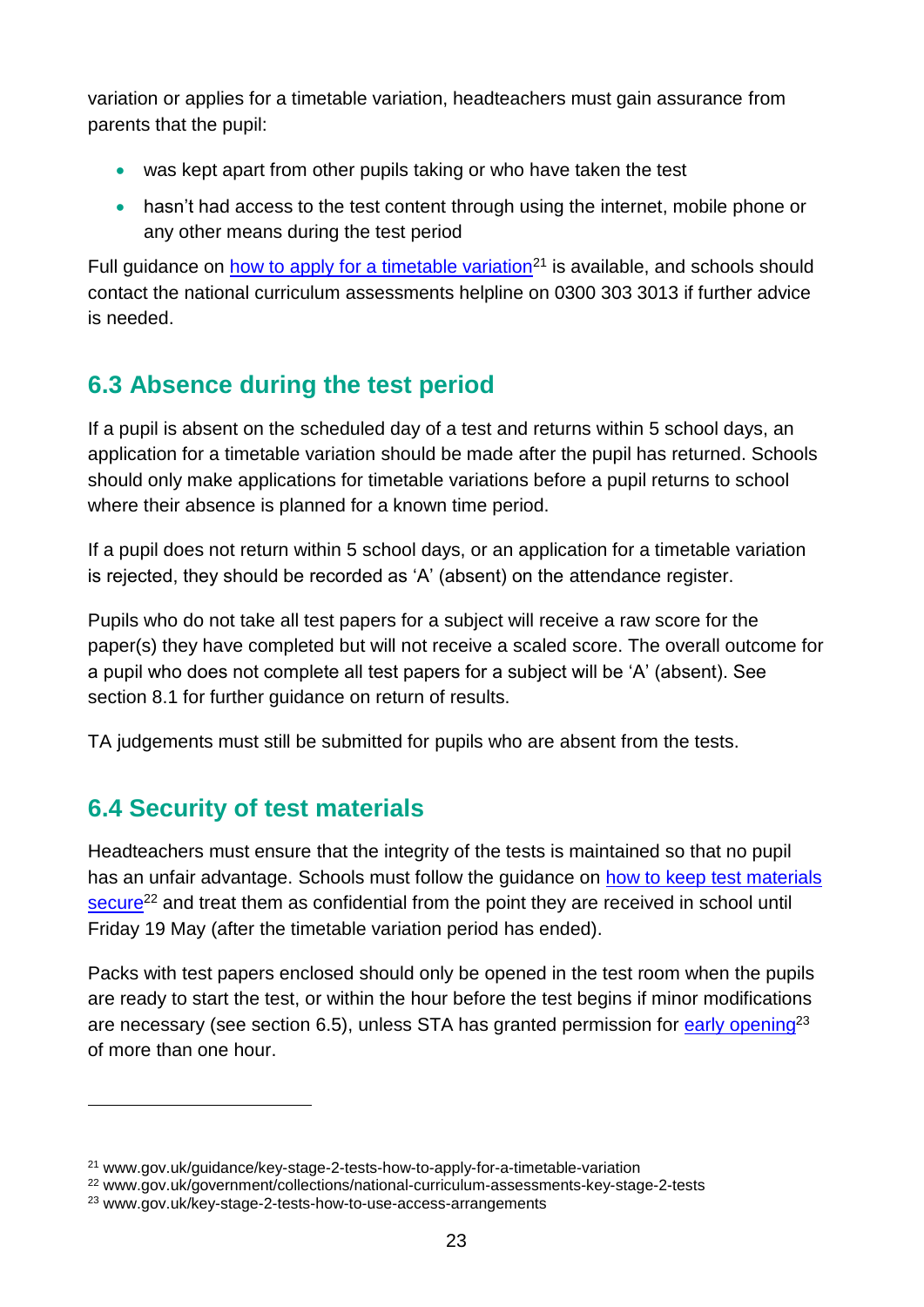variation or applies for a timetable variation, headteachers must gain assurance from parents that the pupil:

- was kept apart from other pupils taking or who have taken the test
- hasn't had access to the test content through using the internet, mobile phone or any other means during the test period

Full guidance on how to apply for a timetable variation[21] is available, and schools should contact the national curriculum assessments helpline on 0300 303 3013 if further advice is needed.

## 6.3 Absence during the test period

If a pupil is absent on the scheduled day of a test and returns within 5 school days, an application for a timetable variation should be made after the pupil has returned. Schools should only make applications for timetable variations before a pupil returns to school where their absence is planned for a known time period.

If a pupil does not return within 5 school days, or an application for a timetable variation is rejected, they should be recorded as 'A' (absent) on the attendance register.

Pupils who do not take all test papers for a subject will receive a raw score for the paper(s) they have completed but will not receive a scaled score. The overall outcome for a pupil who does not complete all test papers for a subject will be 'A' (absent). See section 8.1 for further guidance on return of results.

TA judgements must still be submitted for pupils who are absent from the tests.

## 6.4 Security of test materials

Headteachers must ensure that the integrity of the tests is maintained so that no pupil has an unfair advantage. Schools must follow the guidance on how to keep test materials secure[22] and treat them as confidential from the point they are received in school until Friday 19 May (after the timetable variation period has ended).

Packs with test papers enclosed should only be opened in the test room when the pupils are ready to start the test, or within the hour before the test begins if minor modifications are necessary (see section 6.5), unless STA has granted permission for early opening[23] of more than one hour.

---

[21] www.gov.uk/guidance/key-stage-2-tests-how-to-apply-for-a-timetable-variation

[22] www.gov.uk/government/collections/national-curriculum-assessments-key-stage-2-tests

[23] www.gov.uk/key-stage-2-tests-how-to-use-access-arrangements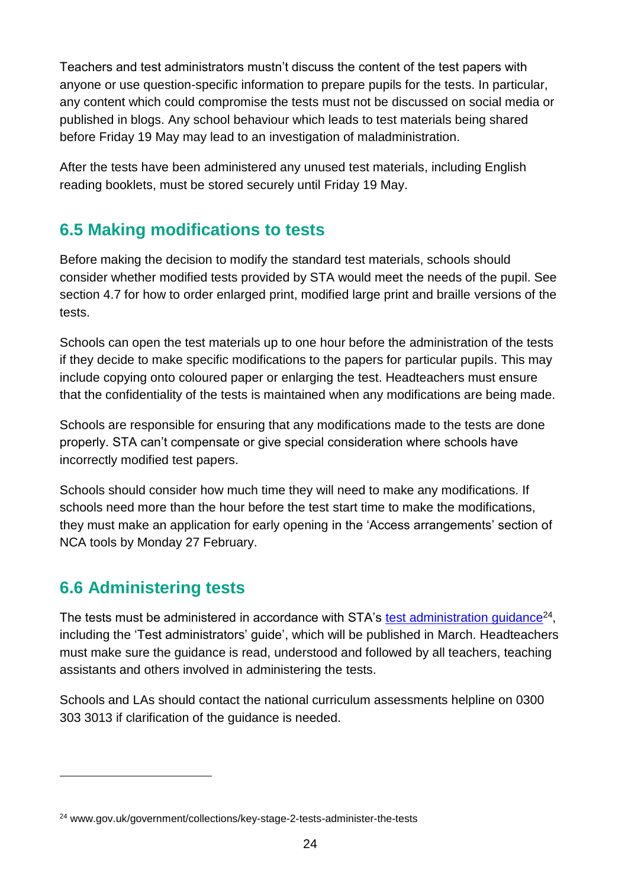Teachers and test administrators mustn't discuss the content of the test papers with anyone or use question-specific information to prepare pupils for the tests. In particular, any content which could compromise the tests must not be discussed on social media or published in blogs. Any school behaviour which leads to test materials being shared before Friday 19 May may lead to an investigation of maladministration.

After the tests have been administered any unused test materials, including English reading booklets, must be stored securely until Friday 19 May.

## 6.5 Making modifications to tests

Before making the decision to modify the standard test materials, schools should consider whether modified tests provided by STA would meet the needs of the pupil. See section 4.7 for how to order enlarged print, modified large print and braille versions of the tests.

Schools can open the test materials up to one hour before the administration of the tests if they decide to make specific modifications to the papers for particular pupils. This may include copying onto coloured paper or enlarging the test. Headteachers must ensure that the confidentiality of the tests is maintained when any modifications are being made.

Schools are responsible for ensuring that any modifications made to the tests are done properly. STA can't compensate or give special consideration where schools have incorrectly modified test papers.

Schools should consider how much time they will need to make any modifications. If schools need more than the hour before the test start time to make the modifications, they must make an application for early opening in the 'Access arrangements' section of NCA tools by Monday 27 February.

## 6.6 Administering tests

The tests must be administered in accordance with STA's test administration guidance[24], including the 'Test administrators' guide', which will be published in March. Headteachers must make sure the guidance is read, understood and followed by all teachers, teaching assistants and others involved in administering the tests.

Schools and LAs should contact the national curriculum assessments helpline on 0300 303 3013 if clarification of the guidance is needed.

---

[24] www.gov.uk/government/collections/key-stage-2-tests-administer-the-tests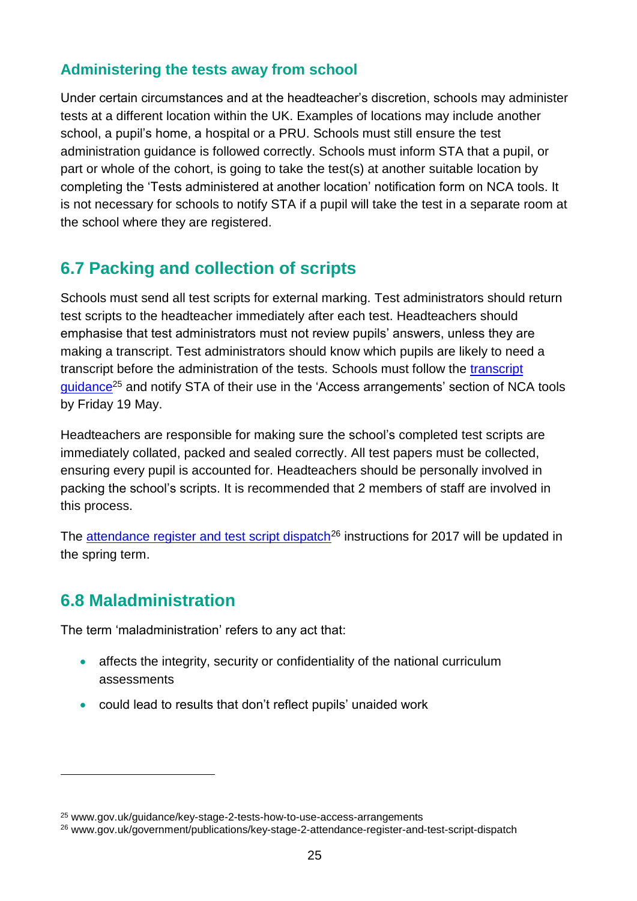### Administering the tests away from school

Under certain circumstances and at the headteacher's discretion, schools may administer tests at a different location within the UK. Examples of locations may include another school, a pupil's home, a hospital or a PRU. Schools must still ensure the test administration guidance is followed correctly. Schools must inform STA that a pupil, or part or whole of the cohort, is going to take the test(s) at another suitable location by completing the 'Tests administered at another location' notification form on NCA tools. It is not necessary for schools to notify STA if a pupil will take the test in a separate room at the school where they are registered.

## 6.7 Packing and collection of scripts

Schools must send all test scripts for external marking. Test administrators should return test scripts to the headteacher immediately after each test. Headteachers should emphasise that test administrators must not review pupils' answers, unless they are making a transcript. Test administrators should know which pupils are likely to need a transcript before the administration of the tests. Schools must follow the transcript guidance[25] and notify STA of their use in the 'Access arrangements' section of NCA tools by Friday 19 May.

Headteachers are responsible for making sure the school's completed test scripts are immediately collated, packed and sealed correctly. All test papers must be collected, ensuring every pupil is accounted for. Headteachers should be personally involved in packing the school's scripts. It is recommended that 2 members of staff are involved in this process.

The attendance register and test script dispatch[26] instructions for 2017 will be updated in the spring term.

## 6.8 Maladministration

The term 'maladministration' refers to any act that:

- affects the integrity, security or confidentiality of the national curriculum assessments
- could lead to results that don't reflect pupils' unaided work

---

[25] www.gov.uk/guidance/key-stage-2-tests-how-to-use-access-arrangements

[26] www.gov.uk/government/publications/key-stage-2-attendance-register-and-test-script-dispatch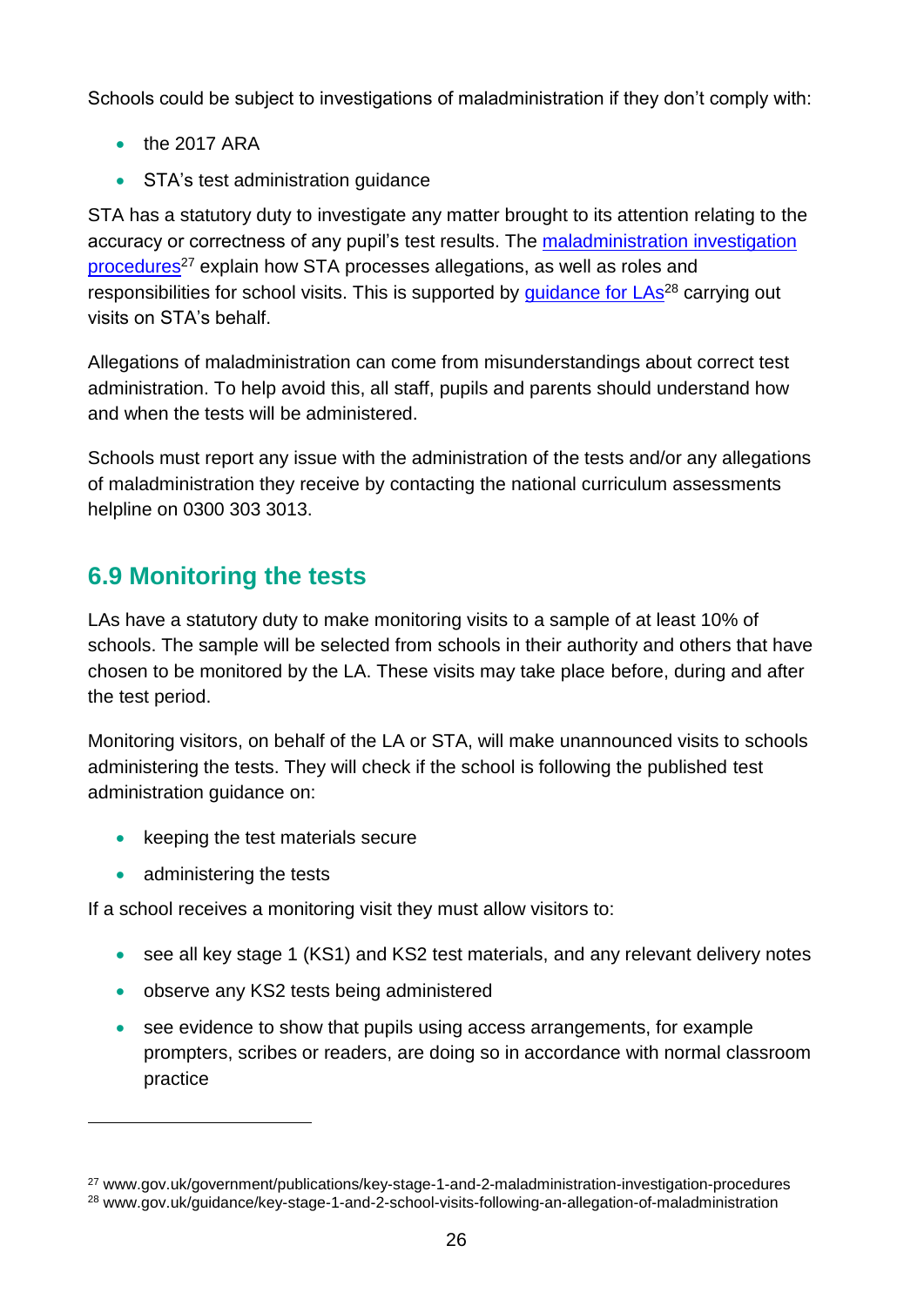Schools could be subject to investigations of maladministration if they don't comply with:

- the 2017 ARA
- STA's test administration guidance

STA has a statutory duty to investigate any matter brought to its attention relating to the accuracy or correctness of any pupil's test results. The maladministration investigation procedures[27] explain how STA processes allegations, as well as roles and responsibilities for school visits. This is supported by guidance for LAs[28] carrying out visits on STA's behalf.

Allegations of maladministration can come from misunderstandings about correct test administration. To help avoid this, all staff, pupils and parents should understand how and when the tests will be administered.

Schools must report any issue with the administration of the tests and/or any allegations of maladministration they receive by contacting the national curriculum assessments helpline on 0300 303 3013.

## 6.9 Monitoring the tests

LAs have a statutory duty to make monitoring visits to a sample of at least 10% of schools. The sample will be selected from schools in their authority and others that have chosen to be monitored by the LA. These visits may take place before, during and after the test period.

Monitoring visitors, on behalf of the LA or STA, will make unannounced visits to schools administering the tests. They will check if the school is following the published test administration guidance on:

- keeping the test materials secure
- administering the tests

If a school receives a monitoring visit they must allow visitors to:

- see all key stage 1 (KS1) and KS2 test materials, and any relevant delivery notes
- observe any KS2 tests being administered
- see evidence to show that pupils using access arrangements, for example prompters, scribes or readers, are doing so in accordance with normal classroom practice

---

[27] www.gov.uk/government/publications/key-stage-1-and-2-maladministration-investigation-procedures

[28] www.gov.uk/guidance/key-stage-1-and-2-school-visits-following-an-allegation-of-maladministration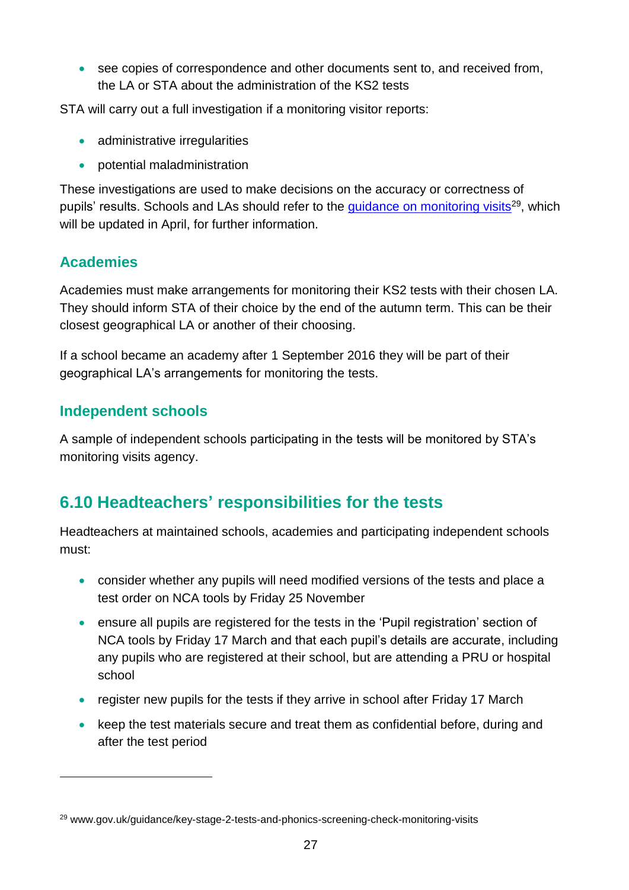- see copies of correspondence and other documents sent to, and received from, the LA or STA about the administration of the KS2 tests

STA will carry out a full investigation if a monitoring visitor reports:

- administrative irregularities
- potential maladministration

These investigations are used to make decisions on the accuracy or correctness of pupils' results. Schools and LAs should refer to the guidance on monitoring visits[29], which will be updated in April, for further information.

### Academies

Academies must make arrangements for monitoring their KS2 tests with their chosen LA. They should inform STA of their choice by the end of the autumn term. This can be their closest geographical LA or another of their choosing.

If a school became an academy after 1 September 2016 they will be part of their geographical LA's arrangements for monitoring the tests.

### Independent schools

A sample of independent schools participating in the tests will be monitored by STA's monitoring visits agency.

## 6.10 Headteachers' responsibilities for the tests

Headteachers at maintained schools, academies and participating independent schools must:

- consider whether any pupils will need modified versions of the tests and place a test order on NCA tools by Friday 25 November
- ensure all pupils are registered for the tests in the 'Pupil registration' section of NCA tools by Friday 17 March and that each pupil's details are accurate, including any pupils who are registered at their school, but are attending a PRU or hospital school
- register new pupils for the tests if they arrive in school after Friday 17 March
- keep the test materials secure and treat them as confidential before, during and after the test period

[29] www.gov.uk/guidance/key-stage-2-tests-and-phonics-screening-check-monitoring-visits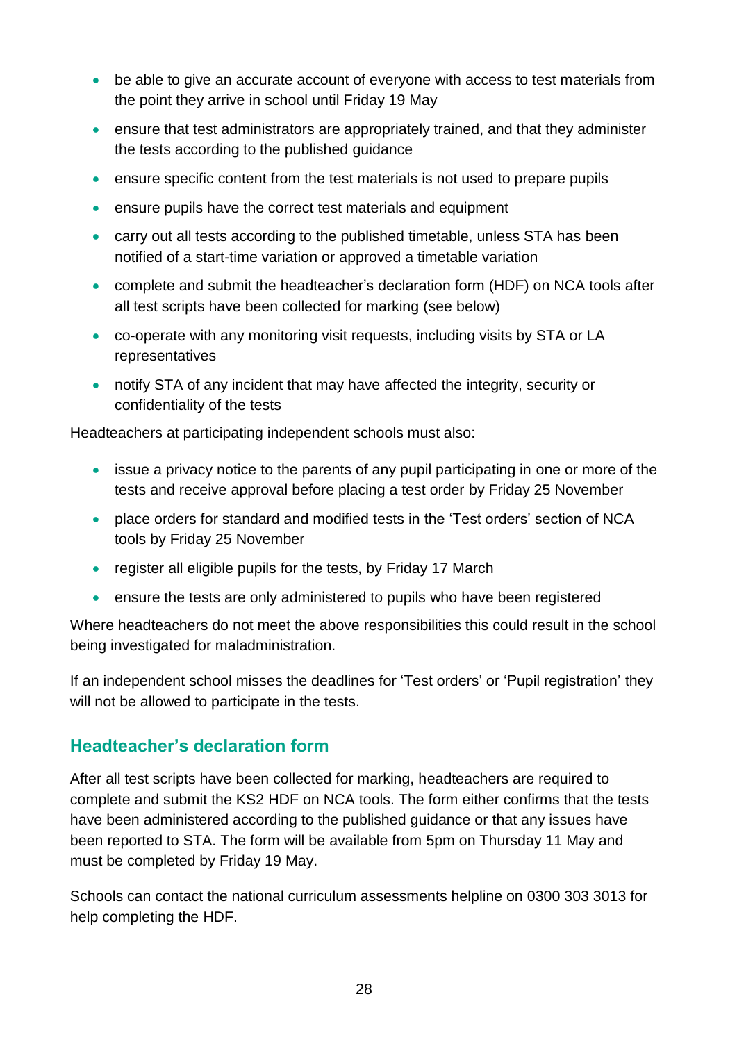- be able to give an accurate account of everyone with access to test materials from the point they arrive in school until Friday 19 May
- ensure that test administrators are appropriately trained, and that they administer the tests according to the published guidance
- ensure specific content from the test materials is not used to prepare pupils
- ensure pupils have the correct test materials and equipment
- carry out all tests according to the published timetable, unless STA has been notified of a start-time variation or approved a timetable variation
- complete and submit the headteacher's declaration form (HDF) on NCA tools after all test scripts have been collected for marking (see below)
- co-operate with any monitoring visit requests, including visits by STA or LA representatives
- notify STA of any incident that may have affected the integrity, security or confidentiality of the tests

Headteachers at participating independent schools must also:

- issue a privacy notice to the parents of any pupil participating in one or more of the tests and receive approval before placing a test order by Friday 25 November
- place orders for standard and modified tests in the 'Test orders' section of NCA tools by Friday 25 November
- register all eligible pupils for the tests, by Friday 17 March
- ensure the tests are only administered to pupils who have been registered

Where headteachers do not meet the above responsibilities this could result in the school being investigated for maladministration.

If an independent school misses the deadlines for 'Test orders' or 'Pupil registration' they will not be allowed to participate in the tests.

## Headteacher's declaration form

After all test scripts have been collected for marking, headteachers are required to complete and submit the KS2 HDF on NCA tools. The form either confirms that the tests have been administered according to the published guidance or that any issues have been reported to STA. The form will be available from 5pm on Thursday 11 May and must be completed by Friday 19 May.

Schools can contact the national curriculum assessments helpline on 0300 303 3013 for help completing the HDF.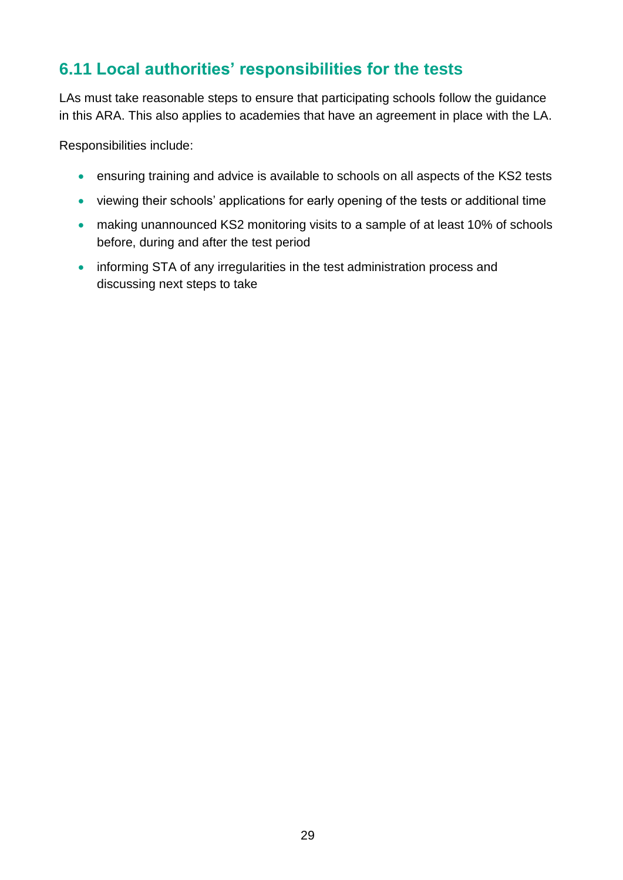## 6.11 Local authorities' responsibilities for the tests

LAs must take reasonable steps to ensure that participating schools follow the guidance in this ARA. This also applies to academies that have an agreement in place with the LA.

Responsibilities include:

- ensuring training and advice is available to schools on all aspects of the KS2 tests
- viewing their schools' applications for early opening of the tests or additional time
- making unannounced KS2 monitoring visits to a sample of at least 10% of schools before, during and after the test period
- informing STA of any irregularities in the test administration process and discussing next steps to take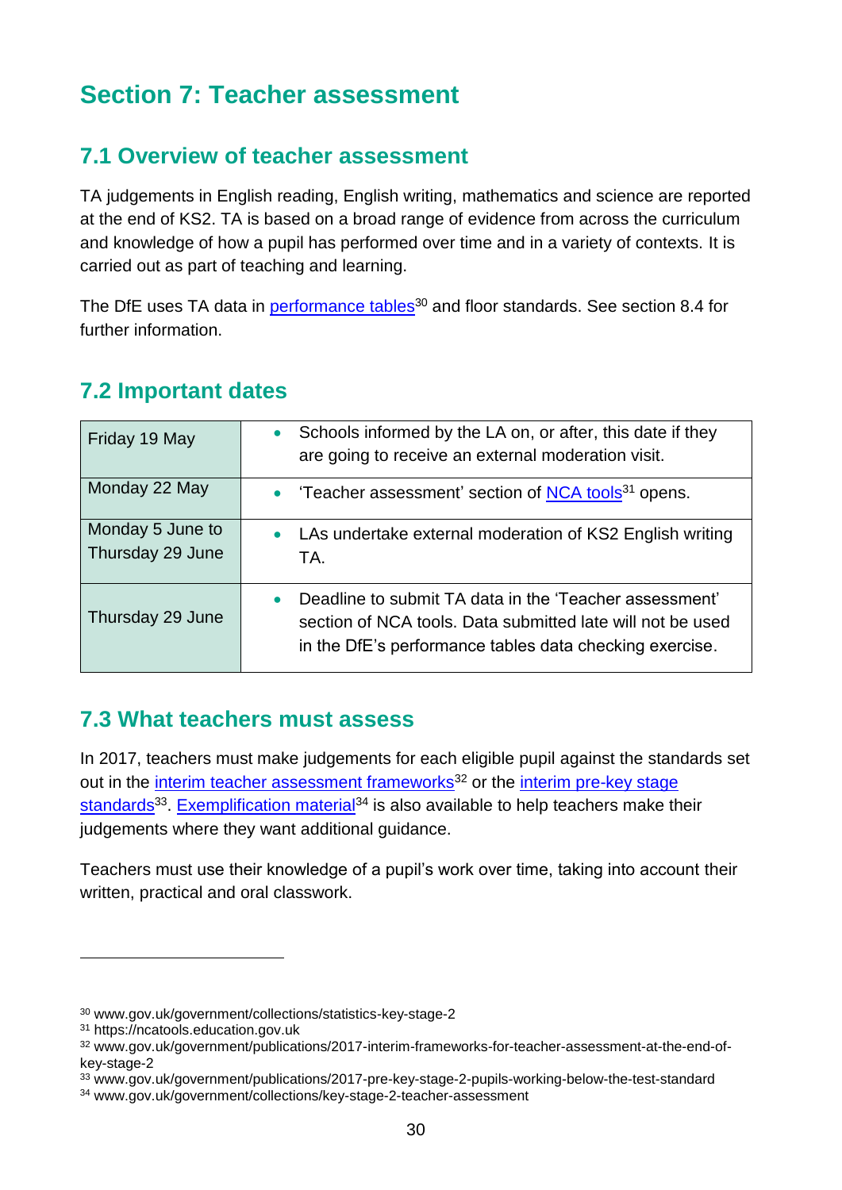# Section 7: Teacher assessment

## 7.1 Overview of teacher assessment

TA judgements in English reading, English writing, mathematics and science are reported at the end of KS2. TA is based on a broad range of evidence from across the curriculum and knowledge of how a pupil has performed over time and in a variety of contexts. It is carried out as part of teaching and learning.

The DfE uses TA data in performance tables[30] and floor standards. See section 8.4 for further information.

## 7.2 Important dates

| Date | Activity |
|---|---|
| Friday 19 May | • Schools informed by the LA on, or after, this date if they are going to receive an external moderation visit. |
| Monday 22 May | • 'Teacher assessment' section of NCA tools[31] opens. |
| Monday 5 June to Thursday 29 June | • LAs undertake external moderation of KS2 English writing TA. |
| Thursday 29 June | • Deadline to submit TA data in the 'Teacher assessment' section of NCA tools. Data submitted late will not be used in the DfE's performance tables data checking exercise. |

## 7.3 What teachers must assess

In 2017, teachers must make judgements for each eligible pupil against the standards set out in the interim teacher assessment frameworks[32] or the interim pre-key stage standards[33]. Exemplification material[34] is also available to help teachers make their judgements where they want additional guidance.

Teachers must use their knowledge of a pupil's work over time, taking into account their written, practical and oral classwork.

---

[30] www.gov.uk/government/collections/statistics-key-stage-2

[31] https://ncatools.education.gov.uk

[32] www.gov.uk/government/publications/2017-interim-frameworks-for-teacher-assessment-at-the-end-of-key-stage-2

[33] www.gov.uk/government/publications/2017-pre-key-stage-2-pupils-working-below-the-test-standard

[34] www.gov.uk/government/collections/key-stage-2-teacher-assessment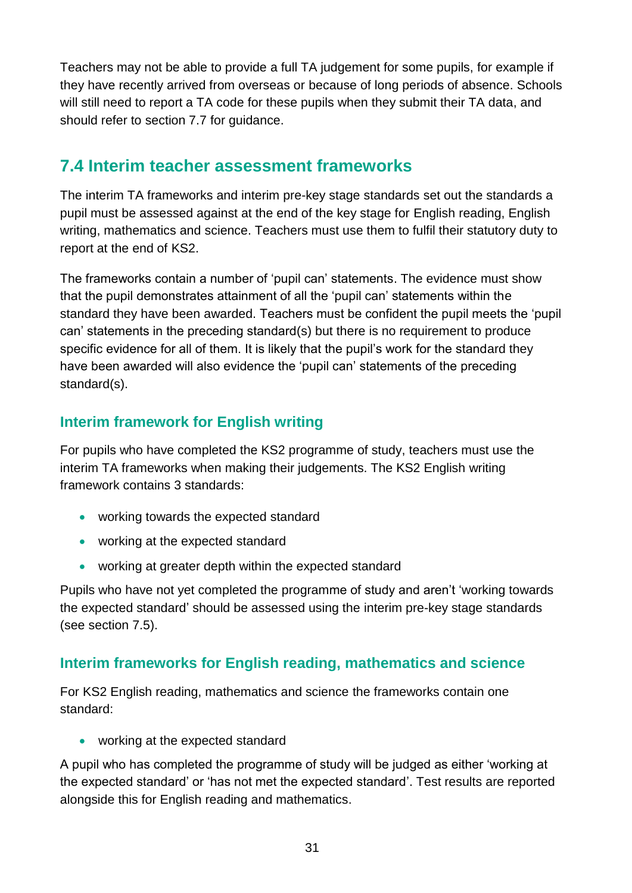Teachers may not be able to provide a full TA judgement for some pupils, for example if they have recently arrived from overseas or because of long periods of absence. Schools will still need to report a TA code for these pupils when they submit their TA data, and should refer to section 7.7 for guidance.

## 7.4 Interim teacher assessment frameworks

The interim TA frameworks and interim pre-key stage standards set out the standards a pupil must be assessed against at the end of the key stage for English reading, English writing, mathematics and science. Teachers must use them to fulfil their statutory duty to report at the end of KS2.

The frameworks contain a number of 'pupil can' statements. The evidence must show that the pupil demonstrates attainment of all the 'pupil can' statements within the standard they have been awarded. Teachers must be confident the pupil meets the 'pupil can' statements in the preceding standard(s) but there is no requirement to produce specific evidence for all of them. It is likely that the pupil's work for the standard they have been awarded will also evidence the 'pupil can' statements of the preceding standard(s).

### Interim framework for English writing

For pupils who have completed the KS2 programme of study, teachers must use the interim TA frameworks when making their judgements. The KS2 English writing framework contains 3 standards:

- working towards the expected standard
- working at the expected standard
- working at greater depth within the expected standard

Pupils who have not yet completed the programme of study and aren't 'working towards the expected standard' should be assessed using the interim pre-key stage standards (see section 7.5).

### Interim frameworks for English reading, mathematics and science

For KS2 English reading, mathematics and science the frameworks contain one standard:

- working at the expected standard

A pupil who has completed the programme of study will be judged as either 'working at the expected standard' or 'has not met the expected standard'. Test results are reported alongside this for English reading and mathematics.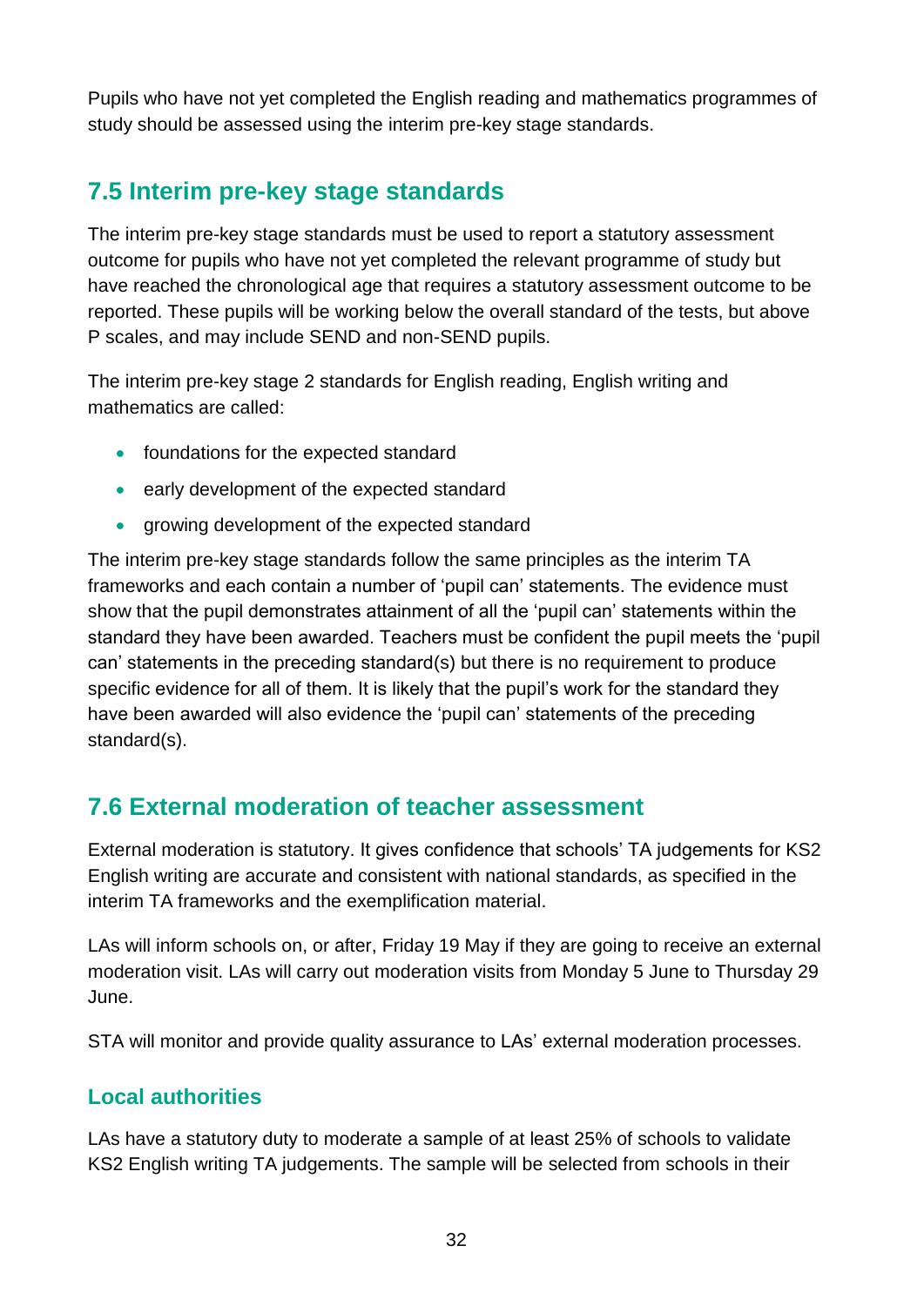Pupils who have not yet completed the English reading and mathematics programmes of study should be assessed using the interim pre-key stage standards.

## 7.5 Interim pre-key stage standards

The interim pre-key stage standards must be used to report a statutory assessment outcome for pupils who have not yet completed the relevant programme of study but have reached the chronological age that requires a statutory assessment outcome to be reported. These pupils will be working below the overall standard of the tests, but above P scales, and may include SEND and non-SEND pupils.

The interim pre-key stage 2 standards for English reading, English writing and mathematics are called:

- foundations for the expected standard
- early development of the expected standard
- growing development of the expected standard

The interim pre-key stage standards follow the same principles as the interim TA frameworks and each contain a number of 'pupil can' statements. The evidence must show that the pupil demonstrates attainment of all the 'pupil can' statements within the standard they have been awarded. Teachers must be confident the pupil meets the 'pupil can' statements in the preceding standard(s) but there is no requirement to produce specific evidence for all of them. It is likely that the pupil's work for the standard they have been awarded will also evidence the 'pupil can' statements of the preceding standard(s).

## 7.6 External moderation of teacher assessment

External moderation is statutory. It gives confidence that schools' TA judgements for KS2 English writing are accurate and consistent with national standards, as specified in the interim TA frameworks and the exemplification material.

LAs will inform schools on, or after, Friday 19 May if they are going to receive an external moderation visit. LAs will carry out moderation visits from Monday 5 June to Thursday 29 June.

STA will monitor and provide quality assurance to LAs' external moderation processes.

### Local authorities

LAs have a statutory duty to moderate a sample of at least 25% of schools to validate KS2 English writing TA judgements. The sample will be selected from schools in their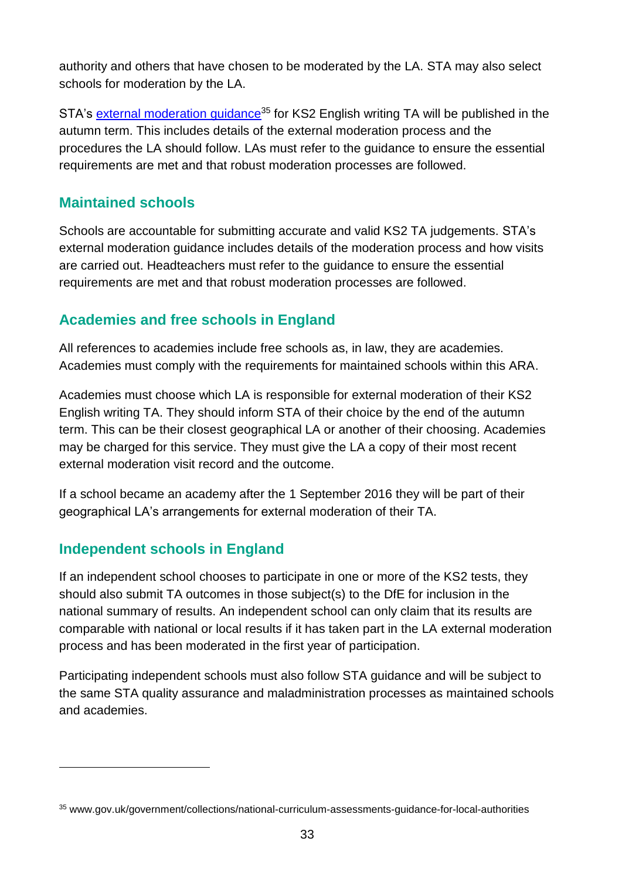authority and others that have chosen to be moderated by the LA. STA may also select schools for moderation by the LA.

STA's [external moderation guidance](www.gov.uk/government/collections/national-curriculum-assessments-guidance-for-local-authorities)[35] for KS2 English writing TA will be published in the autumn term. This includes details of the external moderation process and the procedures the LA should follow. LAs must refer to the guidance to ensure the essential requirements are met and that robust moderation processes are followed.

## Maintained schools

Schools are accountable for submitting accurate and valid KS2 TA judgements. STA's external moderation guidance includes details of the moderation process and how visits are carried out. Headteachers must refer to the guidance to ensure the essential requirements are met and that robust moderation processes are followed.

## Academies and free schools in England

All references to academies include free schools as, in law, they are academies. Academies must comply with the requirements for maintained schools within this ARA.

Academies must choose which LA is responsible for external moderation of their KS2 English writing TA. They should inform STA of their choice by the end of the autumn term. This can be their closest geographical LA or another of their choosing. Academies may be charged for this service. They must give the LA a copy of their most recent external moderation visit record and the outcome.

If a school became an academy after the 1 September 2016 they will be part of their geographical LA's arrangements for external moderation of their TA.

## Independent schools in England

If an independent school chooses to participate in one or more of the KS2 tests, they should also submit TA outcomes in those subject(s) to the DfE for inclusion in the national summary of results. An independent school can only claim that its results are comparable with national or local results if it has taken part in the LA external moderation process and has been moderated in the first year of participation.

Participating independent schools must also follow STA guidance and will be subject to the same STA quality assurance and maladministration processes as maintained schools and academies.

---

[35] www.gov.uk/government/collections/national-curriculum-assessments-guidance-for-local-authorities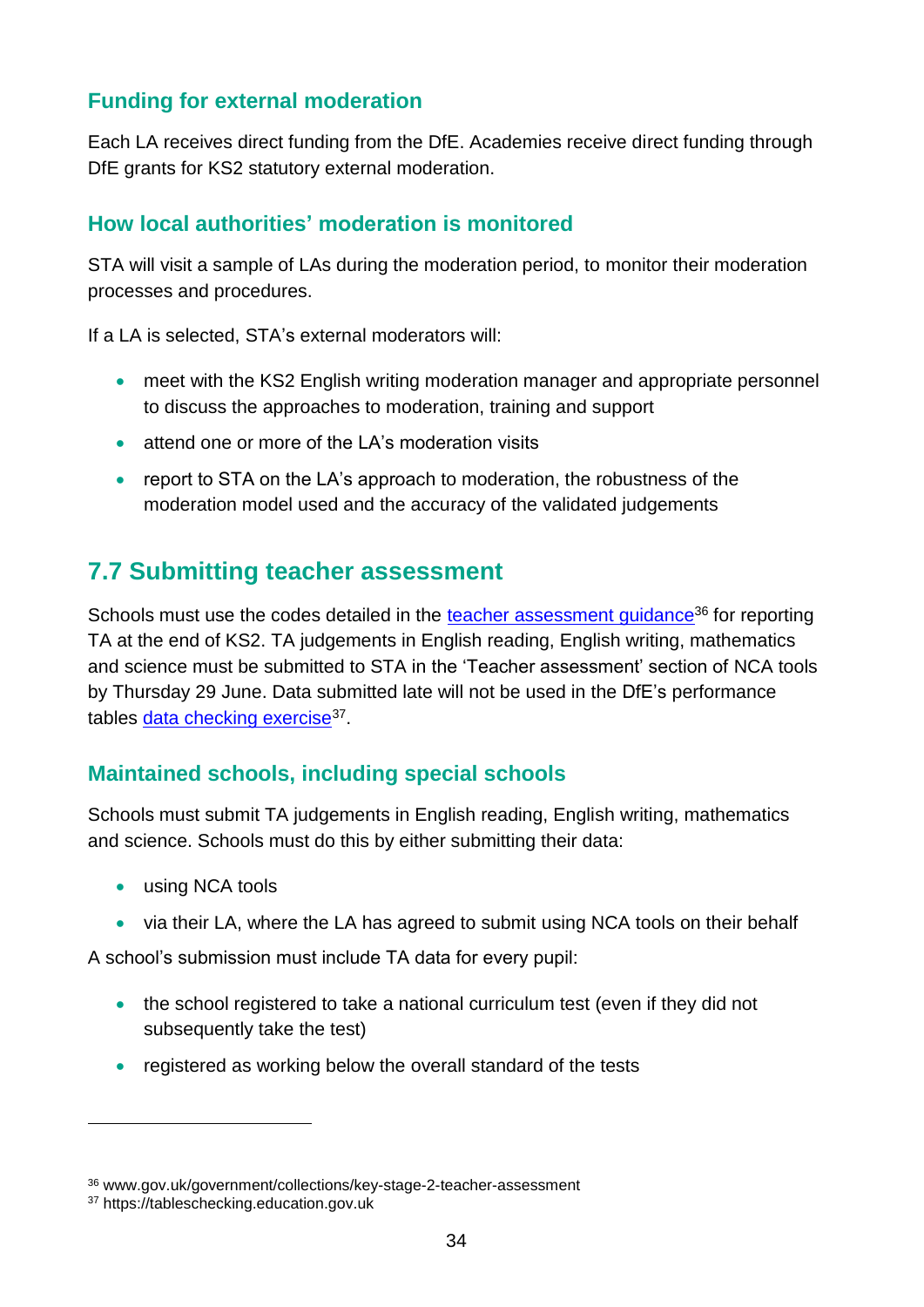### Funding for external moderation

Each LA receives direct funding from the DfE. Academies receive direct funding through DfE grants for KS2 statutory external moderation.

### How local authorities' moderation is monitored

STA will visit a sample of LAs during the moderation period, to monitor their moderation processes and procedures.

If a LA is selected, STA's external moderators will:

- meet with the KS2 English writing moderation manager and appropriate personnel to discuss the approaches to moderation, training and support
- attend one or more of the LA's moderation visits
- report to STA on the LA's approach to moderation, the robustness of the moderation model used and the accuracy of the validated judgements

## 7.7 Submitting teacher assessment

Schools must use the codes detailed in the teacher assessment guidance[36] for reporting TA at the end of KS2. TA judgements in English reading, English writing, mathematics and science must be submitted to STA in the 'Teacher assessment' section of NCA tools by Thursday 29 June. Data submitted late will not be used in the DfE's performance tables data checking exercise[37].

### Maintained schools, including special schools

Schools must submit TA judgements in English reading, English writing, mathematics and science. Schools must do this by either submitting their data:

- using NCA tools
- via their LA, where the LA has agreed to submit using NCA tools on their behalf

A school's submission must include TA data for every pupil:

- the school registered to take a national curriculum test (even if they did not subsequently take the test)
- registered as working below the overall standard of the tests

---

[36] www.gov.uk/government/collections/key-stage-2-teacher-assessment

[37] https://tableschecking.education.gov.uk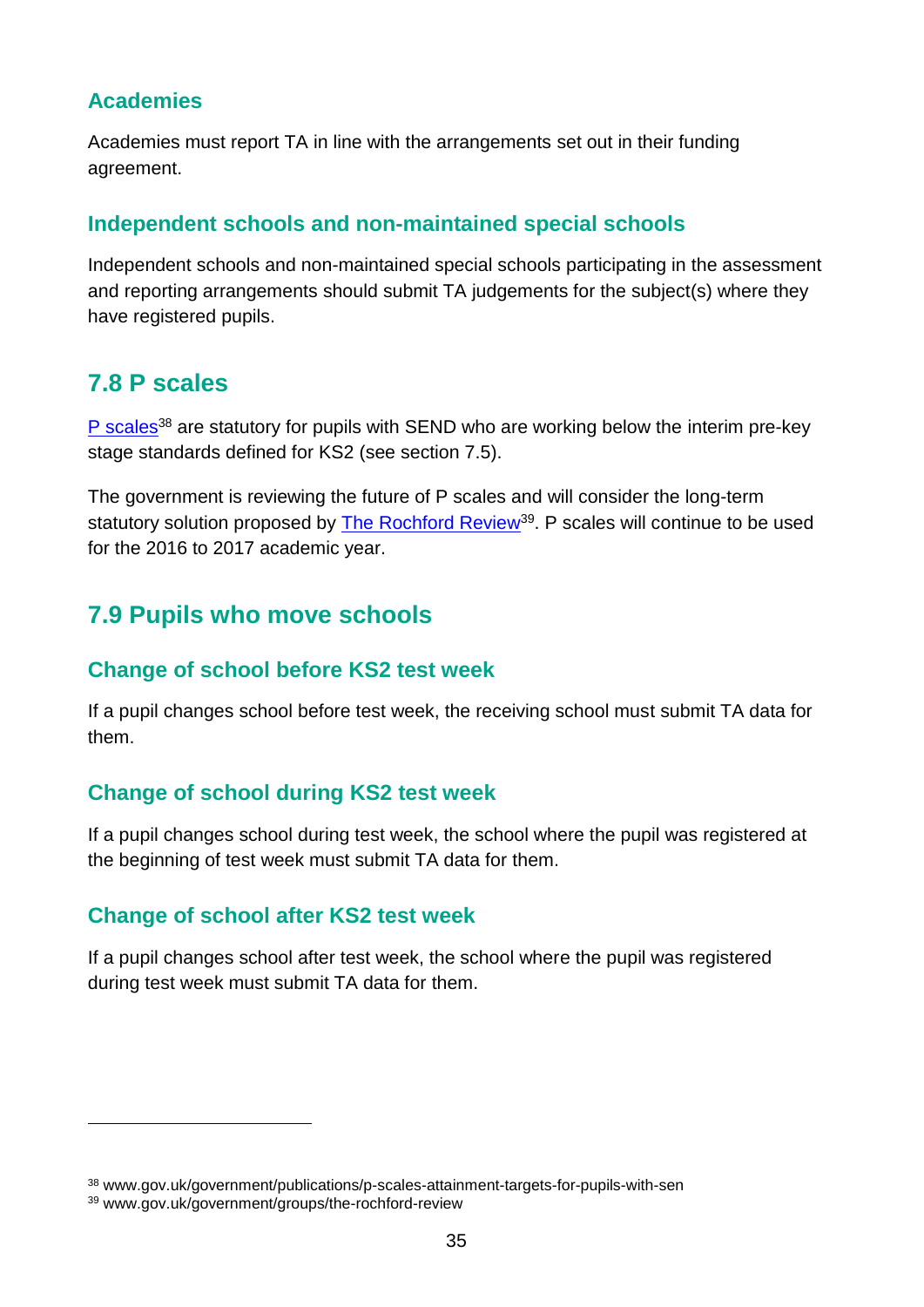### Academies

Academies must report TA in line with the arrangements set out in their funding agreement.

### Independent schools and non-maintained special schools

Independent schools and non-maintained special schools participating in the assessment and reporting arrangements should submit TA judgements for the subject(s) where they have registered pupils.

## 7.8 P scales

P scales[38] are statutory for pupils with SEND who are working below the interim pre-key stage standards defined for KS2 (see section 7.5).

The government is reviewing the future of P scales and will consider the long-term statutory solution proposed by The Rochford Review[39]. P scales will continue to be used for the 2016 to 2017 academic year.

## 7.9 Pupils who move schools

### Change of school before KS2 test week

If a pupil changes school before test week, the receiving school must submit TA data for them.

### Change of school during KS2 test week

If a pupil changes school during test week, the school where the pupil was registered at the beginning of test week must submit TA data for them.

### Change of school after KS2 test week

If a pupil changes school after test week, the school where the pupil was registered during test week must submit TA data for them.

---

[38] www.gov.uk/government/publications/p-scales-attainment-targets-for-pupils-with-sen

[39] www.gov.uk/government/groups/the-rochford-review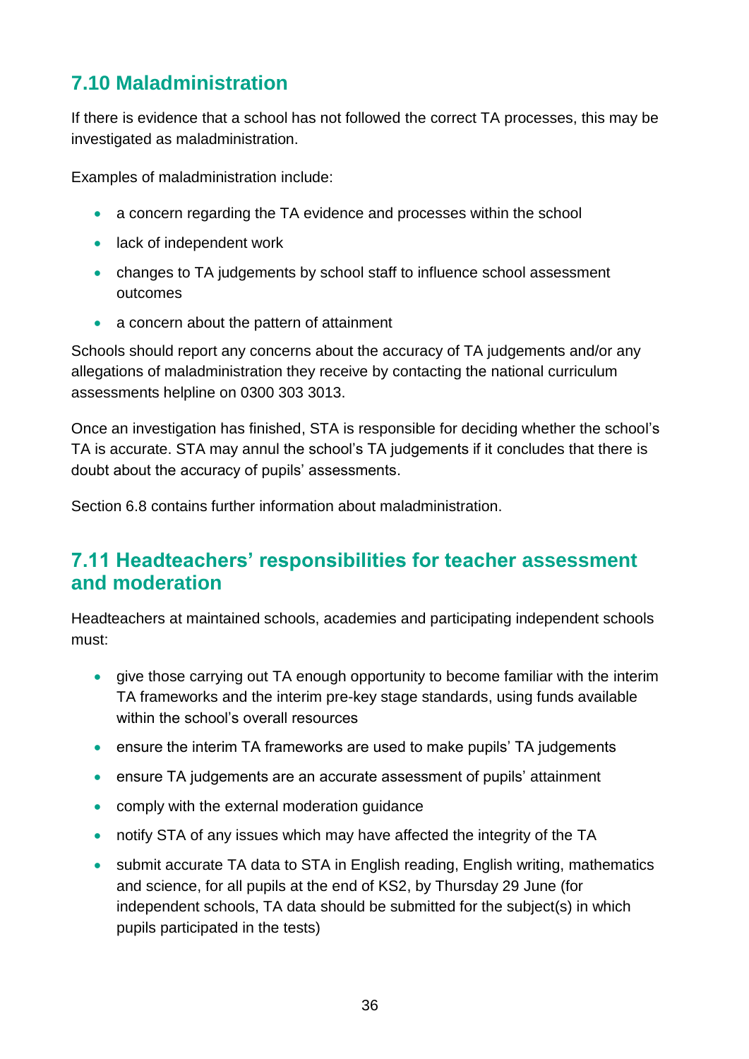## 7.10 Maladministration

If there is evidence that a school has not followed the correct TA processes, this may be investigated as maladministration.

Examples of maladministration include:

- a concern regarding the TA evidence and processes within the school
- lack of independent work
- changes to TA judgements by school staff to influence school assessment outcomes
- a concern about the pattern of attainment

Schools should report any concerns about the accuracy of TA judgements and/or any allegations of maladministration they receive by contacting the national curriculum assessments helpline on 0300 303 3013.

Once an investigation has finished, STA is responsible for deciding whether the school's TA is accurate. STA may annul the school's TA judgements if it concludes that there is doubt about the accuracy of pupils' assessments.

Section 6.8 contains further information about maladministration.

## 7.11 Headteachers' responsibilities for teacher assessment and moderation

Headteachers at maintained schools, academies and participating independent schools must:

- give those carrying out TA enough opportunity to become familiar with the interim TA frameworks and the interim pre-key stage standards, using funds available within the school's overall resources
- ensure the interim TA frameworks are used to make pupils' TA judgements
- ensure TA judgements are an accurate assessment of pupils' attainment
- comply with the external moderation guidance
- notify STA of any issues which may have affected the integrity of the TA
- submit accurate TA data to STA in English reading, English writing, mathematics and science, for all pupils at the end of KS2, by Thursday 29 June (for independent schools, TA data should be submitted for the subject(s) in which pupils participated in the tests)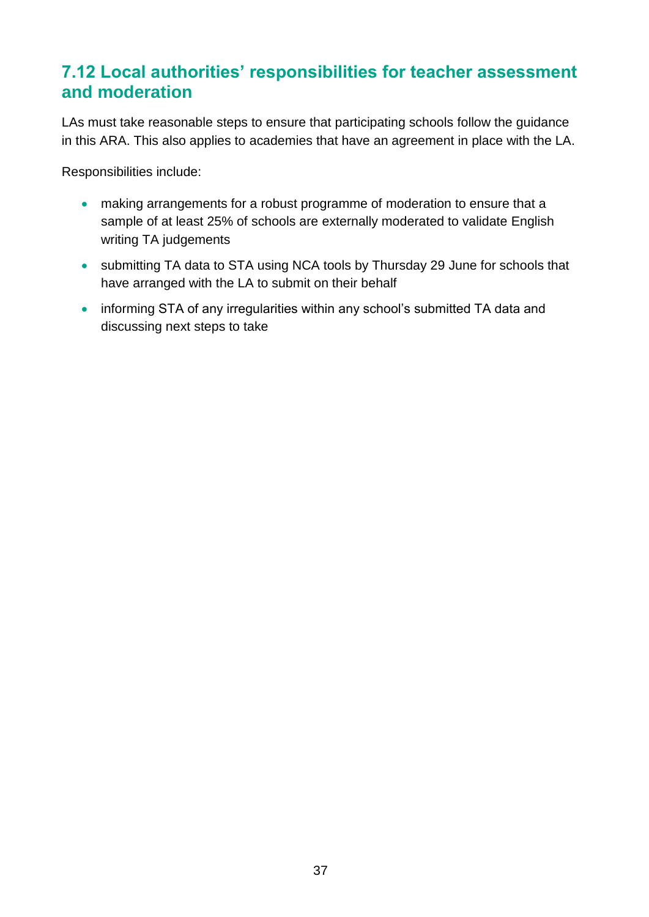## 7.12 Local authorities' responsibilities for teacher assessment and moderation

LAs must take reasonable steps to ensure that participating schools follow the guidance in this ARA. This also applies to academies that have an agreement in place with the LA.

Responsibilities include:

- making arrangements for a robust programme of moderation to ensure that a sample of at least 25% of schools are externally moderated to validate English writing TA judgements
- submitting TA data to STA using NCA tools by Thursday 29 June for schools that have arranged with the LA to submit on their behalf
- informing STA of any irregularities within any school's submitted TA data and discussing next steps to take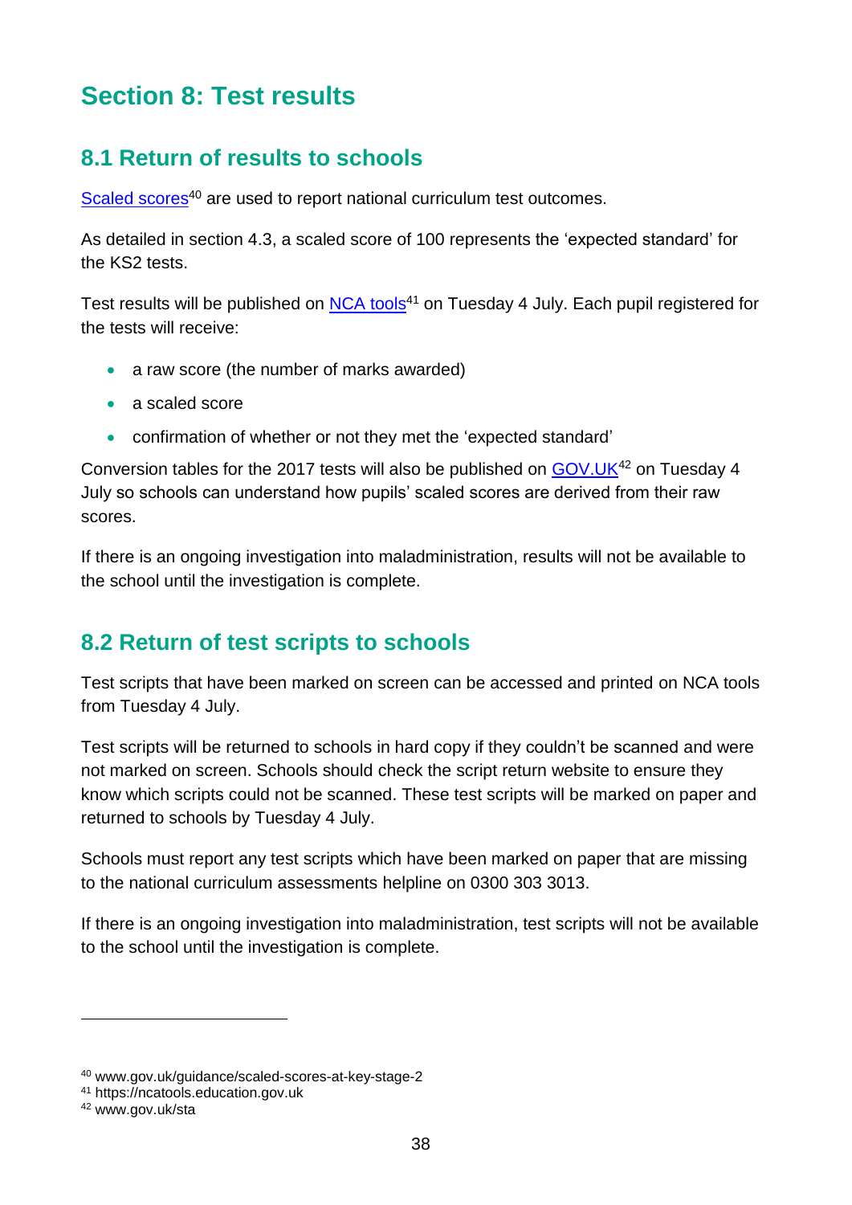# Section 8: Test results

## 8.1 Return of results to schools

Scaled scores[40] are used to report national curriculum test outcomes.

As detailed in section 4.3, a scaled score of 100 represents the 'expected standard' for the KS2 tests.

Test results will be published on NCA tools[41] on Tuesday 4 July. Each pupil registered for the tests will receive:

- a raw score (the number of marks awarded)
- a scaled score
- confirmation of whether or not they met the 'expected standard'

Conversion tables for the 2017 tests will also be published on GOV.UK[42] on Tuesday 4 July so schools can understand how pupils' scaled scores are derived from their raw scores.

If there is an ongoing investigation into maladministration, results will not be available to the school until the investigation is complete.

## 8.2 Return of test scripts to schools

Test scripts that have been marked on screen can be accessed and printed on NCA tools from Tuesday 4 July.

Test scripts will be returned to schools in hard copy if they couldn't be scanned and were not marked on screen. Schools should check the script return website to ensure they know which scripts could not be scanned. These test scripts will be marked on paper and returned to schools by Tuesday 4 July.

Schools must report any test scripts which have been marked on paper that are missing to the national curriculum assessments helpline on 0300 303 3013.

If there is an ongoing investigation into maladministration, test scripts will not be available to the school until the investigation is complete.

---

[40] www.gov.uk/guidance/scaled-scores-at-key-stage-2
[41] https://ncatools.education.gov.uk
[42] www.gov.uk/sta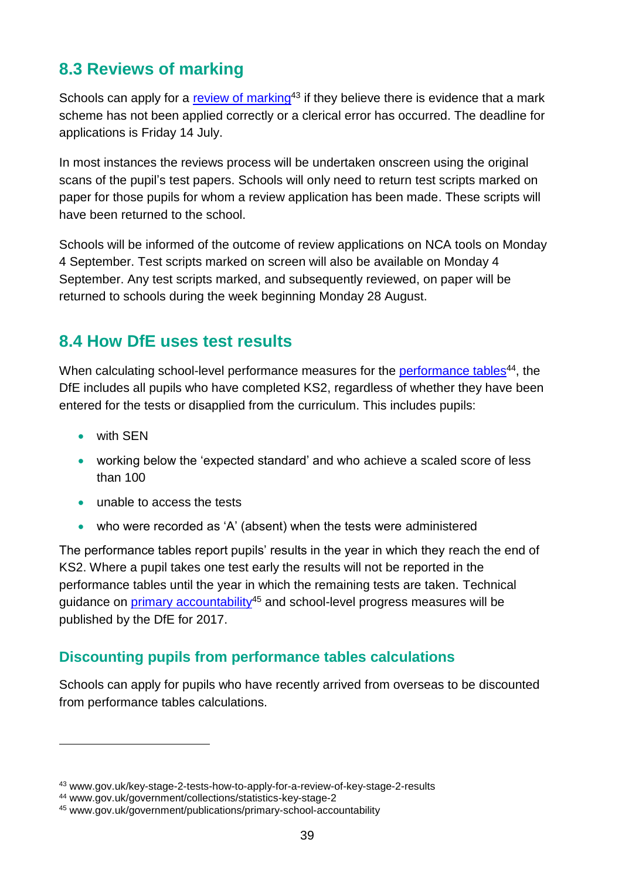## 8.3 Reviews of marking

Schools can apply for a review of marking[43] if they believe there is evidence that a mark scheme has not been applied correctly or a clerical error has occurred. The deadline for applications is Friday 14 July.

In most instances the reviews process will be undertaken onscreen using the original scans of the pupil's test papers. Schools will only need to return test scripts marked on paper for those pupils for whom a review application has been made. These scripts will have been returned to the school.

Schools will be informed of the outcome of review applications on NCA tools on Monday 4 September. Test scripts marked on screen will also be available on Monday 4 September. Any test scripts marked, and subsequently reviewed, on paper will be returned to schools during the week beginning Monday 28 August.

## 8.4 How DfE uses test results

When calculating school-level performance measures for the performance tables[44], the DfE includes all pupils who have completed KS2, regardless of whether they have been entered for the tests or disapplied from the curriculum. This includes pupils:

- with SEN
- working below the 'expected standard' and who achieve a scaled score of less than 100
- unable to access the tests
- who were recorded as 'A' (absent) when the tests were administered

The performance tables report pupils' results in the year in which they reach the end of KS2. Where a pupil takes one test early the results will not be reported in the performance tables until the year in which the remaining tests are taken. Technical guidance on primary accountability[45] and school-level progress measures will be published by the DfE for 2017.

### Discounting pupils from performance tables calculations

Schools can apply for pupils who have recently arrived from overseas to be discounted from performance tables calculations.

---

[43] www.gov.uk/key-stage-2-tests-how-to-apply-for-a-review-of-key-stage-2-results

[44] www.gov.uk/government/collections/statistics-key-stage-2

[45] www.gov.uk/government/publications/primary-school-accountability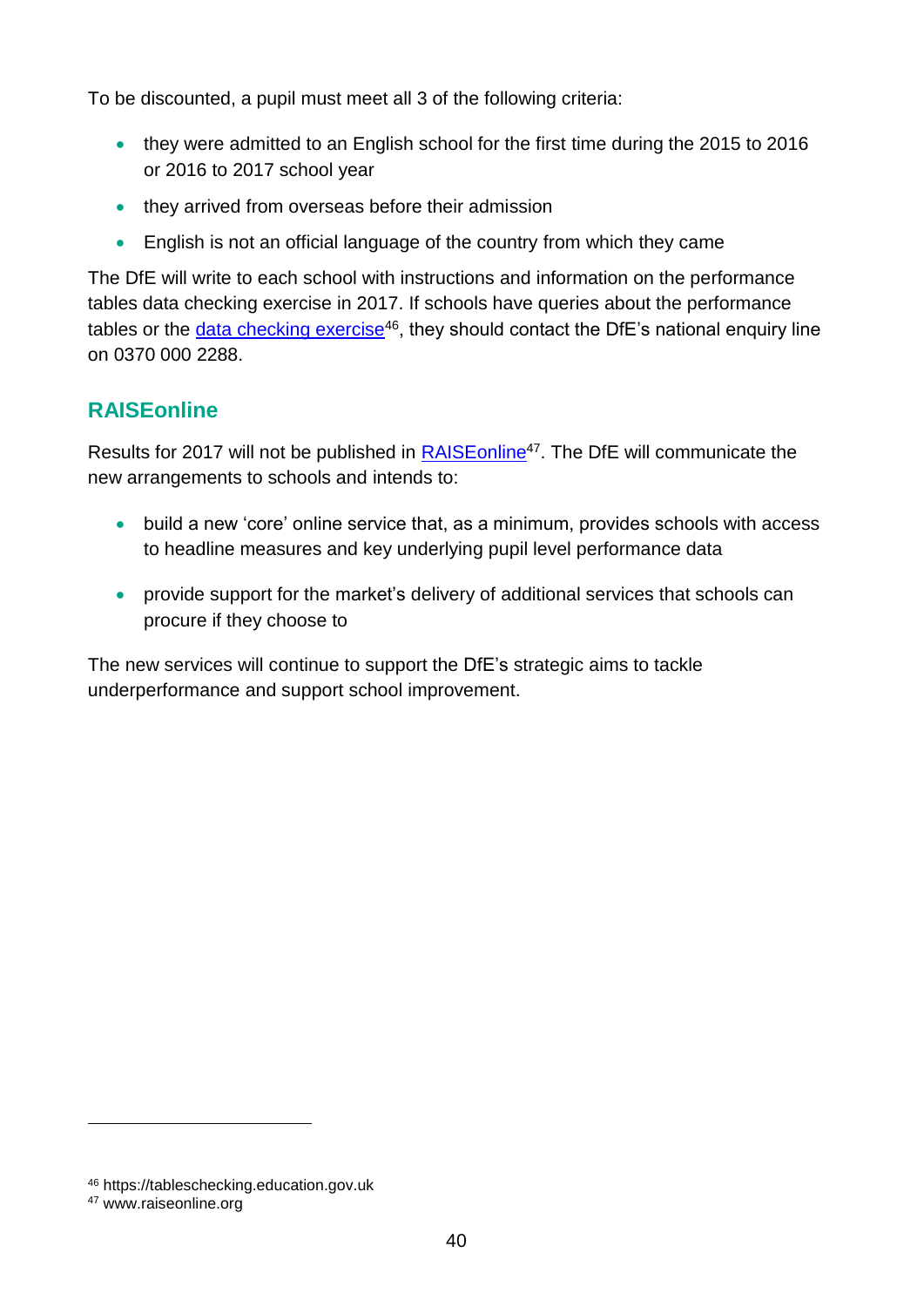To be discounted, a pupil must meet all 3 of the following criteria:

- they were admitted to an English school for the first time during the 2015 to 2016 or 2016 to 2017 school year
- they arrived from overseas before their admission
- English is not an official language of the country from which they came

The DfE will write to each school with instructions and information on the performance tables data checking exercise in 2017. If schools have queries about the performance tables or the data checking exercise[46], they should contact the DfE's national enquiry line on 0370 000 2288.

## RAISEonline

Results for 2017 will not be published in RAISEonline[47]. The DfE will communicate the new arrangements to schools and intends to:

- build a new 'core' online service that, as a minimum, provides schools with access to headline measures and key underlying pupil level performance data
- provide support for the market's delivery of additional services that schools can procure if they choose to

The new services will continue to support the DfE's strategic aims to tackle underperformance and support school improvement.

---

[46] https://tableschecking.education.gov.uk

[47] www.raiseonline.org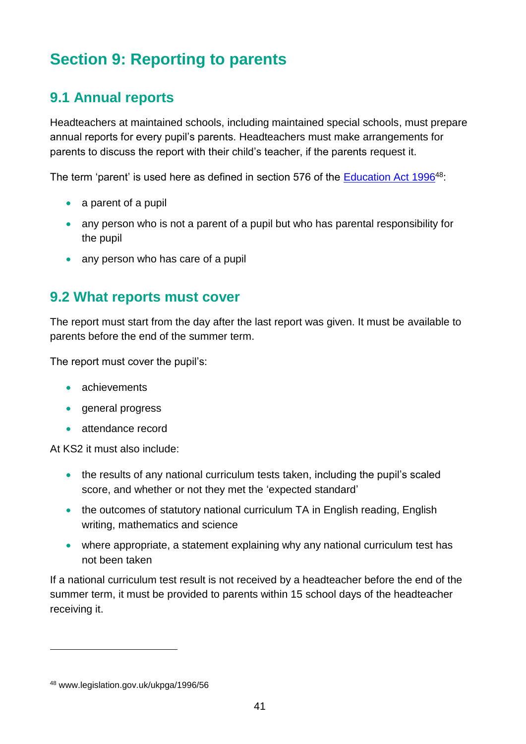# Section 9: Reporting to parents

## 9.1 Annual reports

Headteachers at maintained schools, including maintained special schools, must prepare annual reports for every pupil's parents. Headteachers must make arrangements for parents to discuss the report with their child's teacher, if the parents request it.

The term 'parent' is used here as defined in section 576 of the Education Act 1996[48]:

- a parent of a pupil
- any person who is not a parent of a pupil but who has parental responsibility for the pupil
- any person who has care of a pupil

## 9.2 What reports must cover

The report must start from the day after the last report was given. It must be available to parents before the end of the summer term.

The report must cover the pupil's:

- achievements
- general progress
- attendance record

At KS2 it must also include:

- the results of any national curriculum tests taken, including the pupil's scaled score, and whether or not they met the 'expected standard'
- the outcomes of statutory national curriculum TA in English reading, English writing, mathematics and science
- where appropriate, a statement explaining why any national curriculum test has not been taken

If a national curriculum test result is not received by a headteacher before the end of the summer term, it must be provided to parents within 15 school days of the headteacher receiving it.

---

[48] www.legislation.gov.uk/ukpga/1996/56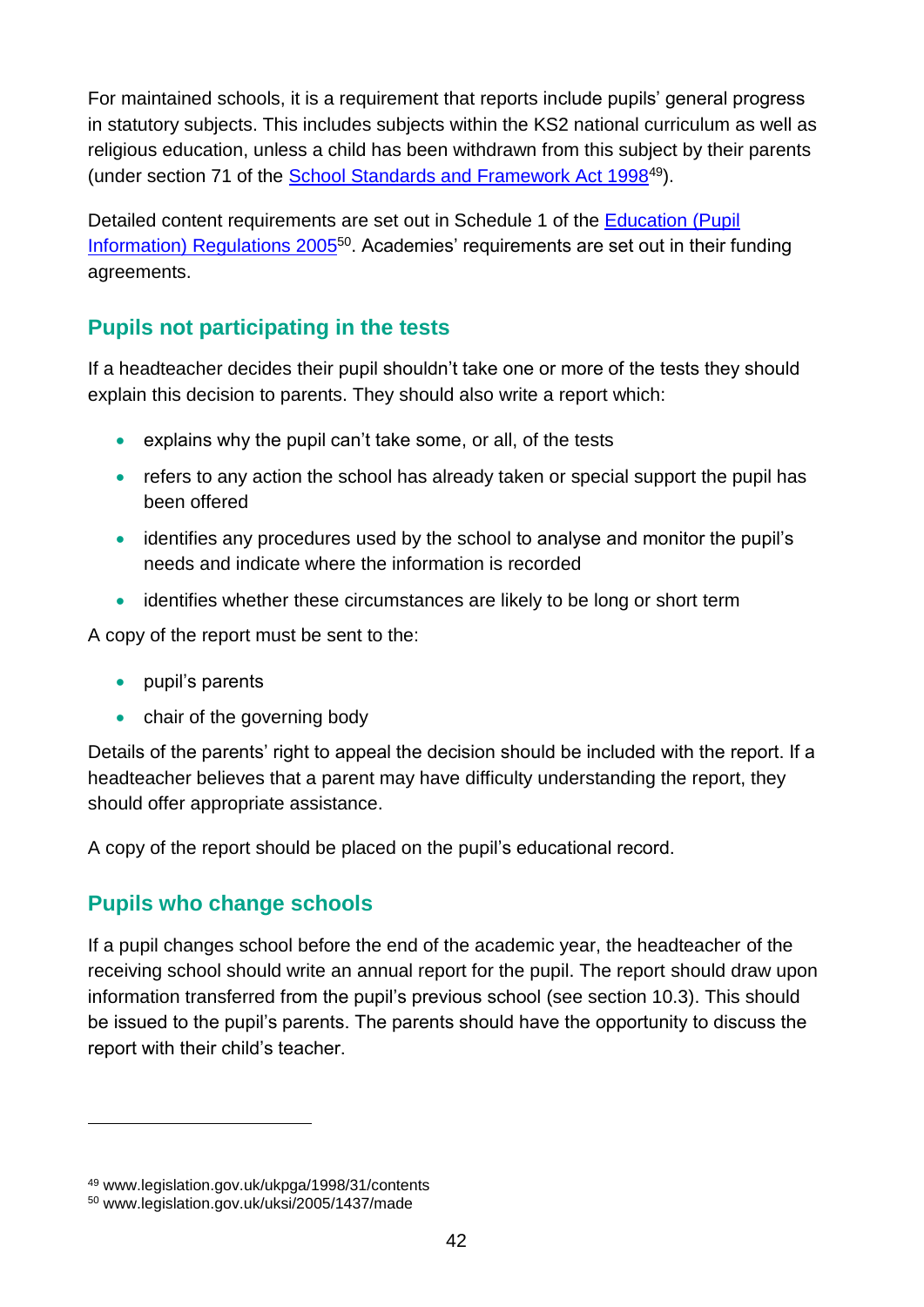For maintained schools, it is a requirement that reports include pupils' general progress in statutory subjects. This includes subjects within the KS2 national curriculum as well as religious education, unless a child has been withdrawn from this subject by their parents (under section 71 of the School Standards and Framework Act 1998[49]).

Detailed content requirements are set out in Schedule 1 of the Education (Pupil Information) Regulations 2005[50]. Academies' requirements are set out in their funding agreements.

## Pupils not participating in the tests

If a headteacher decides their pupil shouldn't take one or more of the tests they should explain this decision to parents. They should also write a report which:

- explains why the pupil can't take some, or all, of the tests
- refers to any action the school has already taken or special support the pupil has been offered
- identifies any procedures used by the school to analyse and monitor the pupil's needs and indicate where the information is recorded
- identifies whether these circumstances are likely to be long or short term

A copy of the report must be sent to the:

- pupil's parents
- chair of the governing body

Details of the parents' right to appeal the decision should be included with the report. If a headteacher believes that a parent may have difficulty understanding the report, they should offer appropriate assistance.

A copy of the report should be placed on the pupil's educational record.

## Pupils who change schools

If a pupil changes school before the end of the academic year, the headteacher of the receiving school should write an annual report for the pupil. The report should draw upon information transferred from the pupil's previous school (see section 10.3). This should be issued to the pupil's parents. The parents should have the opportunity to discuss the report with their child's teacher.

---

[49] www.legislation.gov.uk/ukpga/1998/31/contents
[50] www.legislation.gov.uk/uksi/2005/1437/made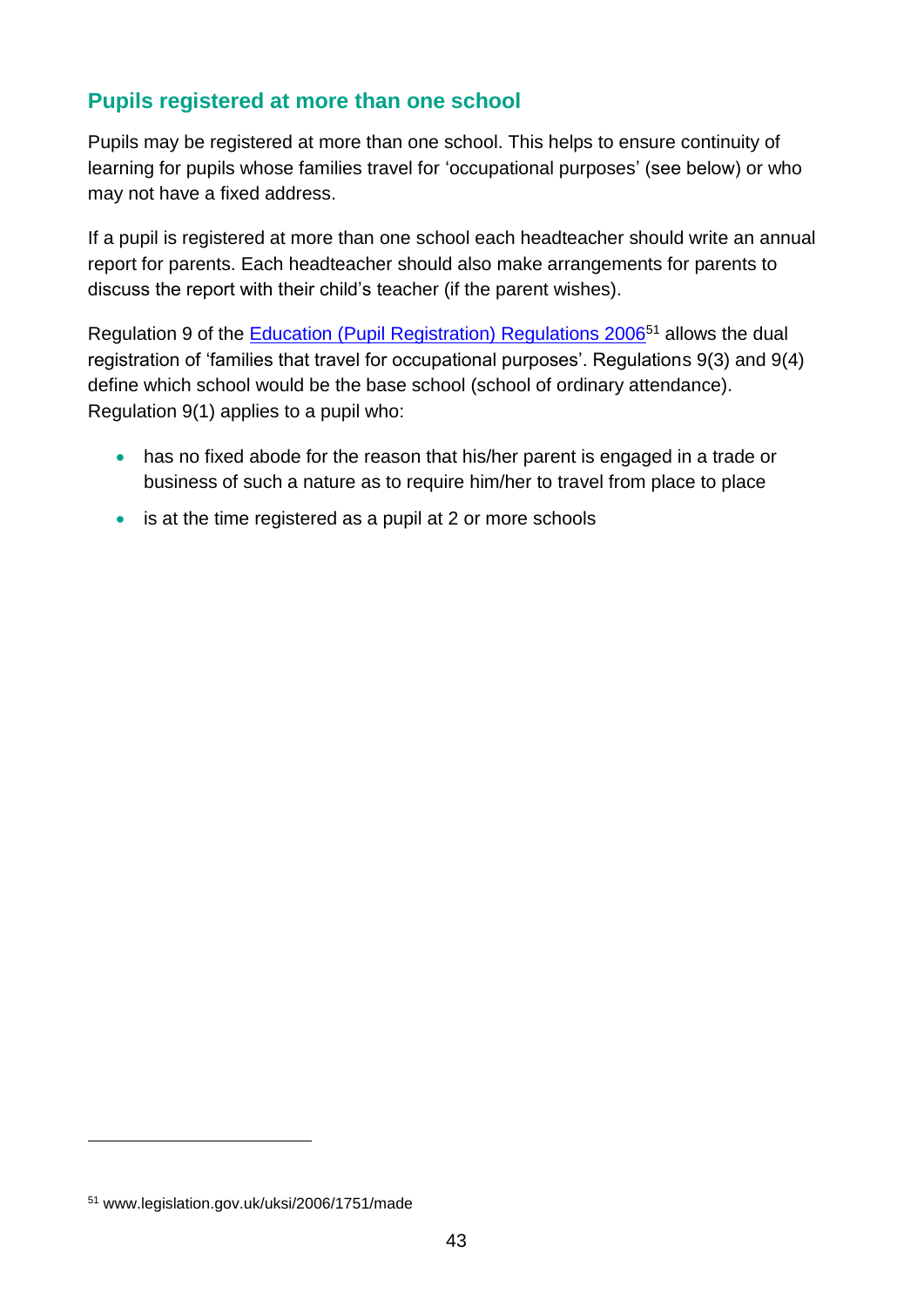## Pupils registered at more than one school

Pupils may be registered at more than one school. This helps to ensure continuity of learning for pupils whose families travel for 'occupational purposes' (see below) or who may not have a fixed address.

If a pupil is registered at more than one school each headteacher should write an annual report for parents. Each headteacher should also make arrangements for parents to discuss the report with their child's teacher (if the parent wishes).

Regulation 9 of the [Education (Pupil Registration) Regulations 2006](www.legislation.gov.uk/uksi/2006/1751/made)[51] allows the dual registration of 'families that travel for occupational purposes'. Regulations 9(3) and 9(4) define which school would be the base school (school of ordinary attendance). Regulation 9(1) applies to a pupil who:

- has no fixed abode for the reason that his/her parent is engaged in a trade or business of such a nature as to require him/her to travel from place to place
- is at the time registered as a pupil at 2 or more schools

---

[51] www.legislation.gov.uk/uksi/2006/1751/made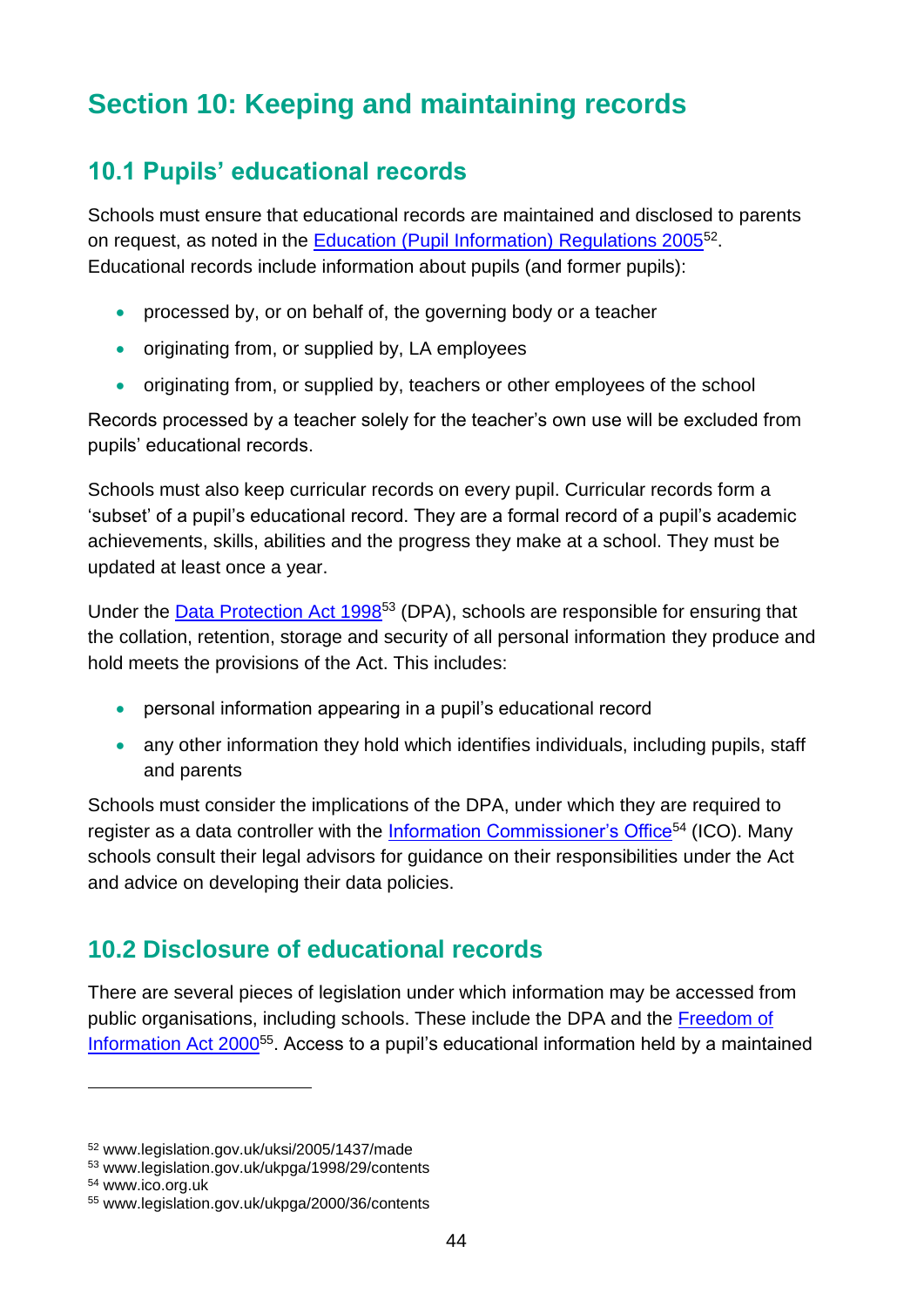# Section 10: Keeping and maintaining records

## 10.1 Pupils' educational records

Schools must ensure that educational records are maintained and disclosed to parents on request, as noted in the Education (Pupil Information) Regulations 2005[52]. Educational records include information about pupils (and former pupils):

- processed by, or on behalf of, the governing body or a teacher
- originating from, or supplied by, LA employees
- originating from, or supplied by, teachers or other employees of the school

Records processed by a teacher solely for the teacher's own use will be excluded from pupils' educational records.

Schools must also keep curricular records on every pupil. Curricular records form a 'subset' of a pupil's educational record. They are a formal record of a pupil's academic achievements, skills, abilities and the progress they make at a school. They must be updated at least once a year.

Under the Data Protection Act 1998[53] (DPA), schools are responsible for ensuring that the collation, retention, storage and security of all personal information they produce and hold meets the provisions of the Act. This includes:

- personal information appearing in a pupil's educational record
- any other information they hold which identifies individuals, including pupils, staff and parents

Schools must consider the implications of the DPA, under which they are required to register as a data controller with the Information Commissioner's Office[54] (ICO). Many schools consult their legal advisors for guidance on their responsibilities under the Act and advice on developing their data policies.

## 10.2 Disclosure of educational records

There are several pieces of legislation under which information may be accessed from public organisations, including schools. These include the DPA and the Freedom of Information Act 2000[55]. Access to a pupil's educational information held by a maintained

---

[52] www.legislation.gov.uk/uksi/2005/1437/made
[53] www.legislation.gov.uk/ukpga/1998/29/contents
[54] www.ico.org.uk
[55] www.legislation.gov.uk/ukpga/2000/36/contents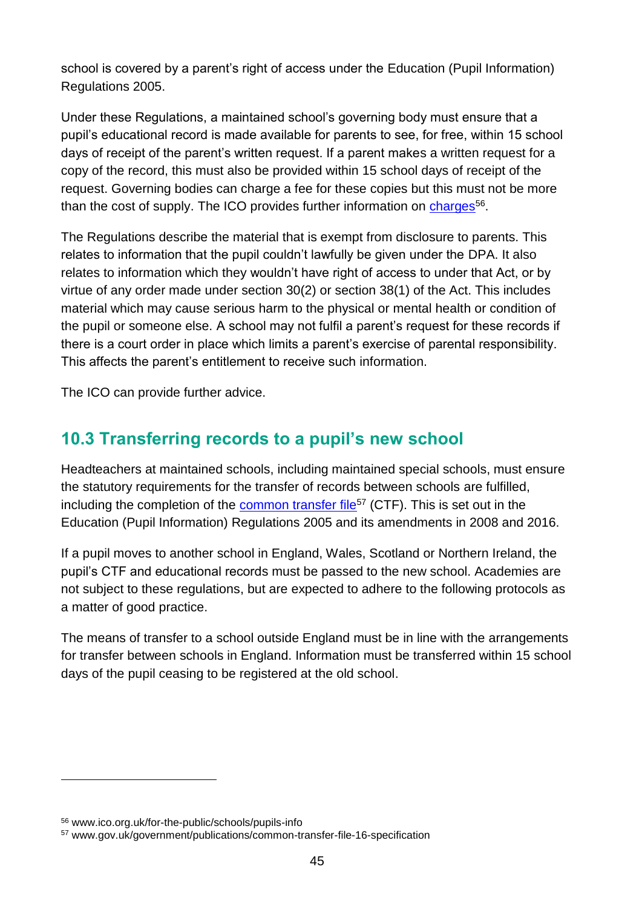school is covered by a parent's right of access under the Education (Pupil Information) Regulations 2005.

Under these Regulations, a maintained school's governing body must ensure that a pupil's educational record is made available for parents to see, for free, within 15 school days of receipt of the parent's written request. If a parent makes a written request for a copy of the record, this must also be provided within 15 school days of receipt of the request. Governing bodies can charge a fee for these copies but this must not be more than the cost of supply. The ICO provides further information on charges[56].

The Regulations describe the material that is exempt from disclosure to parents. This relates to information that the pupil couldn't lawfully be given under the DPA. It also relates to information which they wouldn't have right of access to under that Act, or by virtue of any order made under section 30(2) or section 38(1) of the Act. This includes material which may cause serious harm to the physical or mental health or condition of the pupil or someone else. A school may not fulfil a parent's request for these records if there is a court order in place which limits a parent's exercise of parental responsibility. This affects the parent's entitlement to receive such information.

The ICO can provide further advice.

## 10.3 Transferring records to a pupil's new school

Headteachers at maintained schools, including maintained special schools, must ensure the statutory requirements for the transfer of records between schools are fulfilled, including the completion of the common transfer file[57] (CTF). This is set out in the Education (Pupil Information) Regulations 2005 and its amendments in 2008 and 2016.

If a pupil moves to another school in England, Wales, Scotland or Northern Ireland, the pupil's CTF and educational records must be passed to the new school. Academies are not subject to these regulations, but are expected to adhere to the following protocols as a matter of good practice.

The means of transfer to a school outside England must be in line with the arrangements for transfer between schools in England. Information must be transferred within 15 school days of the pupil ceasing to be registered at the old school.

---

[56] www.ico.org.uk/for-the-public/schools/pupils-info

[57] www.gov.uk/government/publications/common-transfer-file-16-specification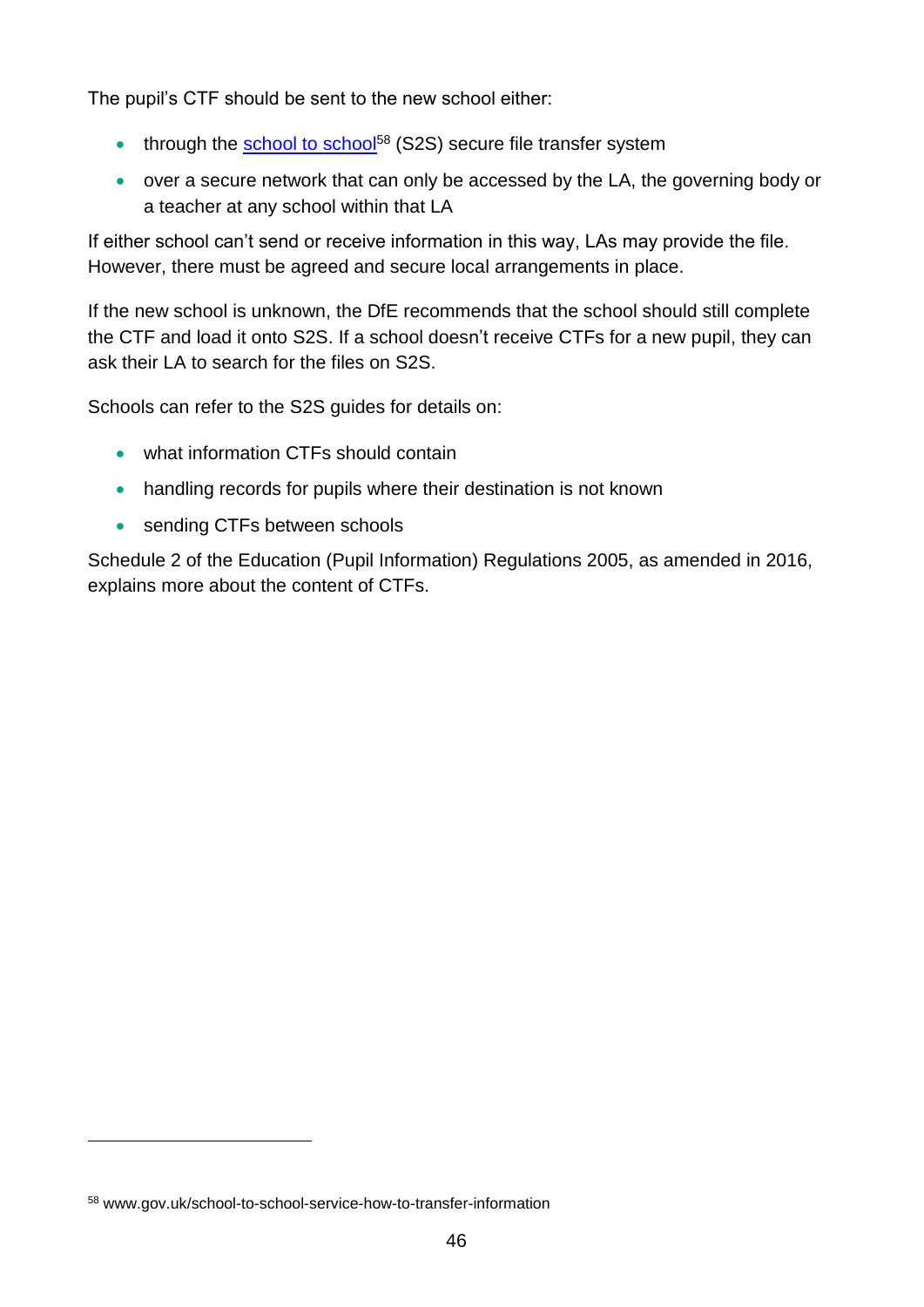The pupil's CTF should be sent to the new school either:

- through the school to school[58] (S2S) secure file transfer system
- over a secure network that can only be accessed by the LA, the governing body or a teacher at any school within that LA

If either school can't send or receive information in this way, LAs may provide the file. However, there must be agreed and secure local arrangements in place.

If the new school is unknown, the DfE recommends that the school should still complete the CTF and load it onto S2S. If a school doesn't receive CTFs for a new pupil, they can ask their LA to search for the files on S2S.

Schools can refer to the S2S guides for details on:

- what information CTFs should contain
- handling records for pupils where their destination is not known
- sending CTFs between schools

Schedule 2 of the Education (Pupil Information) Regulations 2005, as amended in 2016, explains more about the content of CTFs.

[58] www.gov.uk/school-to-school-service-how-to-transfer-information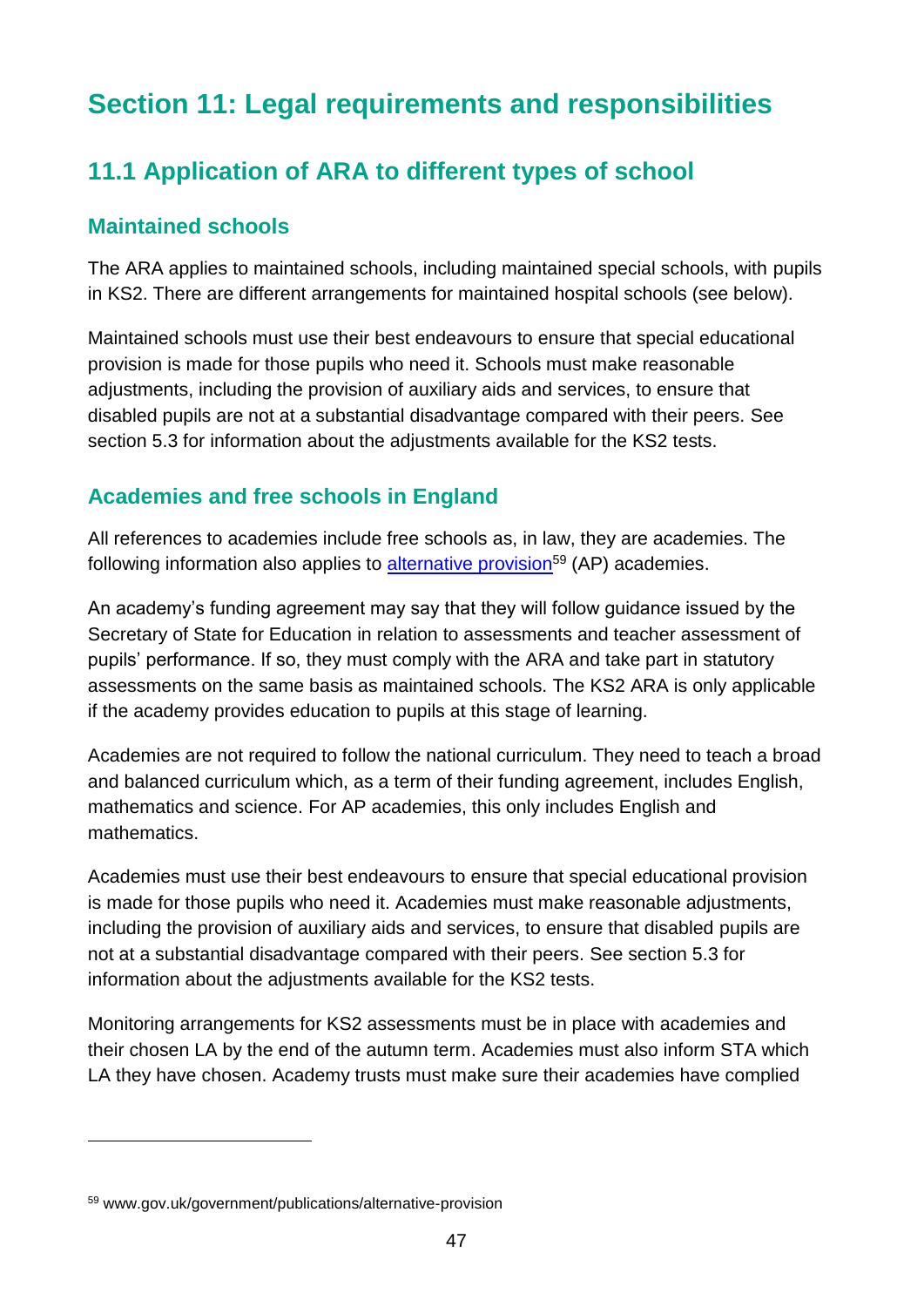# Section 11: Legal requirements and responsibilities

## 11.1 Application of ARA to different types of school

### Maintained schools

The ARA applies to maintained schools, including maintained special schools, with pupils in KS2. There are different arrangements for maintained hospital schools (see below).

Maintained schools must use their best endeavours to ensure that special educational provision is made for those pupils who need it. Schools must make reasonable adjustments, including the provision of auxiliary aids and services, to ensure that disabled pupils are not at a substantial disadvantage compared with their peers. See section 5.3 for information about the adjustments available for the KS2 tests.

### Academies and free schools in England

All references to academies include free schools as, in law, they are academies. The following information also applies to alternative provision[59] (AP) academies.

An academy's funding agreement may say that they will follow guidance issued by the Secretary of State for Education in relation to assessments and teacher assessment of pupils' performance. If so, they must comply with the ARA and take part in statutory assessments on the same basis as maintained schools. The KS2 ARA is only applicable if the academy provides education to pupils at this stage of learning.

Academies are not required to follow the national curriculum. They need to teach a broad and balanced curriculum which, as a term of their funding agreement, includes English, mathematics and science. For AP academies, this only includes English and mathematics.

Academies must use their best endeavours to ensure that special educational provision is made for those pupils who need it. Academies must make reasonable adjustments, including the provision of auxiliary aids and services, to ensure that disabled pupils are not at a substantial disadvantage compared with their peers. See section 5.3 for information about the adjustments available for the KS2 tests.

Monitoring arrangements for KS2 assessments must be in place with academies and their chosen LA by the end of the autumn term. Academies must also inform STA which LA they have chosen. Academy trusts must make sure their academies have complied

---

[59] www.gov.uk/government/publications/alternative-provision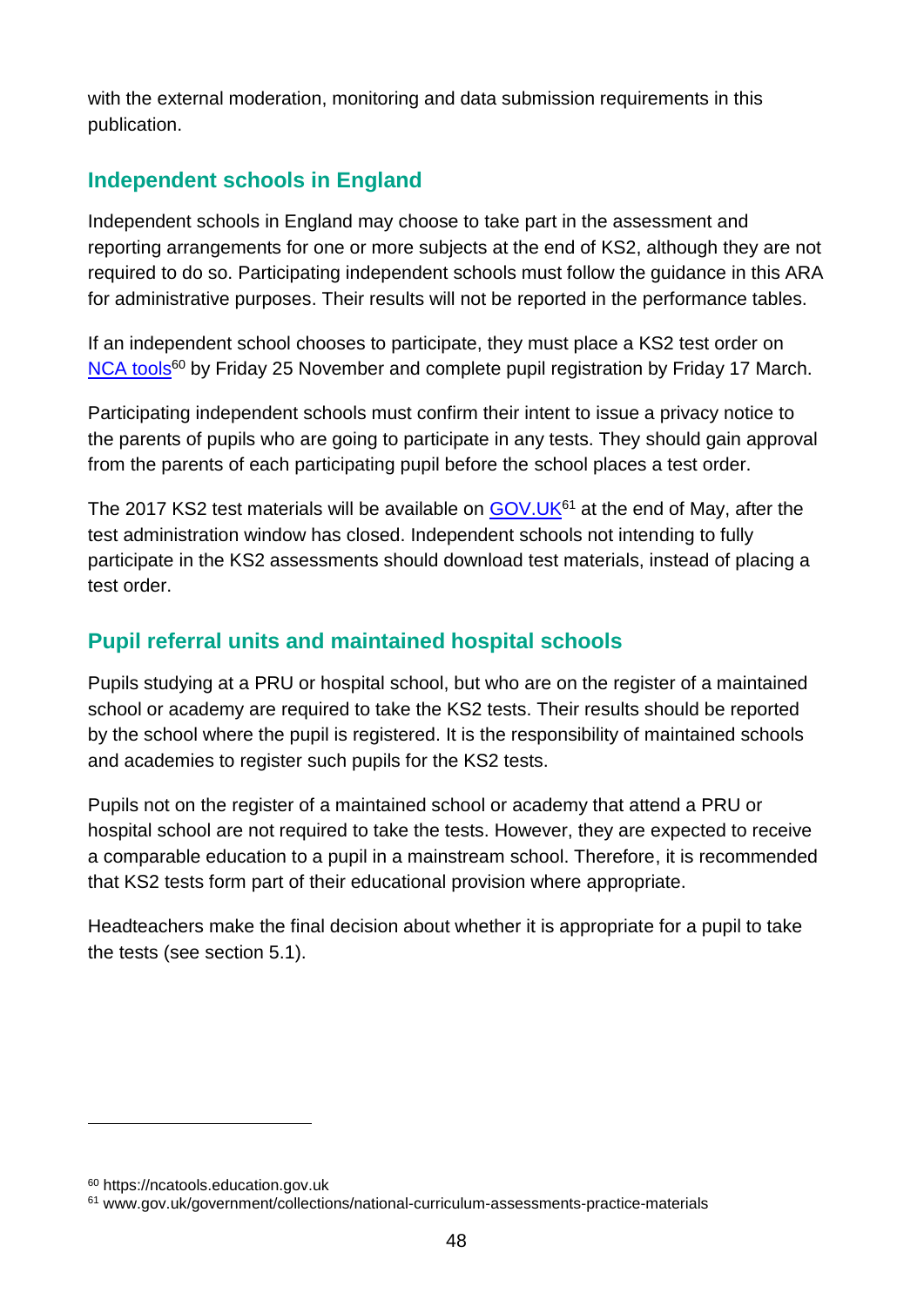with the external moderation, monitoring and data submission requirements in this publication.

## Independent schools in England

Independent schools in England may choose to take part in the assessment and reporting arrangements for one or more subjects at the end of KS2, although they are not required to do so. Participating independent schools must follow the guidance in this ARA for administrative purposes. Their results will not be reported in the performance tables.

If an independent school chooses to participate, they must place a KS2 test order on NCA tools[60] by Friday 25 November and complete pupil registration by Friday 17 March.

Participating independent schools must confirm their intent to issue a privacy notice to the parents of pupils who are going to participate in any tests. They should gain approval from the parents of each participating pupil before the school places a test order.

The 2017 KS2 test materials will be available on GOV.UK[61] at the end of May, after the test administration window has closed. Independent schools not intending to fully participate in the KS2 assessments should download test materials, instead of placing a test order.

## Pupil referral units and maintained hospital schools

Pupils studying at a PRU or hospital school, but who are on the register of a maintained school or academy are required to take the KS2 tests. Their results should be reported by the school where the pupil is registered. It is the responsibility of maintained schools and academies to register such pupils for the KS2 tests.

Pupils not on the register of a maintained school or academy that attend a PRU or hospital school are not required to take the tests. However, they are expected to receive a comparable education to a pupil in a mainstream school. Therefore, it is recommended that KS2 tests form part of their educational provision where appropriate.

Headteachers make the final decision about whether it is appropriate for a pupil to take the tests (see section 5.1).

---

[60] https://ncatools.education.gov.uk

[61] www.gov.uk/government/collections/national-curriculum-assessments-practice-materials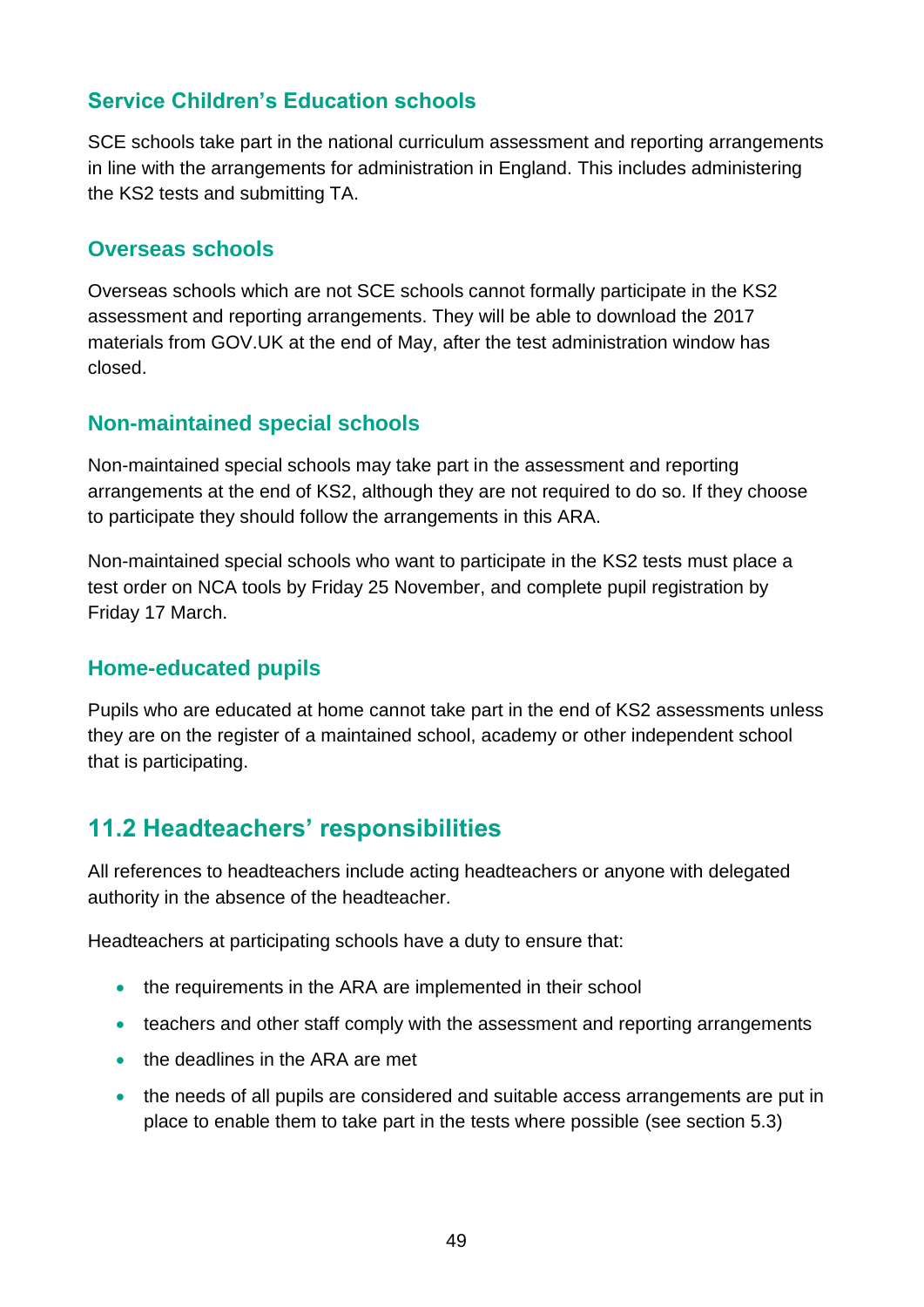### Service Children's Education schools

SCE schools take part in the national curriculum assessment and reporting arrangements in line with the arrangements for administration in England. This includes administering the KS2 tests and submitting TA.

### Overseas schools

Overseas schools which are not SCE schools cannot formally participate in the KS2 assessment and reporting arrangements. They will be able to download the 2017 materials from GOV.UK at the end of May, after the test administration window has closed.

### Non-maintained special schools

Non-maintained special schools may take part in the assessment and reporting arrangements at the end of KS2, although they are not required to do so. If they choose to participate they should follow the arrangements in this ARA.

Non-maintained special schools who want to participate in the KS2 tests must place a test order on NCA tools by Friday 25 November, and complete pupil registration by Friday 17 March.

### Home-educated pupils

Pupils who are educated at home cannot take part in the end of KS2 assessments unless they are on the register of a maintained school, academy or other independent school that is participating.

## 11.2 Headteachers' responsibilities

All references to headteachers include acting headteachers or anyone with delegated authority in the absence of the headteacher.

Headteachers at participating schools have a duty to ensure that:

- the requirements in the ARA are implemented in their school
- teachers and other staff comply with the assessment and reporting arrangements
- the deadlines in the ARA are met
- the needs of all pupils are considered and suitable access arrangements are put in place to enable them to take part in the tests where possible (see section 5.3)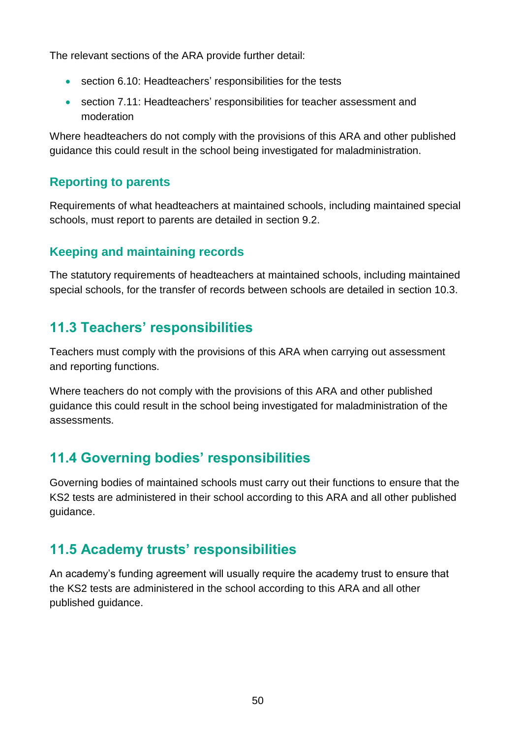The relevant sections of the ARA provide further detail:

- section 6.10: Headteachers' responsibilities for the tests
- section 7.11: Headteachers' responsibilities for teacher assessment and moderation

Where headteachers do not comply with the provisions of this ARA and other published guidance this could result in the school being investigated for maladministration.

### Reporting to parents

Requirements of what headteachers at maintained schools, including maintained special schools, must report to parents are detailed in section 9.2.

### Keeping and maintaining records

The statutory requirements of headteachers at maintained schools, including maintained special schools, for the transfer of records between schools are detailed in section 10.3.

## 11.3 Teachers' responsibilities

Teachers must comply with the provisions of this ARA when carrying out assessment and reporting functions.

Where teachers do not comply with the provisions of this ARA and other published guidance this could result in the school being investigated for maladministration of the assessments.

## 11.4 Governing bodies' responsibilities

Governing bodies of maintained schools must carry out their functions to ensure that the KS2 tests are administered in their school according to this ARA and all other published guidance.

## 11.5 Academy trusts' responsibilities

An academy's funding agreement will usually require the academy trust to ensure that the KS2 tests are administered in the school according to this ARA and all other published guidance.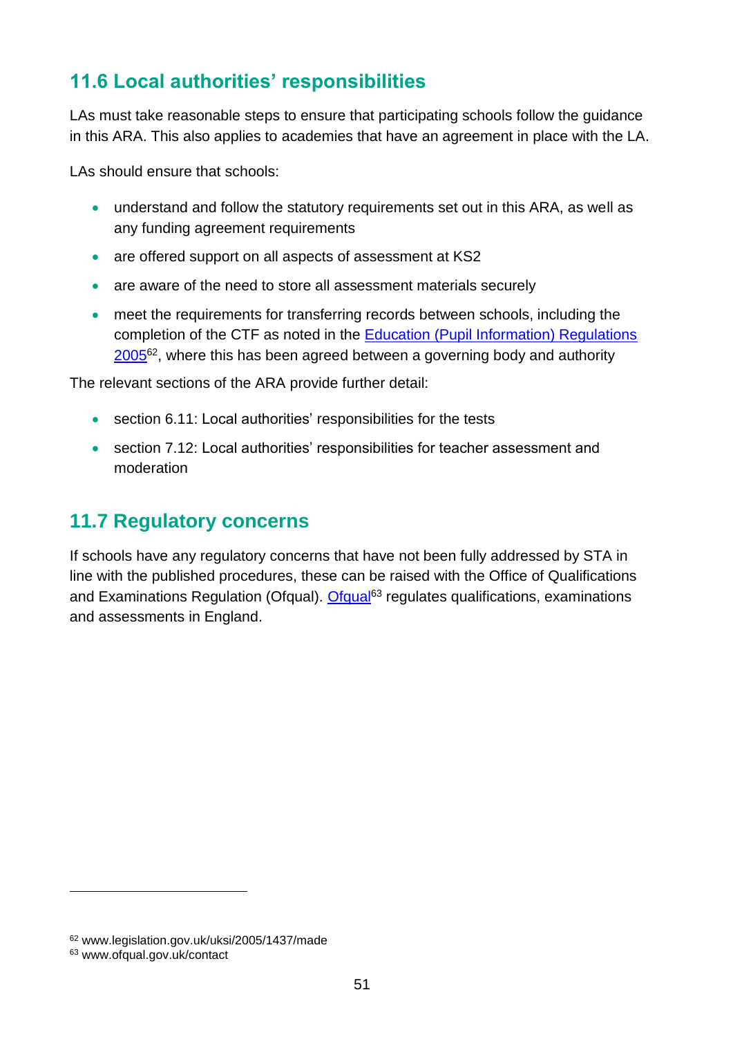## 11.6 Local authorities' responsibilities

LAs must take reasonable steps to ensure that participating schools follow the guidance in this ARA. This also applies to academies that have an agreement in place with the LA.

LAs should ensure that schools:

- understand and follow the statutory requirements set out in this ARA, as well as any funding agreement requirements
- are offered support on all aspects of assessment at KS2
- are aware of the need to store all assessment materials securely
- meet the requirements for transferring records between schools, including the completion of the CTF as noted in the Education (Pupil Information) Regulations 2005[62], where this has been agreed between a governing body and authority

The relevant sections of the ARA provide further detail:

- section 6.11: Local authorities' responsibilities for the tests
- section 7.12: Local authorities' responsibilities for teacher assessment and moderation

## 11.7 Regulatory concerns

If schools have any regulatory concerns that have not been fully addressed by STA in line with the published procedures, these can be raised with the Office of Qualifications and Examinations Regulation (Ofqual). Ofqual[63] regulates qualifications, examinations and assessments in England.

---

[62] www.legislation.gov.uk/uksi/2005/1437/made

[63] www.ofqual.gov.uk/contact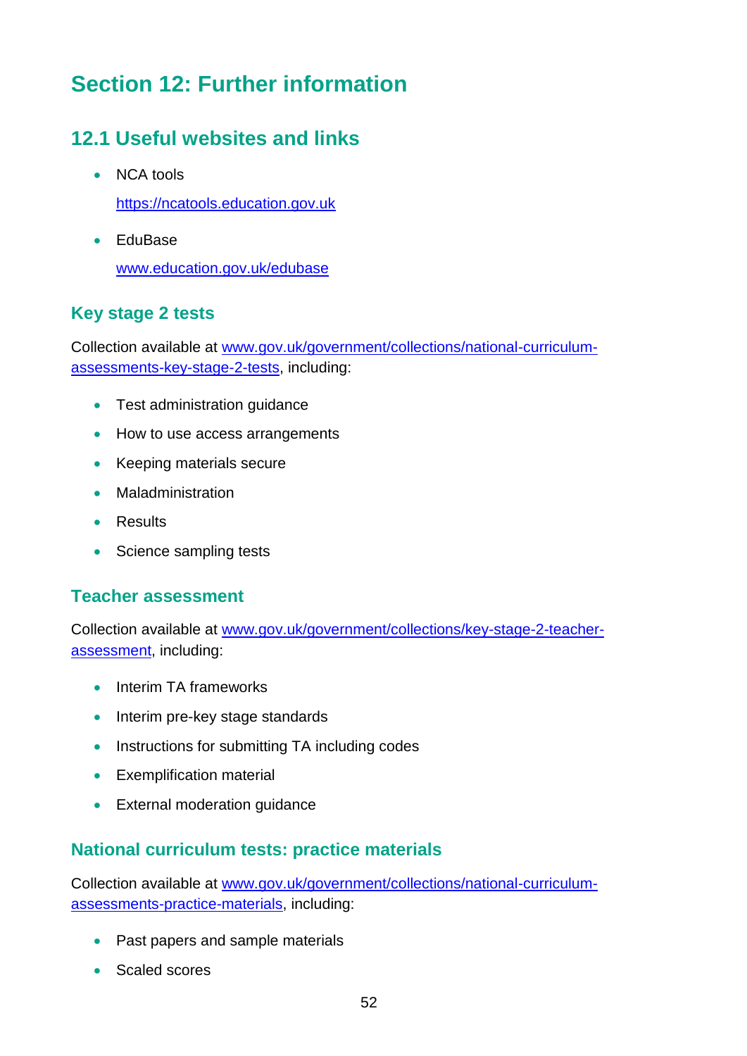# Section 12: Further information

## 12.1 Useful websites and links

- NCA tools

  https://ncatools.education.gov.uk

- EduBase

  www.education.gov.uk/edubase

### Key stage 2 tests

Collection available at www.gov.uk/government/collections/national-curriculum-assessments-key-stage-2-tests, including:

- Test administration guidance
- How to use access arrangements
- Keeping materials secure
- Maladministration
- Results
- Science sampling tests

### Teacher assessment

Collection available at www.gov.uk/government/collections/key-stage-2-teacher-assessment, including:

- Interim TA frameworks
- Interim pre-key stage standards
- Instructions for submitting TA including codes
- Exemplification material
- External moderation guidance

### National curriculum tests: practice materials

Collection available at www.gov.uk/government/collections/national-curriculum-assessments-practice-materials, including:

- Past papers and sample materials
- Scaled scores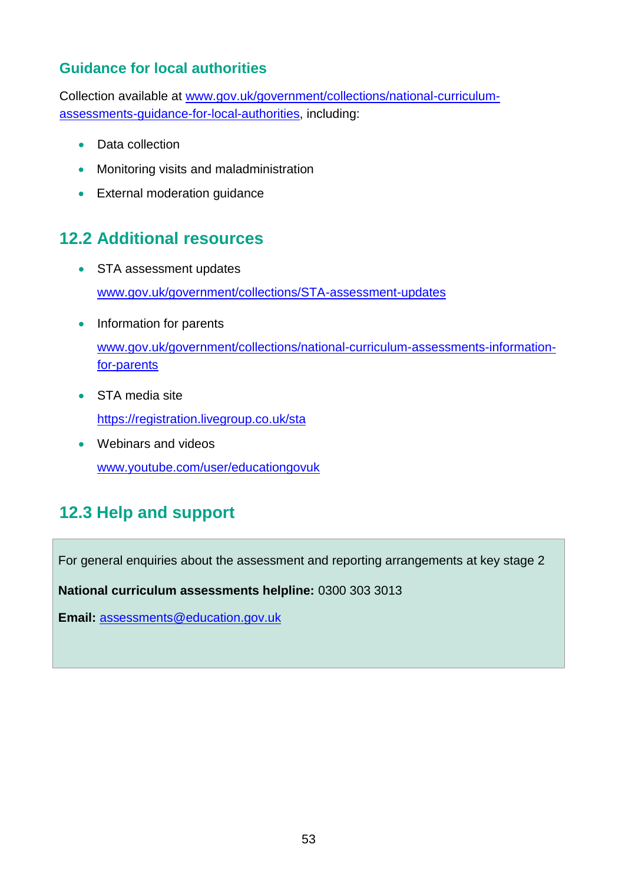### Guidance for local authorities

Collection available at www.gov.uk/government/collections/national-curriculum-assessments-guidance-for-local-authorities, including:

- Data collection
- Monitoring visits and maladministration
- External moderation guidance

## 12.2 Additional resources

- STA assessment updates

  www.gov.uk/government/collections/STA-assessment-updates

- Information for parents

  www.gov.uk/government/collections/national-curriculum-assessments-information-for-parents

- STA media site

  https://registration.livegroup.co.uk/sta

- Webinars and videos

  www.youtube.com/user/educationgovuk

## 12.3 Help and support

For general enquiries about the assessment and reporting arrangements at key stage 2

**National curriculum assessments helpline:** 0300 303 3013

**Email:** assessments@education.gov.uk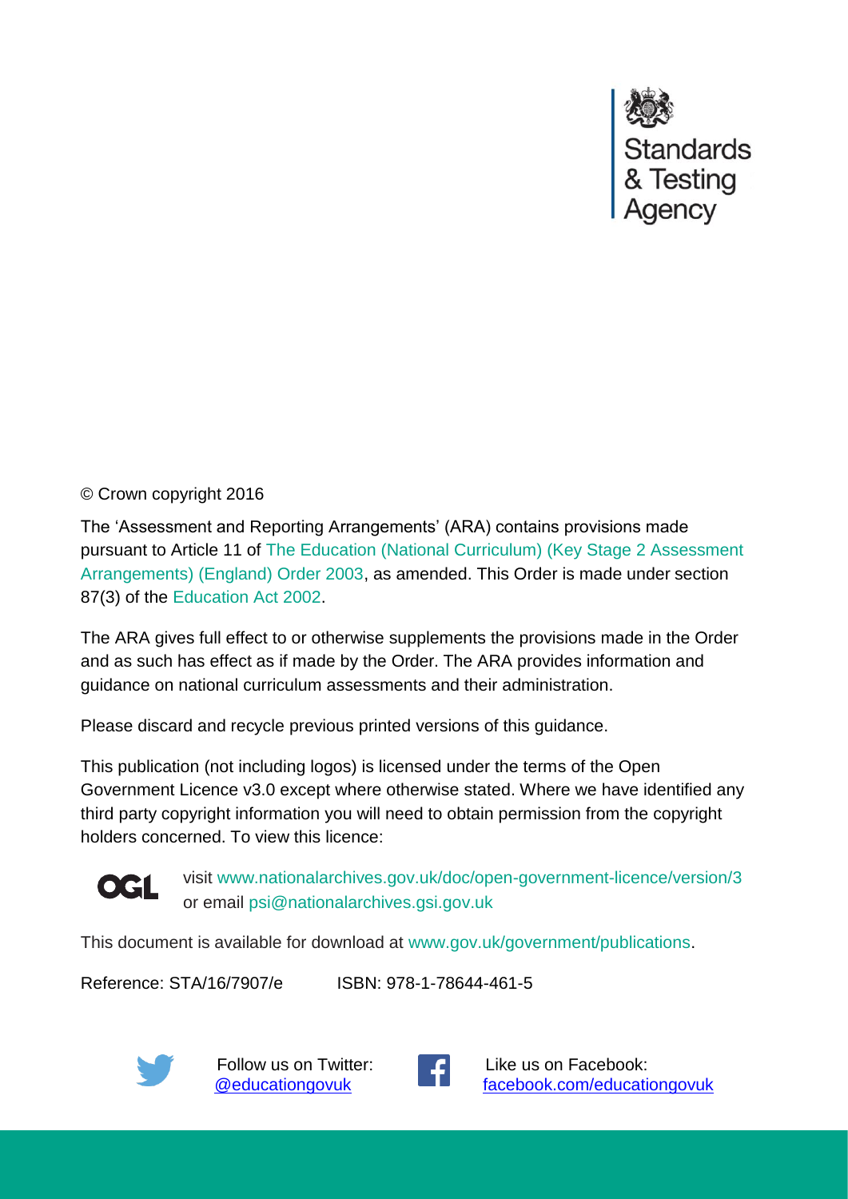Standards & Testing Agency

© Crown copyright 2016

The 'Assessment and Reporting Arrangements' (ARA) contains provisions made pursuant to Article 11 of The Education (National Curriculum) (Key Stage 2 Assessment Arrangements) (England) Order 2003, as amended. This Order is made under section 87(3) of the Education Act 2002.

The ARA gives full effect to or otherwise supplements the provisions made in the Order and as such has effect as if made by the Order. The ARA provides information and guidance on national curriculum assessments and their administration.

Please discard and recycle previous printed versions of this guidance.

This publication (not including logos) is licensed under the terms of the Open Government Licence v3.0 except where otherwise stated. Where we have identified any third party copyright information you will need to obtain permission from the copyright holders concerned. To view this licence:

visit www.nationalarchives.gov.uk/doc/open-government-licence/version/3 or email psi@nationalarchives.gsi.gov.uk

This document is available for download at www.gov.uk/government/publications.

Reference: STA/16/7907/e ISBN: 978-1-78644-461-5

Follow us on Twitter: @educationgovuk

Like us on Facebook: facebook.com/educationgovuk